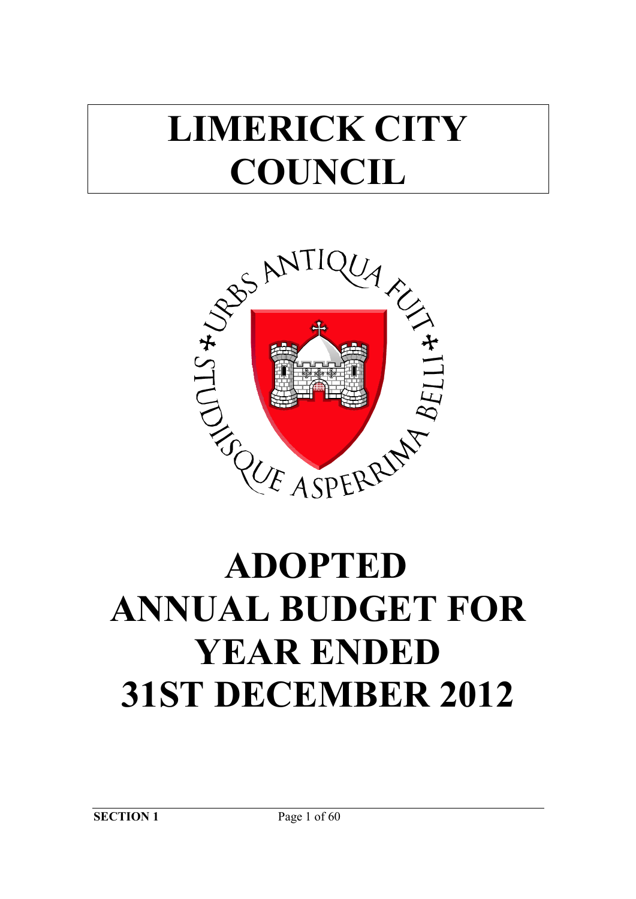# LIMERICK CITY COUNCIL

URBS ANTIQUA FUIT STUDIISQUE ASPERRIMA BELLI

# ADOPTED ANNUAL BUDGET FOR YEAR ENDED 31ST DECEMBER 2012

**SECTION 1**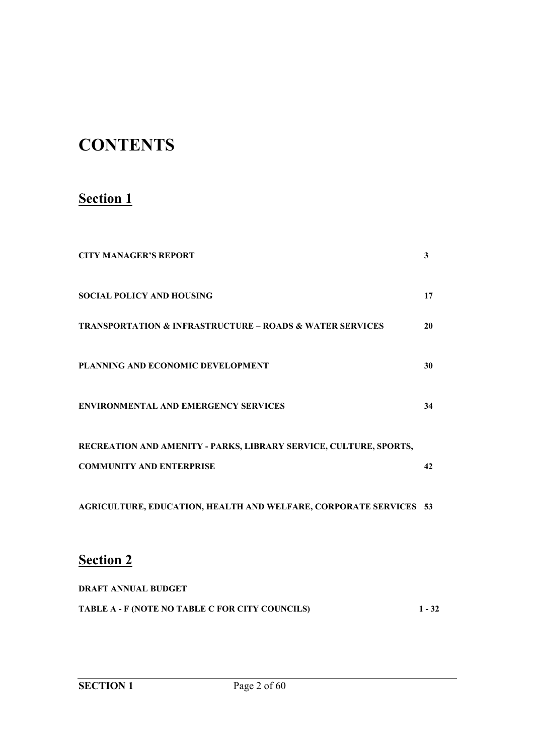# CONTENTS

## Section 1

| | |
|---|---|
| **CITY MANAGER'S REPORT** | **3** |
| **SOCIAL POLICY AND HOUSING** | **17** |
| **TRANSPORTATION & INFRASTRUCTURE – ROADS & WATER SERVICES** | **20** |
| **PLANNING AND ECONOMIC DEVELOPMENT** | **30** |
| **ENVIRONMENTAL AND EMERGENCY SERVICES** | **34** |
| **RECREATION AND AMENITY - PARKS, LIBRARY SERVICE, CULTURE, SPORTS, COMMUNITY AND ENTERPRISE** | **42** |
| **AGRICULTURE, EDUCATION, HEALTH AND WELFARE, CORPORATE SERVICES** | **53** |

## Section 2

**DRAFT ANNUAL BUDGET**

| | |
|---|---|
| **TABLE A - F (NOTE NO TABLE C FOR CITY COUNCILS)** | **1 - 32** |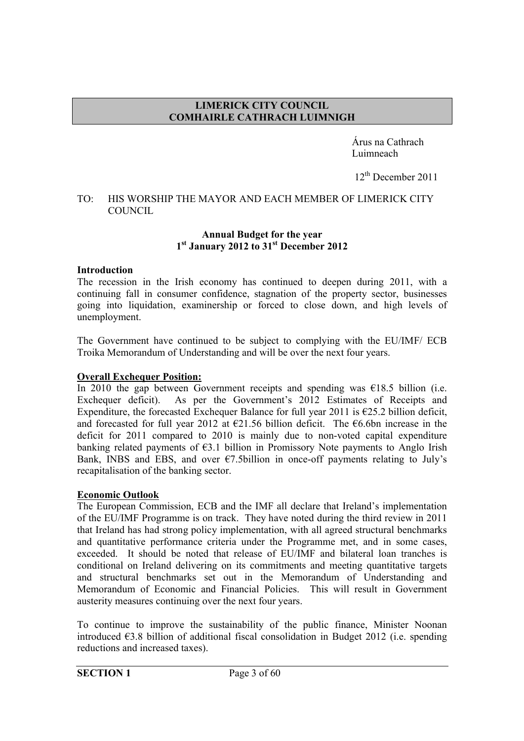**LIMERICK CITY COUNCIL**
**COMHAIRLE CATHRACH LUIMNIGH**

Árus na Cathrach
Luimneach

12th December 2011

TO: HIS WORSHIP THE MAYOR AND EACH MEMBER OF LIMERICK CITY COUNCIL

**Annual Budget for the year**
**1st January 2012 to 31st December 2012**

**Introduction**

The recession in the Irish economy has continued to deepen during 2011, with a continuing fall in consumer confidence, stagnation of the property sector, businesses going into liquidation, examinership or forced to close down, and high levels of unemployment.

The Government have continued to be subject to complying with the EU/IMF/ ECB Troika Memorandum of Understanding and will be over the next four years.

**Overall Exchequer Position:**

In 2010 the gap between Government receipts and spending was €18.5 billion (i.e. Exchequer deficit). As per the Government's 2012 Estimates of Receipts and Expenditure, the forecasted Exchequer Balance for full year 2011 is €25.2 billion deficit, and forecasted for full year 2012 at €21.56 billion deficit. The €6.6bn increase in the deficit for 2011 compared to 2010 is mainly due to non-voted capital expenditure banking related payments of €3.1 billion in Promissory Note payments to Anglo Irish Bank, INBS and EBS, and over €7.5billion in once-off payments relating to July's recapitalisation of the banking sector.

**Economic Outlook**

The European Commission, ECB and the IMF all declare that Ireland's implementation of the EU/IMF Programme is on track. They have noted during the third review in 2011 that Ireland has had strong policy implementation, with all agreed structural benchmarks and quantitative performance criteria under the Programme met, and in some cases, exceeded. It should be noted that release of EU/IMF and bilateral loan tranches is conditional on Ireland delivering on its commitments and meeting quantitative targets and structural benchmarks set out in the Memorandum of Understanding and Memorandum of Economic and Financial Policies. This will result in Government austerity measures continuing over the next four years.

To continue to improve the sustainability of the public finance, Minister Noonan introduced €3.8 billion of additional fiscal consolidation in Budget 2012 (i.e. spending reductions and increased taxes).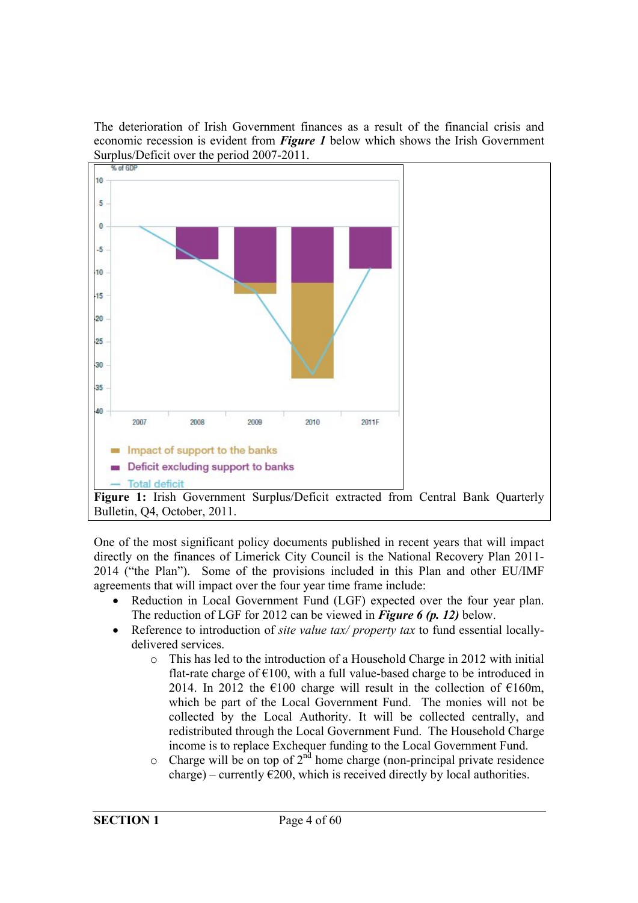The deterioration of Irish Government finances as a result of the financial crisis and economic recession is evident from ***Figure 1*** below which shows the Irish Government Surplus/Deficit over the period 2007-2011.

**Figure 1:** Irish Government Surplus/Deficit extracted from Central Bank Quarterly Bulletin, Q4, October, 2011.

One of the most significant policy documents published in recent years that will impact directly on the finances of Limerick City Council is the National Recovery Plan 2011-2014 ("the Plan"). Some of the provisions included in this Plan and other EU/IMF agreements that will impact over the four year time frame include:

- Reduction in Local Government Fund (LGF) expected over the four year plan. The reduction of LGF for 2012 can be viewed in ***Figure 6 (p. 12)*** below.
- Reference to introduction of *site value tax/ property tax* to fund essential locally-delivered services.
    - This has led to the introduction of a Household Charge in 2012 with initial flat-rate charge of €100, with a full value-based charge to be introduced in 2014. In 2012 the €100 charge will result in the collection of €160m, which be part of the Local Government Fund. The monies will not be collected by the Local Authority. It will be collected centrally, and redistributed through the Local Government Fund. The Household Charge income is to replace Exchequer funding to the Local Government Fund.
    - Charge will be on top of 2nd home charge (non-principal private residence charge) – currently €200, which is received directly by local authorities.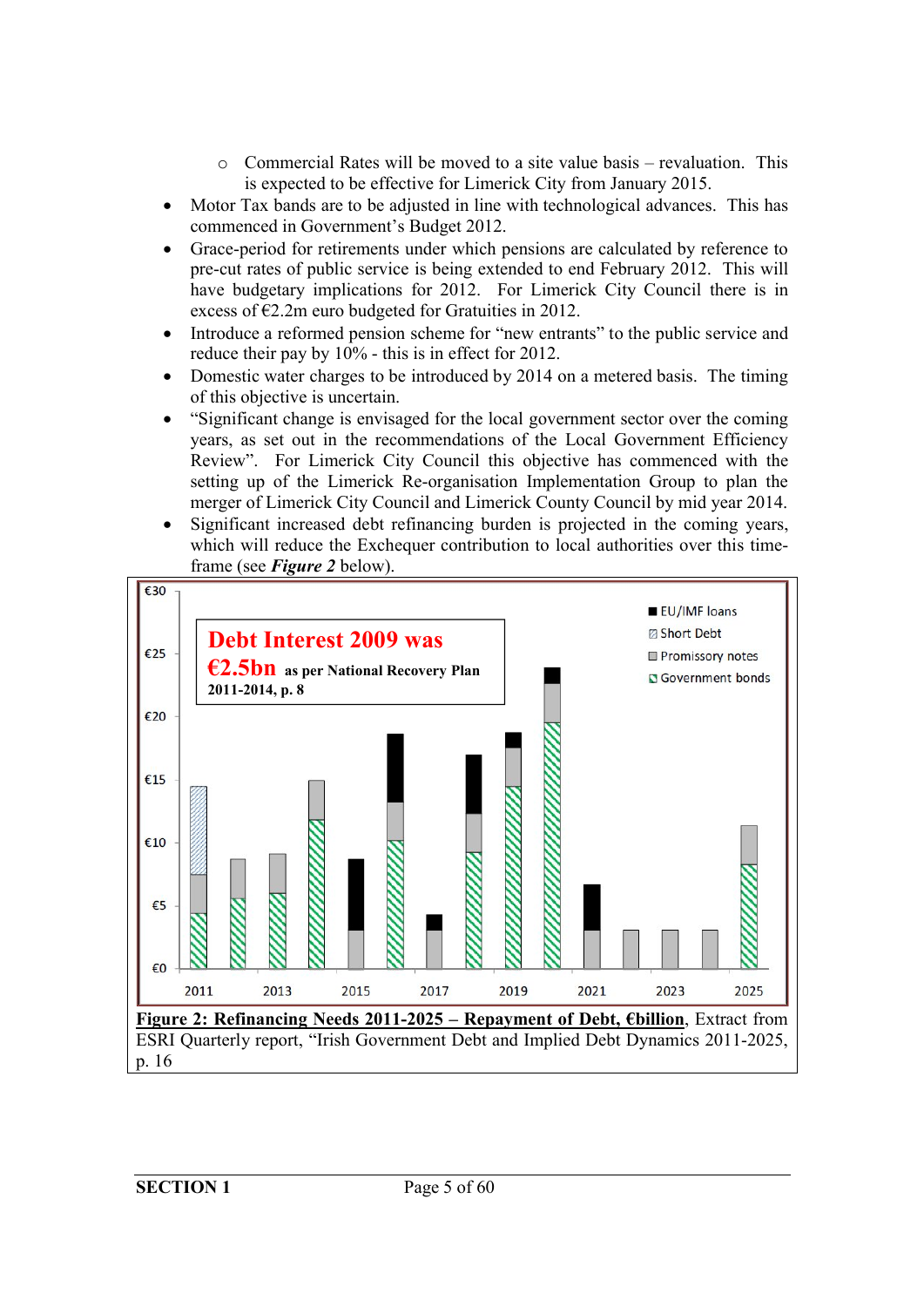- Commercial Rates will be moved to a site value basis – revaluation. This is expected to be effective for Limerick City from January 2015.
- Motor Tax bands are to be adjusted in line with technological advances. This has commenced in Government's Budget 2012.
- Grace-period for retirements under which pensions are calculated by reference to pre-cut rates of public service is being extended to end February 2012. This will have budgetary implications for 2012. For Limerick City Council there is in excess of €2.2m euro budgeted for Gratuities in 2012.
- Introduce a reformed pension scheme for "new entrants" to the public service and reduce their pay by 10% - this is in effect for 2012.
- Domestic water charges to be introduced by 2014 on a metered basis. The timing of this objective is uncertain.
- "Significant change is envisaged for the local government sector over the coming years, as set out in the recommendations of the Local Government Efficiency Review". For Limerick City Council this objective has commenced with the setting up of the Limerick Re-organisation Implementation Group to plan the merger of Limerick City Council and Limerick County Council by mid year 2014.
- Significant increased debt refinancing burden is projected in the coming years, which will reduce the Exchequer contribution to local authorities over this time-frame (see ***Figure 2*** below).

**Debt Interest 2009 was €2.5bn** as per National Recovery Plan 2011-2014, p. 8

**Figure 2: Refinancing Needs 2011-2025 – Repayment of Debt, €billion**, Extract from ESRI Quarterly report, "Irish Government Debt and Implied Debt Dynamics 2011-2025, p. 16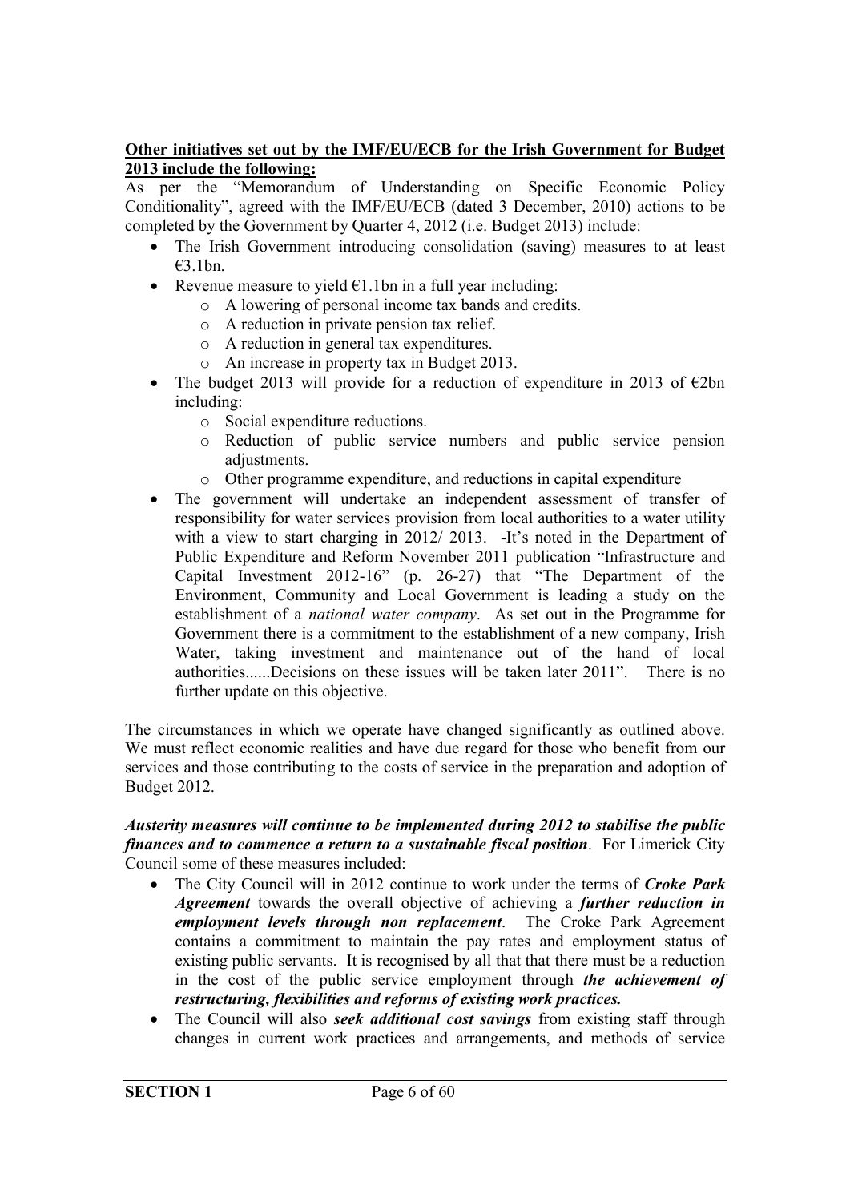**Other initiatives set out by the IMF/EU/ECB for the Irish Government for Budget 2013 include the following:**

As per the "Memorandum of Understanding on Specific Economic Policy Conditionality", agreed with the IMF/EU/ECB (dated 3 December, 2010) actions to be completed by the Government by Quarter 4, 2012 (i.e. Budget 2013) include:

- The Irish Government introducing consolidation (saving) measures to at least €3.1bn.
- Revenue measure to yield €1.1bn in a full year including:
    - A lowering of personal income tax bands and credits.
    - A reduction in private pension tax relief.
    - A reduction in general tax expenditures.
    - An increase in property tax in Budget 2013.
- The budget 2013 will provide for a reduction of expenditure in 2013 of €2bn including:
    - Social expenditure reductions.
    - Reduction of public service numbers and public service pension adjustments.
    - Other programme expenditure, and reductions in capital expenditure
- The government will undertake an independent assessment of transfer of responsibility for water services provision from local authorities to a water utility with a view to start charging in 2012/ 2013. -It's noted in the Department of Public Expenditure and Reform November 2011 publication "Infrastructure and Capital Investment 2012-16" (p. 26-27) that "The Department of the Environment, Community and Local Government is leading a study on the establishment of a *national water company*. As set out in the Programme for Government there is a commitment to the establishment of a new company, Irish Water, taking investment and maintenance out of the hand of local authorities......Decisions on these issues will be taken later 2011". There is no further update on this objective.

The circumstances in which we operate have changed significantly as outlined above. We must reflect economic realities and have due regard for those who benefit from our services and those contributing to the costs of service in the preparation and adoption of Budget 2012.

***Austerity measures will continue to be implemented during 2012 to stabilise the public finances and to commence a return to a sustainable fiscal position***. For Limerick City Council some of these measures included:

- The City Council will in 2012 continue to work under the terms of ***Croke Park Agreement*** towards the overall objective of achieving a ***further reduction in employment levels through non replacement***. The Croke Park Agreement contains a commitment to maintain the pay rates and employment status of existing public servants. It is recognised by all that that there must be a reduction in the cost of the public service employment through ***the achievement of restructuring, flexibilities and reforms of existing work practices.***
- The Council will also ***seek additional cost savings*** from existing staff through changes in current work practices and arrangements, and methods of service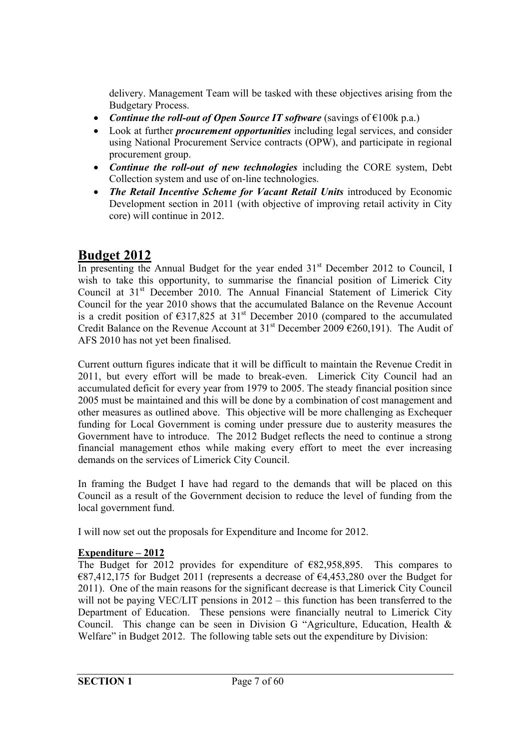delivery. Management Team will be tasked with these objectives arising from the Budgetary Process.

- ***Continue the roll-out of Open Source IT software*** (savings of €100k p.a.)
- Look at further ***procurement opportunities*** including legal services, and consider using National Procurement Service contracts (OPW), and participate in regional procurement group.
- ***Continue the roll-out of new technologies*** including the CORE system, Debt Collection system and use of on-line technologies.
- ***The Retail Incentive Scheme for Vacant Retail Units*** introduced by Economic Development section in 2011 (with objective of improving retail activity in City core) will continue in 2012.

# Budget 2012

In presenting the Annual Budget for the year ended 31st December 2012 to Council, I wish to take this opportunity, to summarise the financial position of Limerick City Council at 31st December 2010. The Annual Financial Statement of Limerick City Council for the year 2010 shows that the accumulated Balance on the Revenue Account is a credit position of €317,825 at 31st December 2010 (compared to the accumulated Credit Balance on the Revenue Account at 31st December 2009 €260,191). The Audit of AFS 2010 has not yet been finalised.

Current outturn figures indicate that it will be difficult to maintain the Revenue Credit in 2011, but every effort will be made to break-even. Limerick City Council had an accumulated deficit for every year from 1979 to 2005. The steady financial position since 2005 must be maintained and this will be done by a combination of cost management and other measures as outlined above. This objective will be more challenging as Exchequer funding for Local Government is coming under pressure due to austerity measures the Government have to introduce. The 2012 Budget reflects the need to continue a strong financial management ethos while making every effort to meet the ever increasing demands on the services of Limerick City Council.

In framing the Budget I have had regard to the demands that will be placed on this Council as a result of the Government decision to reduce the level of funding from the local government fund.

I will now set out the proposals for Expenditure and Income for 2012.

## Expenditure – 2012

The Budget for 2012 provides for expenditure of €82,958,895. This compares to €87,412,175 for Budget 2011 (represents a decrease of €4,453,280 over the Budget for 2011). One of the main reasons for the significant decrease is that Limerick City Council will not be paying VEC/LIT pensions in 2012 – this function has been transferred to the Department of Education. These pensions were financially neutral to Limerick City Council. This change can be seen in Division G "Agriculture, Education, Health & Welfare" in Budget 2012. The following table sets out the expenditure by Division: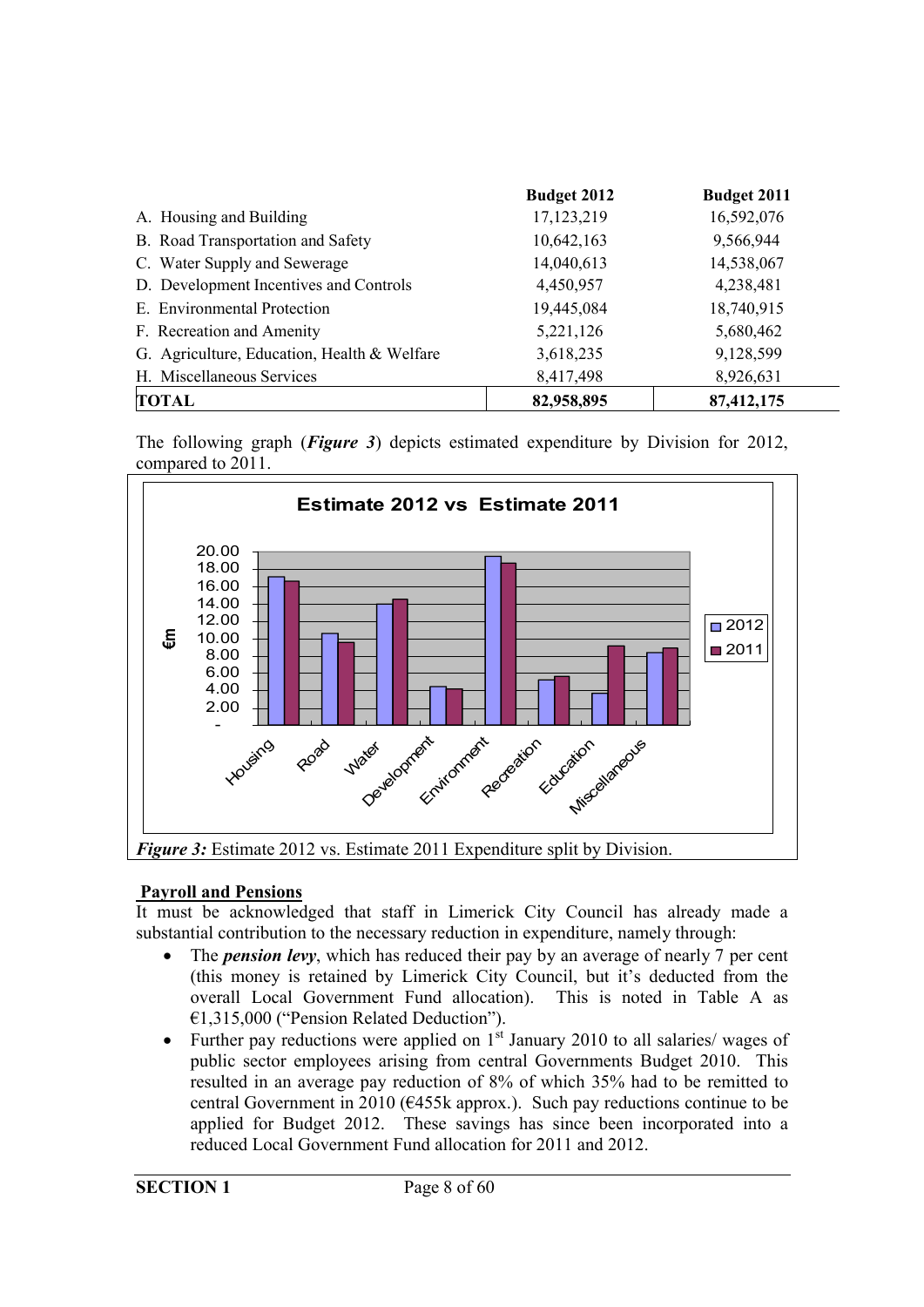| | Budget 2012 | Budget 2011 |
|---|---|---|
| A. Housing and Building | 17,123,219 | 16,592,076 |
| B. Road Transportation and Safety | 10,642,163 | 9,566,944 |
| C. Water Supply and Sewerage | 14,040,613 | 14,538,067 |
| D. Development Incentives and Controls | 4,450,957 | 4,238,481 |
| E. Environmental Protection | 19,445,084 | 18,740,915 |
| F. Recreation and Amenity | 5,221,126 | 5,680,462 |
| G. Agriculture, Education, Health & Welfare | 3,618,235 | 9,128,599 |
| H. Miscellaneous Services | 8,417,498 | 8,926,631 |
| **TOTAL** | **82,958,895** | **87,412,175** |

The following graph (***Figure 3***) depicts estimated expenditure by Division for 2012, compared to 2011.

***Figure 3:*** Estimate 2012 vs. Estimate 2011 Expenditure split by Division.

## Payroll and Pensions

It must be acknowledged that staff in Limerick City Council has already made a substantial contribution to the necessary reduction in expenditure, namely through:

- The ***pension levy***, which has reduced their pay by an average of nearly 7 per cent (this money is retained by Limerick City Council, but it's deducted from the overall Local Government Fund allocation). This is noted in Table A as €1,315,000 ("Pension Related Deduction").
- Further pay reductions were applied on 1st January 2010 to all salaries/ wages of public sector employees arising from central Governments Budget 2010. This resulted in an average pay reduction of 8% of which 35% had to be remitted to central Government in 2010 (€455k approx.). Such pay reductions continue to be applied for Budget 2012. These savings has since been incorporated into a reduced Local Government Fund allocation for 2011 and 2012.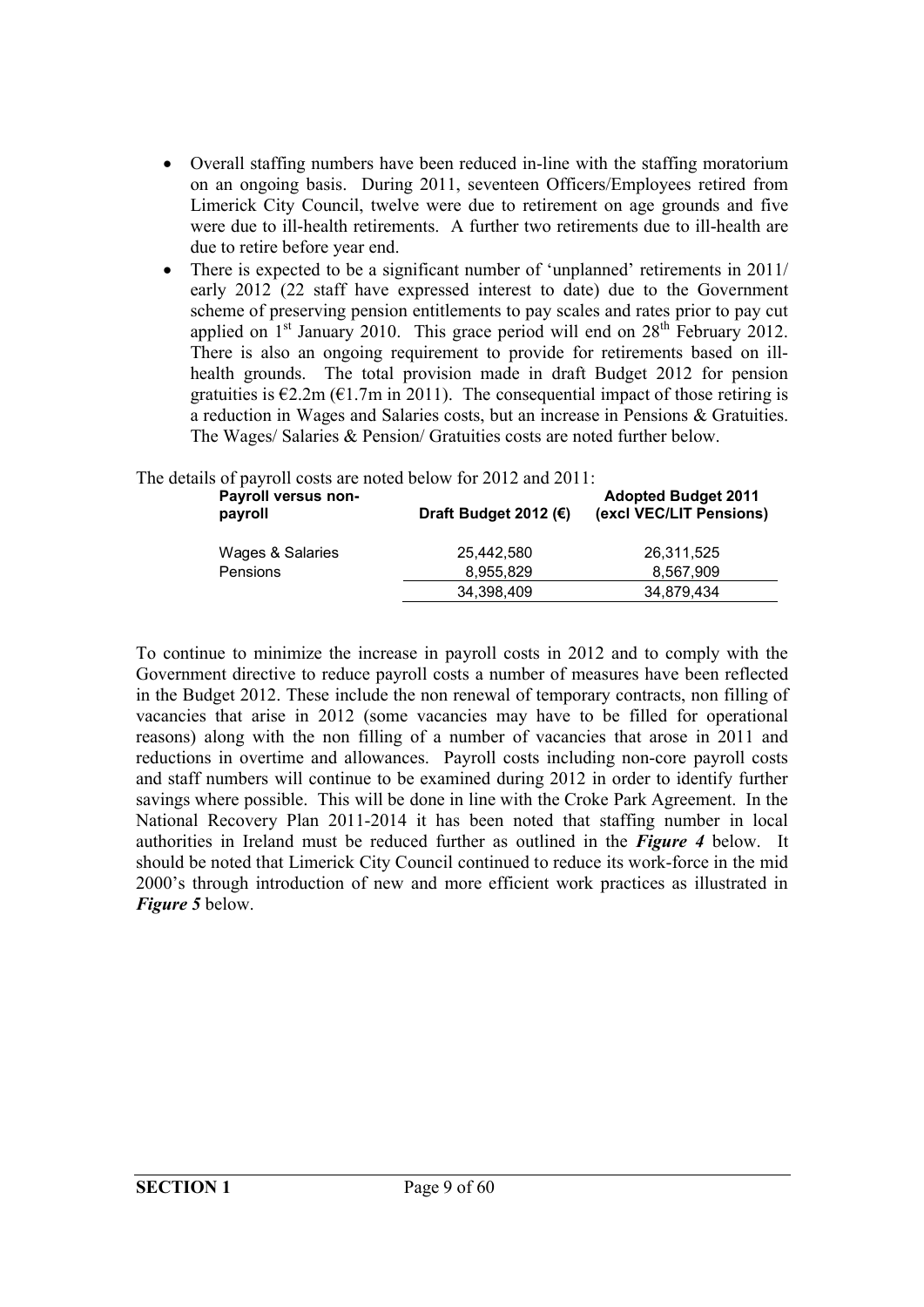- Overall staffing numbers have been reduced in-line with the staffing moratorium on an ongoing basis. During 2011, seventeen Officers/Employees retired from Limerick City Council, twelve were due to retirement on age grounds and five were due to ill-health retirements. A further two retirements due to ill-health are due to retire before year end.
- There is expected to be a significant number of 'unplanned' retirements in 2011/ early 2012 (22 staff have expressed interest to date) due to the Government scheme of preserving pension entitlements to pay scales and rates prior to pay cut applied on 1st January 2010. This grace period will end on 28th February 2012. There is also an ongoing requirement to provide for retirements based on ill-health grounds. The total provision made in draft Budget 2012 for pension gratuities is €2.2m (€1.7m in 2011). The consequential impact of those retiring is a reduction in Wages and Salaries costs, but an increase in Pensions & Gratuities. The Wages/ Salaries & Pension/ Gratuities costs are noted further below.

The details of payroll costs are noted below for 2012 and 2011:

| Payroll versus non-payroll | Draft Budget 2012 (€) | Adopted Budget 2011 (excl VEC/LIT Pensions) |
|---|---|---|
| Wages & Salaries | 25,442,580 | 26,311,525 |
| Pensions | 8,955,829 | 8,567,909 |
| | 34,398,409 | 34,879,434 |

To continue to minimize the increase in payroll costs in 2012 and to comply with the Government directive to reduce payroll costs a number of measures have been reflected in the Budget 2012. These include the non renewal of temporary contracts, non filling of vacancies that arise in 2012 (some vacancies may have to be filled for operational reasons) along with the non filling of a number of vacancies that arose in 2011 and reductions in overtime and allowances. Payroll costs including non-core payroll costs and staff numbers will continue to be examined during 2012 in order to identify further savings where possible. This will be done in line with the Croke Park Agreement. In the National Recovery Plan 2011-2014 it has been noted that staffing number in local authorities in Ireland must be reduced further as outlined in the ***Figure 4*** below. It should be noted that Limerick City Council continued to reduce its work-force in the mid 2000's through introduction of new and more efficient work practices as illustrated in ***Figure 5*** below.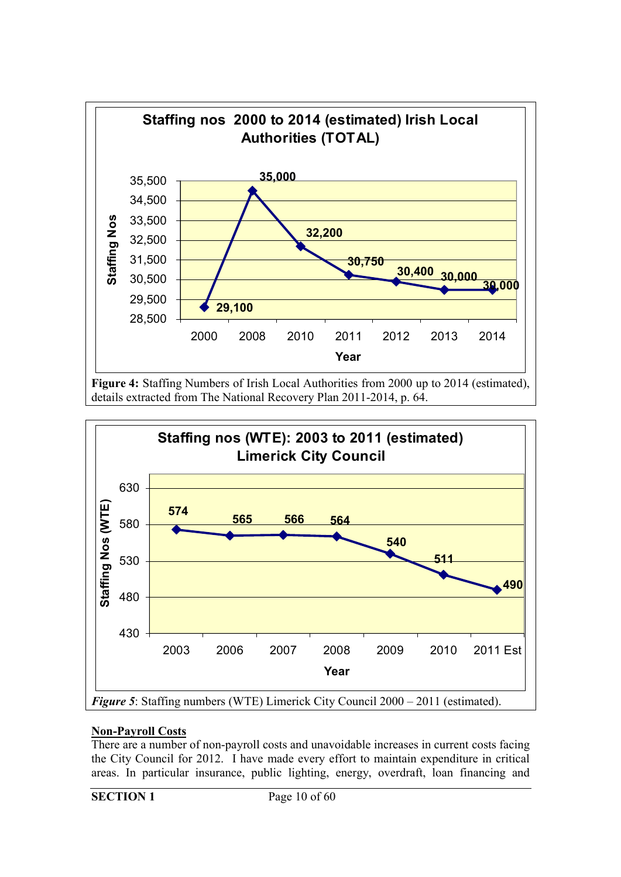**Staffing nos 2000 to 2014 (estimated) Irish Local Authorities (TOTAL)**

| Year | Staffing Nos |
|---|---|
| 2000 | 29,100 |
| 2008 | 35,000 |
| 2010 | 32,200 |
| 2011 | 30,750 |
| 2012 | 30,400 |
| 2013 | 30,000 |
| 2014 | 30,000 |

**Figure 4:** Staffing Numbers of Irish Local Authorities from 2000 up to 2014 (estimated), details extracted from The National Recovery Plan 2011-2014, p. 64.

**Staffing nos (WTE): 2003 to 2011 (estimated) Limerick City Council**

| Year | Staffing Nos (WTE) |
|---|---|
| 2003 | 574 |
| 2006 | 565 |
| 2007 | 566 |
| 2008 | 564 |
| 2009 | 540 |
| 2010 | 511 |
| 2011 Est | 490 |

***Figure 5***: Staffing numbers (WTE) Limerick City Council 2000 – 2011 (estimated).

## Non-Payroll Costs

There are a number of non-payroll costs and unavoidable increases in current costs facing the City Council for 2012. I have made every effort to maintain expenditure in critical areas. In particular insurance, public lighting, energy, overdraft, loan financing and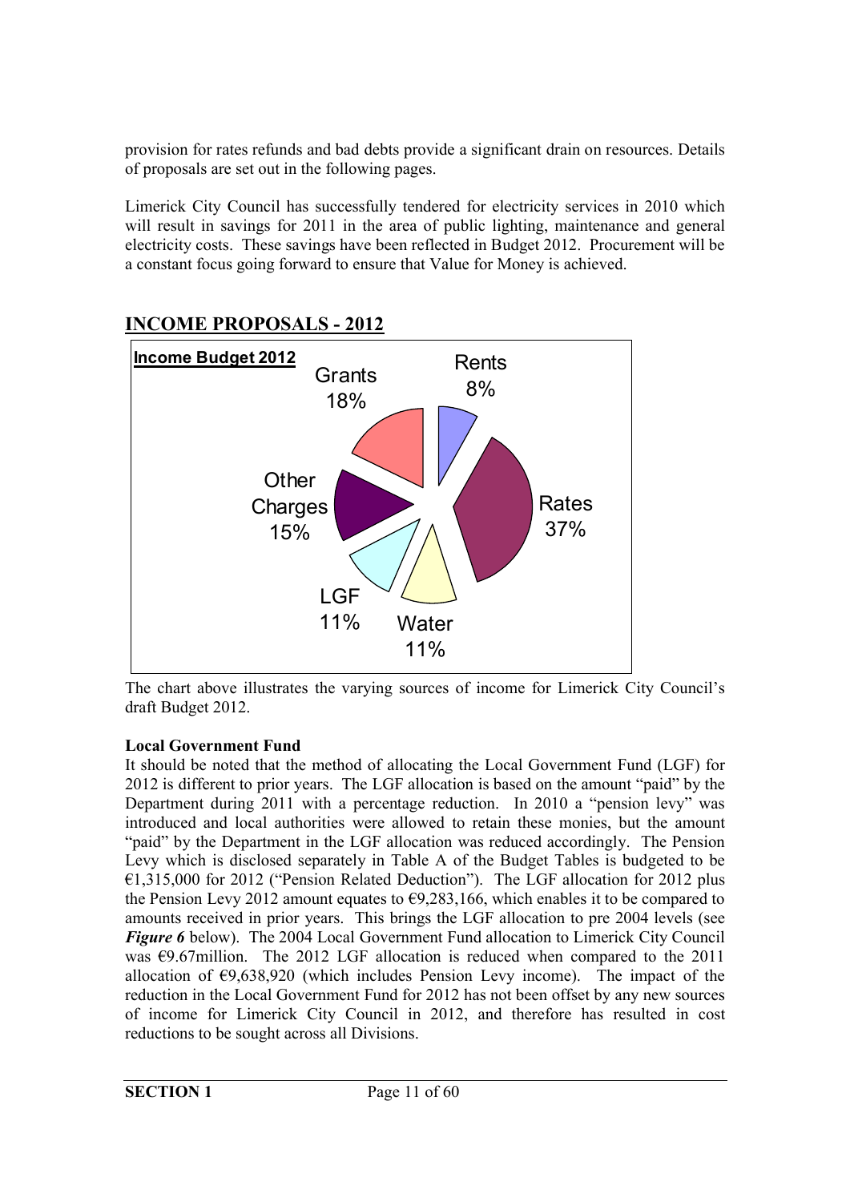provision for rates refunds and bad debts provide a significant drain on resources. Details of proposals are set out in the following pages.

Limerick City Council has successfully tendered for electricity services in 2010 which will result in savings for 2011 in the area of public lighting, maintenance and general electricity costs. These savings have been reflected in Budget 2012. Procurement will be a constant focus going forward to ensure that Value for Money is achieved.

## INCOME PROPOSALS - 2012

**Income Budget 2012**

| Source | Share |
|---|---|
| Rents | 8% |
| Rates | 37% |
| Water | 11% |
| LGF | 11% |
| Other Charges | 15% |
| Grants | 18% |

The chart above illustrates the varying sources of income for Limerick City Council's draft Budget 2012.

**Local Government Fund**

It should be noted that the method of allocating the Local Government Fund (LGF) for 2012 is different to prior years. The LGF allocation is based on the amount "paid" by the Department during 2011 with a percentage reduction. In 2010 a "pension levy" was introduced and local authorities were allowed to retain these monies, but the amount "paid" by the Department in the LGF allocation was reduced accordingly. The Pension Levy which is disclosed separately in Table A of the Budget Tables is budgeted to be €1,315,000 for 2012 ("Pension Related Deduction"). The LGF allocation for 2012 plus the Pension Levy 2012 amount equates to €9,283,166, which enables it to be compared to amounts received in prior years. This brings the LGF allocation to pre 2004 levels (see ***Figure 6*** below). The 2004 Local Government Fund allocation to Limerick City Council was €9.67million. The 2012 LGF allocation is reduced when compared to the 2011 allocation of €9,638,920 (which includes Pension Levy income). The impact of the reduction in the Local Government Fund for 2012 has not been offset by any new sources of income for Limerick City Council in 2012, and therefore has resulted in cost reductions to be sought across all Divisions.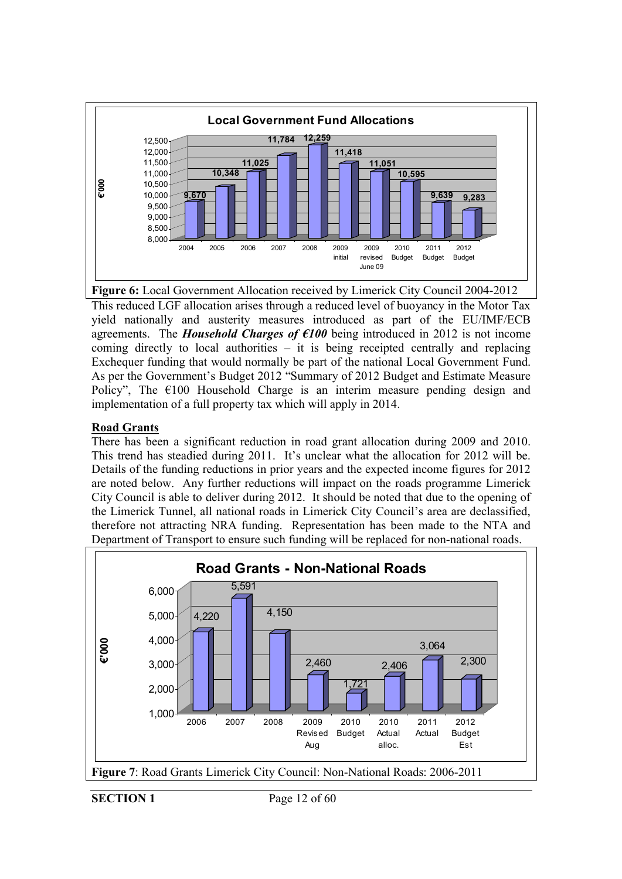Figure 6: Local Government Allocation received by Limerick City Council 2004-2012

This reduced LGF allocation arises through a reduced level of buoyancy in the Motor Tax yield nationally and austerity measures introduced as part of the EU/IMF/ECB agreements. The ***Household Charges of €100*** being introduced in 2012 is not income coming directly to local authorities – it is being receipted centrally and replacing Exchequer funding that would normally be part of the national Local Government Fund. As per the Government's Budget 2012 "Summary of 2012 Budget and Estimate Measure Policy", The €100 Household Charge is an interim measure pending design and implementation of a full property tax which will apply in 2014.

## Road Grants

There has been a significant reduction in road grant allocation during 2009 and 2010. This trend has steadied during 2011. It's unclear what the allocation for 2012 will be. Details of the funding reductions in prior years and the expected income figures for 2012 are noted below. Any further reductions will impact on the roads programme Limerick City Council is able to deliver during 2012. It should be noted that due to the opening of the Limerick Tunnel, all national roads in Limerick City Council's area are declassified, therefore not attracting NRA funding. Representation has been made to the NTA and Department of Transport to ensure such funding will be replaced for non-national roads.

Figure 7: Road Grants Limerick City Council: Non-National Roads: 2006-2011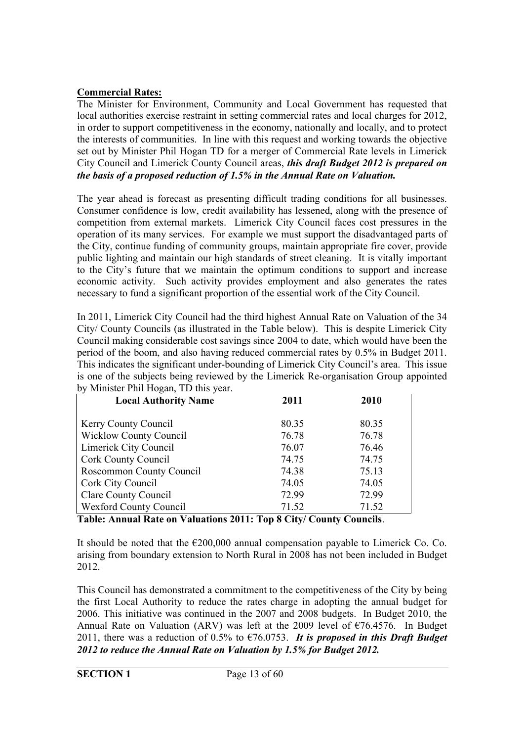**Commercial Rates:**

The Minister for Environment, Community and Local Government has requested that local authorities exercise restraint in setting commercial rates and local charges for 2012, in order to support competitiveness in the economy, nationally and locally, and to protect the interests of communities. In line with this request and working towards the objective set out by Minister Phil Hogan TD for a merger of Commercial Rate levels in Limerick City Council and Limerick County Council areas, ***this draft Budget 2012 is prepared on the basis of a proposed reduction of 1.5% in the Annual Rate on Valuation.***

The year ahead is forecast as presenting difficult trading conditions for all businesses. Consumer confidence is low, credit availability has lessened, along with the presence of competition from external markets. Limerick City Council faces cost pressures in the operation of its many services. For example we must support the disadvantaged parts of the City, continue funding of community groups, maintain appropriate fire cover, provide public lighting and maintain our high standards of street cleaning. It is vitally important to the City's future that we maintain the optimum conditions to support and increase economic activity. Such activity provides employment and also generates the rates necessary to fund a significant proportion of the essential work of the City Council.

In 2011, Limerick City Council had the third highest Annual Rate on Valuation of the 34 City/ County Councils (as illustrated in the Table below). This is despite Limerick City Council making considerable cost savings since 2004 to date, which would have been the period of the boom, and also having reduced commercial rates by 0.5% in Budget 2011. This indicates the significant under-bounding of Limerick City Council's area. This issue is one of the subjects being reviewed by the Limerick Re-organisation Group appointed by Minister Phil Hogan, TD this year.

| Local Authority Name | 2011 | 2010 |
|---|---|---|
| Kerry County Council | 80.35 | 80.35 |
| Wicklow County Council | 76.78 | 76.78 |
| Limerick City Council | 76.07 | 76.46 |
| Cork County Council | 74.75 | 74.75 |
| Roscommon County Council | 74.38 | 75.13 |
| Cork City Council | 74.05 | 74.05 |
| Clare County Council | 72.99 | 72.99 |
| Wexford County Council | 71.52 | 71.52 |

**Table: Annual Rate on Valuations 2011: Top 8 City/ County Councils**.

It should be noted that the €200,000 annual compensation payable to Limerick Co. Co. arising from boundary extension to North Rural in 2008 has not been included in Budget 2012.

This Council has demonstrated a commitment to the competitiveness of the City by being the first Local Authority to reduce the rates charge in adopting the annual budget for 2006. This initiative was continued in the 2007 and 2008 budgets. In Budget 2010, the Annual Rate on Valuation (ARV) was left at the 2009 level of €76.4576. In Budget 2011, there was a reduction of 0.5% to €76.0753. ***It is proposed in this Draft Budget 2012 to reduce the Annual Rate on Valuation by 1.5% for Budget 2012.***

**SECTION 1**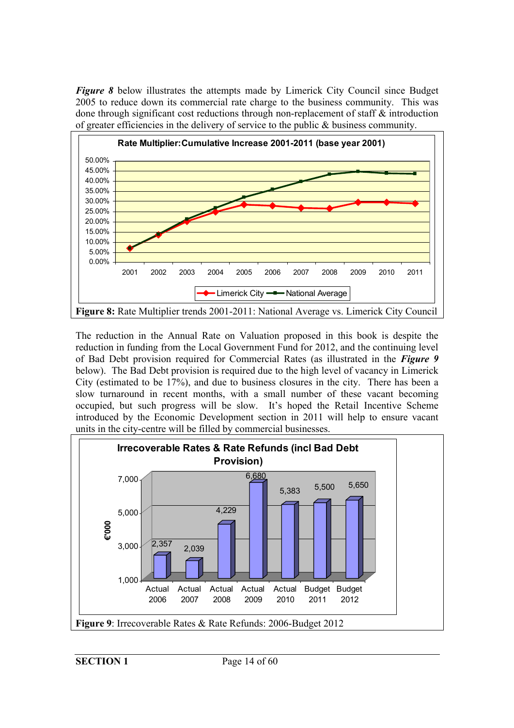***Figure 8*** below illustrates the attempts made by Limerick City Council since Budget 2005 to reduce down its commercial rate charge to the business community. This was done through significant cost reductions through non-replacement of staff & introduction of greater efficiencies in the delivery of service to the public & business community.

**Rate Multiplier:Cumulative Increase 2001-2011 (base year 2001)**

**Figure 8:** Rate Multiplier trends 2001-2011: National Average vs. Limerick City Council

The reduction in the Annual Rate on Valuation proposed in this book is despite the reduction in funding from the Local Government Fund for 2012, and the continuing level of Bad Debt provision required for Commercial Rates (as illustrated in the ***Figure 9*** below). The Bad Debt provision is required due to the high level of vacancy in Limerick City (estimated to be 17%), and due to business closures in the city. There has been a slow turnaround in recent months, with a small number of these vacant becoming occupied, but such progress will be slow. It's hoped the Retail Incentive Scheme introduced by the Economic Development section in 2011 will help to ensure vacant units in the city-centre will be filled by commercial businesses.

**Irrecoverable Rates & Rate Refunds (incl Bad Debt Provision)**

| | Actual 2006 | Actual 2007 | Actual 2008 | Actual 2009 | Actual 2010 | Budget 2011 | Budget 2012 |
|---|---|---|---|---|---|---|---|
| €'000 | 2,357 | 2,039 | 4,229 | 6,680 | 5,383 | 5,500 | 5,650 |

**Figure 9**: Irrecoverable Rates & Rate Refunds: 2006-Budget 2012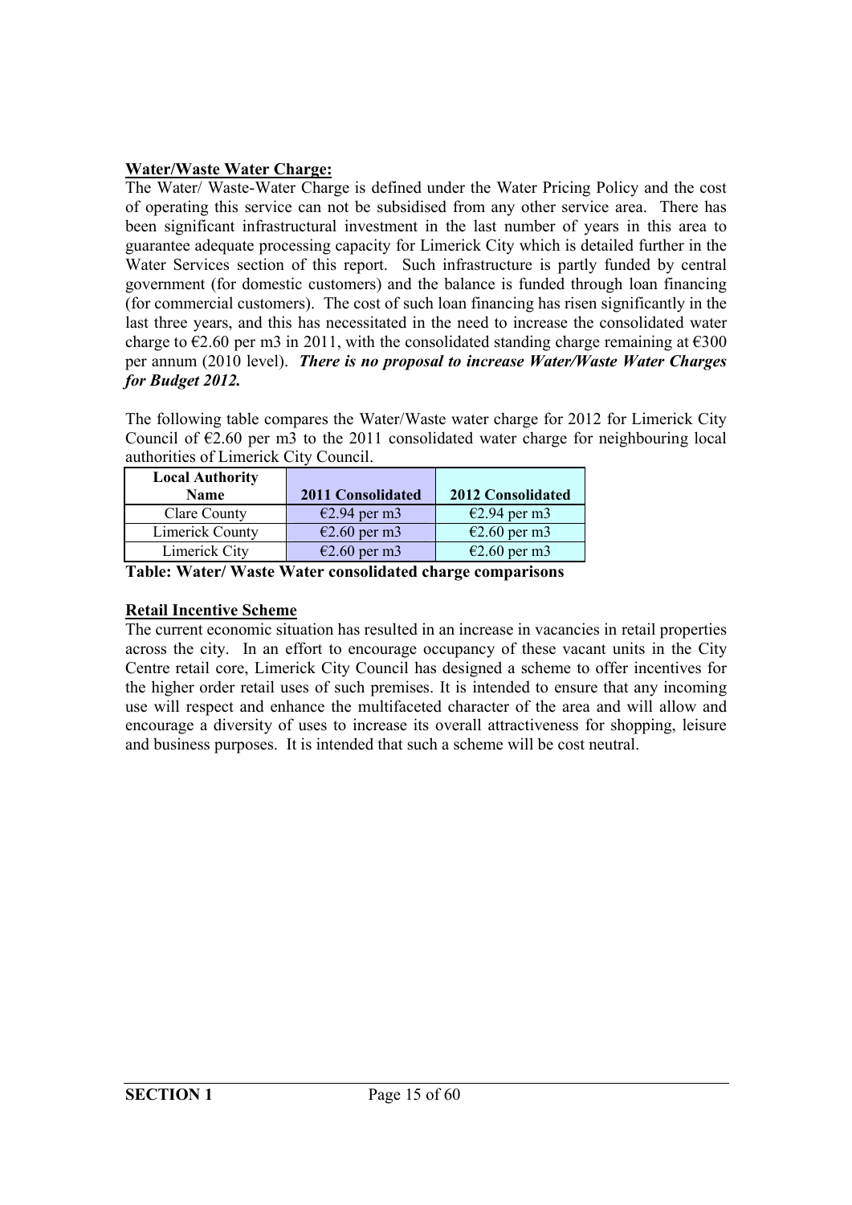**Water/Waste Water Charge:**

The Water/ Waste-Water Charge is defined under the Water Pricing Policy and the cost of operating this service can not be subsidised from any other service area. There has been significant infrastructural investment in the last number of years in this area to guarantee adequate processing capacity for Limerick City which is detailed further in the Water Services section of this report. Such infrastructure is partly funded by central government (for domestic customers) and the balance is funded through loan financing (for commercial customers). The cost of such loan financing has risen significantly in the last three years, and this has necessitated in the need to increase the consolidated water charge to €2.60 per m3 in 2011, with the consolidated standing charge remaining at €300 per annum (2010 level). ***There is no proposal to increase Water/Waste Water Charges for Budget 2012.***

The following table compares the Water/Waste water charge for 2012 for Limerick City Council of €2.60 per m3 to the 2011 consolidated water charge for neighbouring local authorities of Limerick City Council.

| Local Authority Name | 2011 Consolidated | 2012 Consolidated |
|---|---|---|
| Clare County | €2.94 per m3 | €2.94 per m3 |
| Limerick County | €2.60 per m3 | €2.60 per m3 |
| Limerick City | €2.60 per m3 | €2.60 per m3 |

**Table: Water/ Waste Water consolidated charge comparisons**

**Retail Incentive Scheme**

The current economic situation has resulted in an increase in vacancies in retail properties across the city. In an effort to encourage occupancy of these vacant units in the City Centre retail core, Limerick City Council has designed a scheme to offer incentives for the higher order retail uses of such premises. It is intended to ensure that any incoming use will respect and enhance the multifaceted character of the area and will allow and encourage a diversity of uses to increase its overall attractiveness for shopping, leisure and business purposes. It is intended that such a scheme will be cost neutral.

**SECTION 1**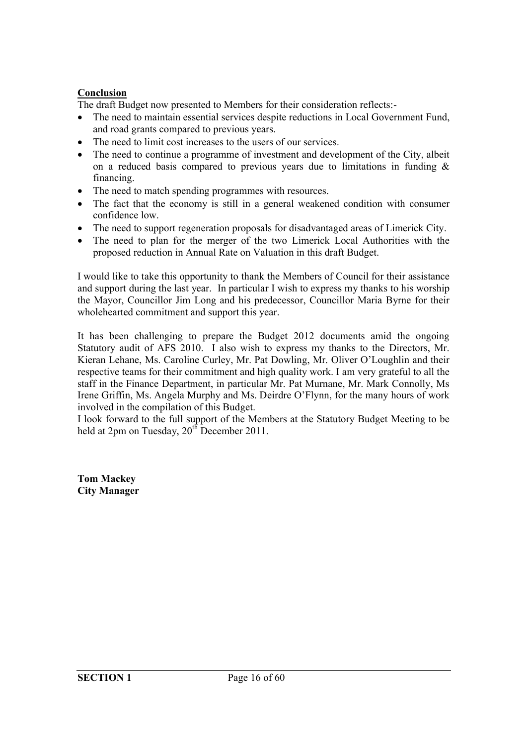**Conclusion**

The draft Budget now presented to Members for their consideration reflects:-

- The need to maintain essential services despite reductions in Local Government Fund, and road grants compared to previous years.
- The need to limit cost increases to the users of our services.
- The need to continue a programme of investment and development of the City, albeit on a reduced basis compared to previous years due to limitations in funding & financing.
- The need to match spending programmes with resources.
- The fact that the economy is still in a general weakened condition with consumer confidence low.
- The need to support regeneration proposals for disadvantaged areas of Limerick City.
- The need to plan for the merger of the two Limerick Local Authorities with the proposed reduction in Annual Rate on Valuation in this draft Budget.

I would like to take this opportunity to thank the Members of Council for their assistance and support during the last year. In particular I wish to express my thanks to his worship the Mayor, Councillor Jim Long and his predecessor, Councillor Maria Byrne for their wholehearted commitment and support this year.

It has been challenging to prepare the Budget 2012 documents amid the ongoing Statutory audit of AFS 2010. I also wish to express my thanks to the Directors, Mr. Kieran Lehane, Ms. Caroline Curley, Mr. Pat Dowling, Mr. Oliver O'Loughlin and their respective teams for their commitment and high quality work. I am very grateful to all the staff in the Finance Department, in particular Mr. Pat Murnane, Mr. Mark Connolly, Ms Irene Griffin, Ms. Angela Murphy and Ms. Deirdre O'Flynn, for the many hours of work involved in the compilation of this Budget.

I look forward to the full support of the Members at the Statutory Budget Meeting to be held at 2pm on Tuesday, 20th December 2011.

**Tom Mackey**
**City Manager**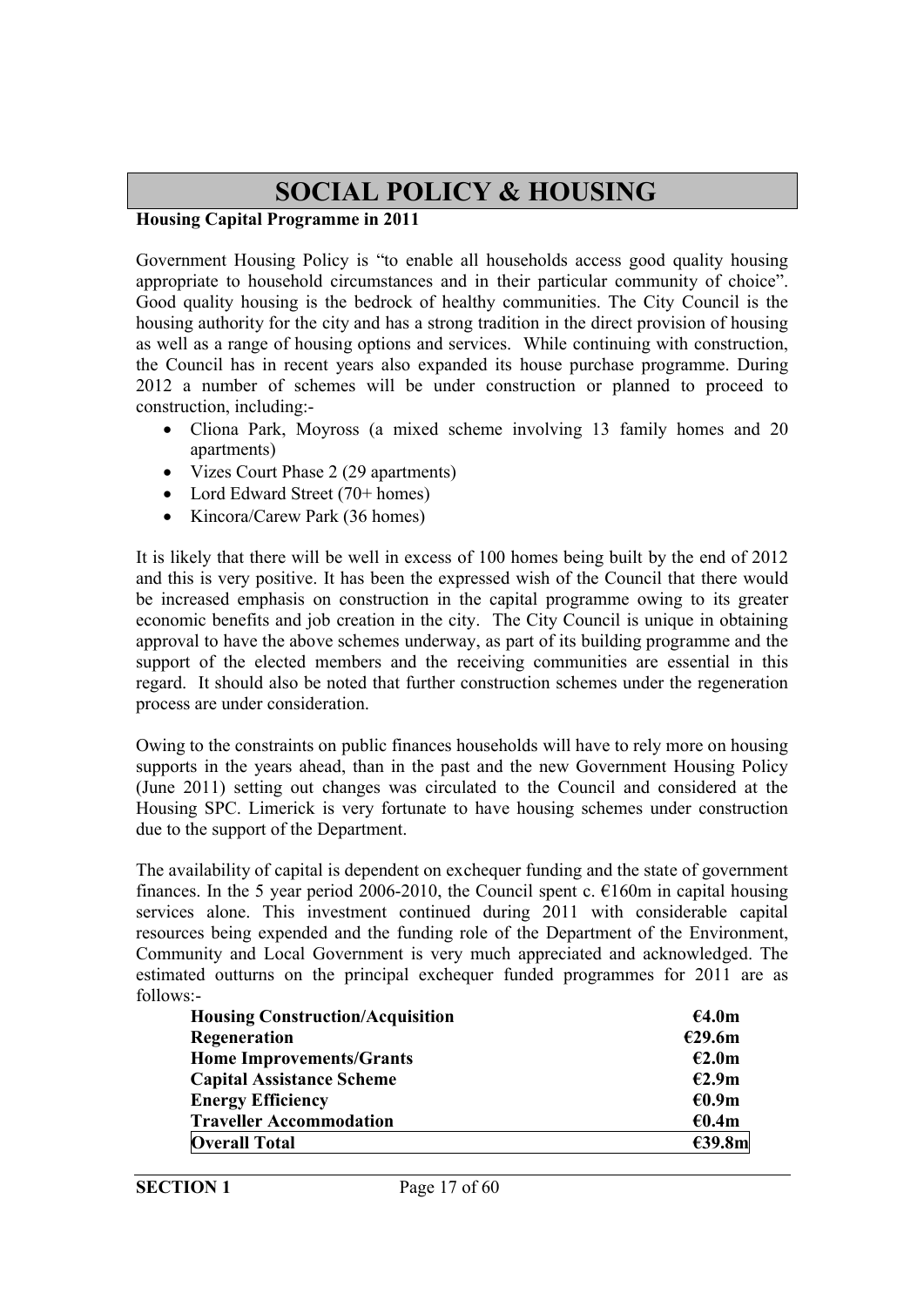# SOCIAL POLICY & HOUSING

**Housing Capital Programme in 2011**

Government Housing Policy is "to enable all households access good quality housing appropriate to household circumstances and in their particular community of choice". Good quality housing is the bedrock of healthy communities. The City Council is the housing authority for the city and has a strong tradition in the direct provision of housing as well as a range of housing options and services. While continuing with construction, the Council has in recent years also expanded its house purchase programme. During 2012 a number of schemes will be under construction or planned to proceed to construction, including:-

- Cliona Park, Moyross (a mixed scheme involving 13 family homes and 20 apartments)
- Vizes Court Phase 2 (29 apartments)
- Lord Edward Street (70+ homes)
- Kincora/Carew Park (36 homes)

It is likely that there will be well in excess of 100 homes being built by the end of 2012 and this is very positive. It has been the expressed wish of the Council that there would be increased emphasis on construction in the capital programme owing to its greater economic benefits and job creation in the city. The City Council is unique in obtaining approval to have the above schemes underway, as part of its building programme and the support of the elected members and the receiving communities are essential in this regard. It should also be noted that further construction schemes under the regeneration process are under consideration.

Owing to the constraints on public finances households will have to rely more on housing supports in the years ahead, than in the past and the new Government Housing Policy (June 2011) setting out changes was circulated to the Council and considered at the Housing SPC. Limerick is very fortunate to have housing schemes under construction due to the support of the Department.

The availability of capital is dependent on exchequer funding and the state of government finances. In the 5 year period 2006-2010, the Council spent c. €160m in capital housing services alone. This investment continued during 2011 with considerable capital resources being expended and the funding role of the Department of the Environment, Community and Local Government is very much appreciated and acknowledged. The estimated outturns on the principal exchequer funded programmes for 2011 are as follows:-

| | |
|---|---|
| **Housing Construction/Acquisition** | **€4.0m** |
| **Regeneration** | **€29.6m** |
| **Home Improvements/Grants** | **€2.0m** |
| **Capital Assistance Scheme** | **€2.9m** |
| **Energy Efficiency** | **€0.9m** |
| **Traveller Accommodation** | **€0.4m** |
| **Overall Total** | **€39.8m** |

**SECTION 1**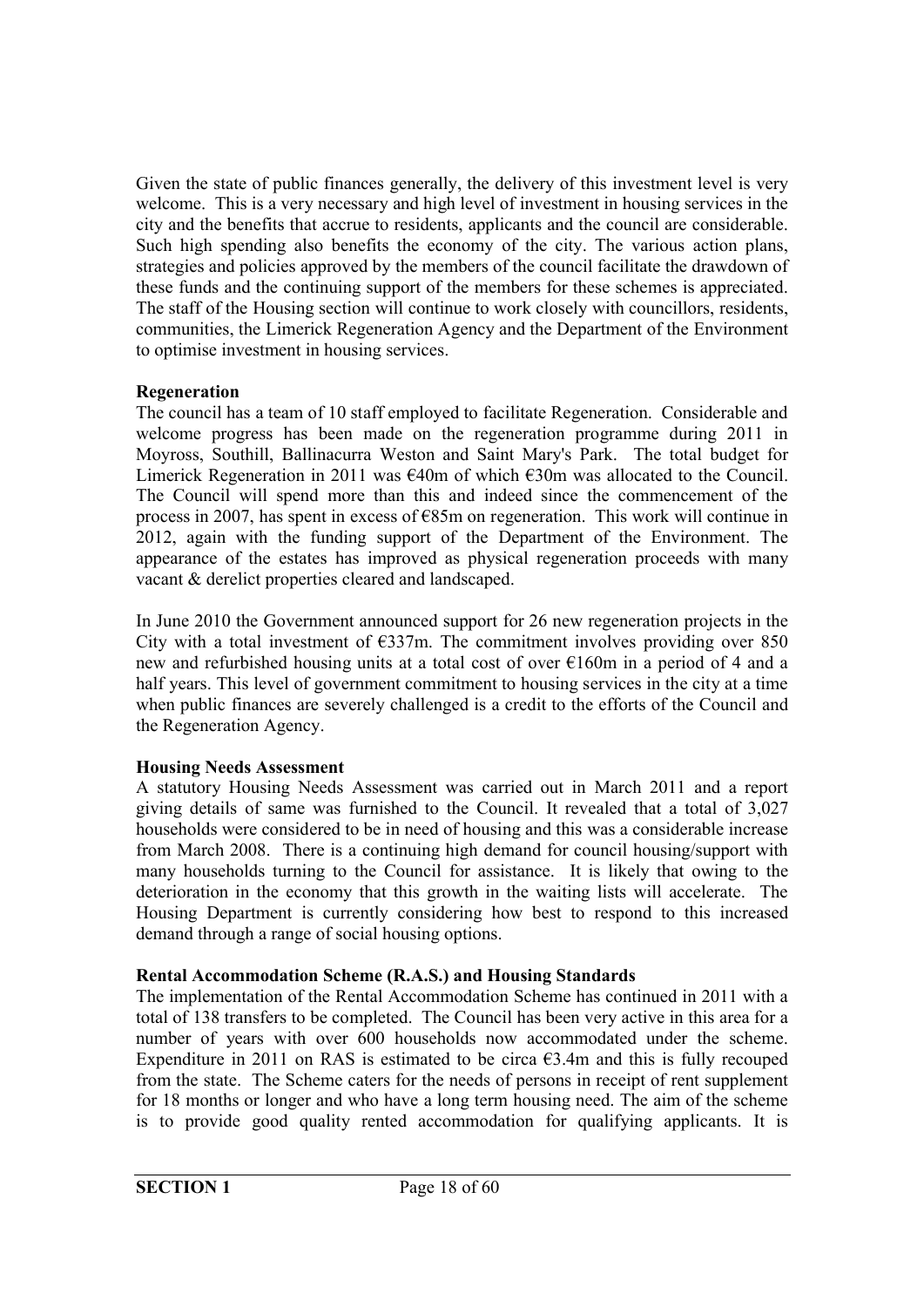Given the state of public finances generally, the delivery of this investment level is very welcome. This is a very necessary and high level of investment in housing services in the city and the benefits that accrue to residents, applicants and the council are considerable. Such high spending also benefits the economy of the city. The various action plans, strategies and policies approved by the members of the council facilitate the drawdown of these funds and the continuing support of the members for these schemes is appreciated. The staff of the Housing section will continue to work closely with councillors, residents, communities, the Limerick Regeneration Agency and the Department of the Environment to optimise investment in housing services.

**Regeneration**

The council has a team of 10 staff employed to facilitate Regeneration. Considerable and welcome progress has been made on the regeneration programme during 2011 in Moyross, Southill, Ballinacurra Weston and Saint Mary's Park. The total budget for Limerick Regeneration in 2011 was €40m of which €30m was allocated to the Council. The Council will spend more than this and indeed since the commencement of the process in 2007, has spent in excess of €85m on regeneration. This work will continue in 2012, again with the funding support of the Department of the Environment. The appearance of the estates has improved as physical regeneration proceeds with many vacant & derelict properties cleared and landscaped.

In June 2010 the Government announced support for 26 new regeneration projects in the City with a total investment of €337m. The commitment involves providing over 850 new and refurbished housing units at a total cost of over €160m in a period of 4 and a half years. This level of government commitment to housing services in the city at a time when public finances are severely challenged is a credit to the efforts of the Council and the Regeneration Agency.

**Housing Needs Assessment**

A statutory Housing Needs Assessment was carried out in March 2011 and a report giving details of same was furnished to the Council. It revealed that a total of 3,027 households were considered to be in need of housing and this was a considerable increase from March 2008. There is a continuing high demand for council housing/support with many households turning to the Council for assistance. It is likely that owing to the deterioration in the economy that this growth in the waiting lists will accelerate. The Housing Department is currently considering how best to respond to this increased demand through a range of social housing options.

**Rental Accommodation Scheme (R.A.S.) and Housing Standards**

The implementation of the Rental Accommodation Scheme has continued in 2011 with a total of 138 transfers to be completed. The Council has been very active in this area for a number of years with over 600 households now accommodated under the scheme. Expenditure in 2011 on RAS is estimated to be circa €3.4m and this is fully recouped from the state. The Scheme caters for the needs of persons in receipt of rent supplement for 18 months or longer and who have a long term housing need. The aim of the scheme is to provide good quality rented accommodation for qualifying applicants. It is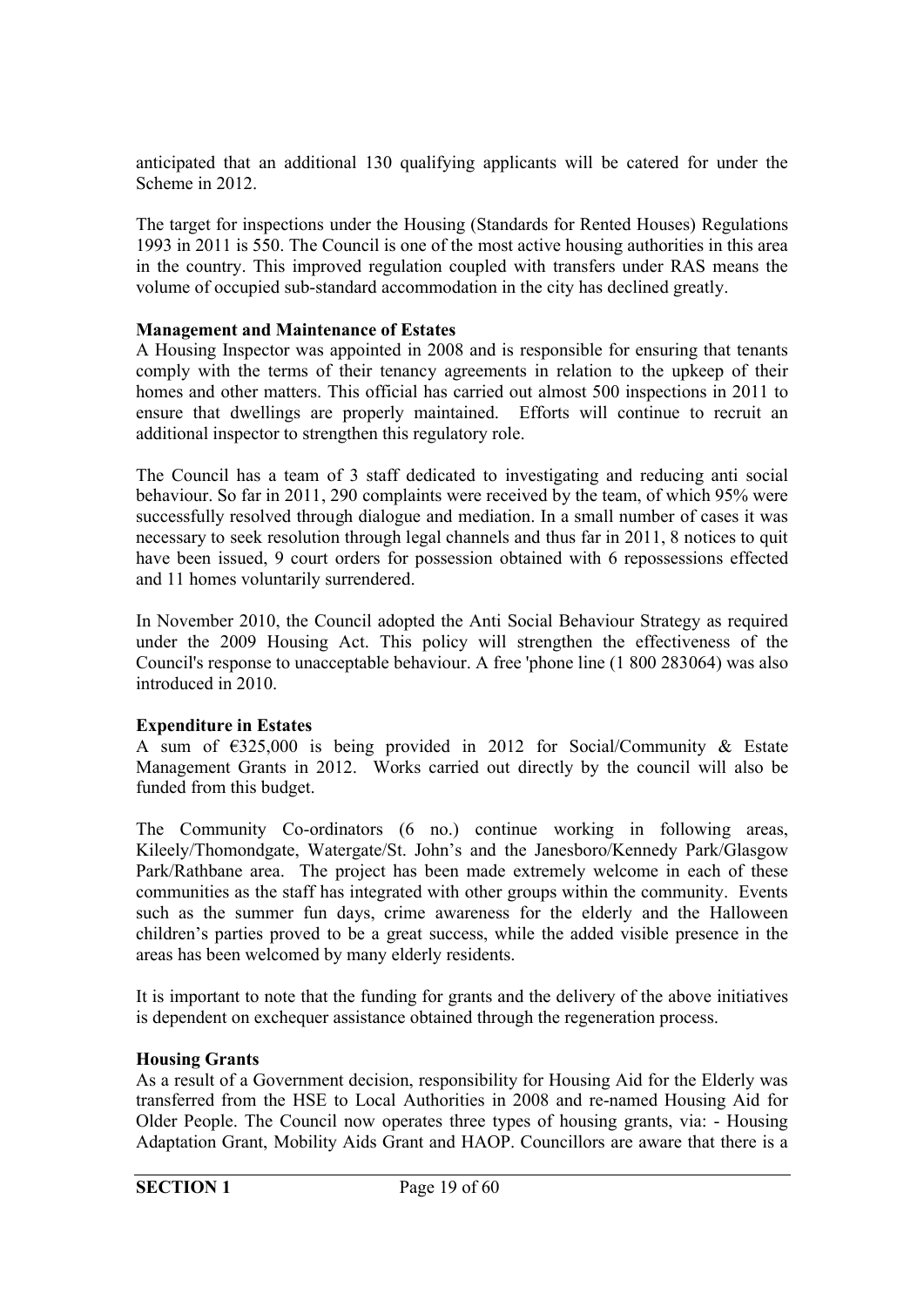anticipated that an additional 130 qualifying applicants will be catered for under the Scheme in 2012.

The target for inspections under the Housing (Standards for Rented Houses) Regulations 1993 in 2011 is 550. The Council is one of the most active housing authorities in this area in the country. This improved regulation coupled with transfers under RAS means the volume of occupied sub-standard accommodation in the city has declined greatly.

**Management and Maintenance of Estates**

A Housing Inspector was appointed in 2008 and is responsible for ensuring that tenants comply with the terms of their tenancy agreements in relation to the upkeep of their homes and other matters. This official has carried out almost 500 inspections in 2011 to ensure that dwellings are properly maintained. Efforts will continue to recruit an additional inspector to strengthen this regulatory role.

The Council has a team of 3 staff dedicated to investigating and reducing anti social behaviour. So far in 2011, 290 complaints were received by the team, of which 95% were successfully resolved through dialogue and mediation. In a small number of cases it was necessary to seek resolution through legal channels and thus far in 2011, 8 notices to quit have been issued, 9 court orders for possession obtained with 6 repossessions effected and 11 homes voluntarily surrendered.

In November 2010, the Council adopted the Anti Social Behaviour Strategy as required under the 2009 Housing Act. This policy will strengthen the effectiveness of the Council's response to unacceptable behaviour. A free 'phone line (1 800 283064) was also introduced in 2010.

**Expenditure in Estates**

A sum of €325,000 is being provided in 2012 for Social/Community & Estate Management Grants in 2012. Works carried out directly by the council will also be funded from this budget.

The Community Co-ordinators (6 no.) continue working in following areas, Kileely/Thomondgate, Watergate/St. John's and the Janesboro/Kennedy Park/Glasgow Park/Rathbane area. The project has been made extremely welcome in each of these communities as the staff has integrated with other groups within the community. Events such as the summer fun days, crime awareness for the elderly and the Halloween children's parties proved to be a great success, while the added visible presence in the areas has been welcomed by many elderly residents.

It is important to note that the funding for grants and the delivery of the above initiatives is dependent on exchequer assistance obtained through the regeneration process.

**Housing Grants**

As a result of a Government decision, responsibility for Housing Aid for the Elderly was transferred from the HSE to Local Authorities in 2008 and re-named Housing Aid for Older People. The Council now operates three types of housing grants, via: - Housing Adaptation Grant, Mobility Aids Grant and HAOP. Councillors are aware that there is a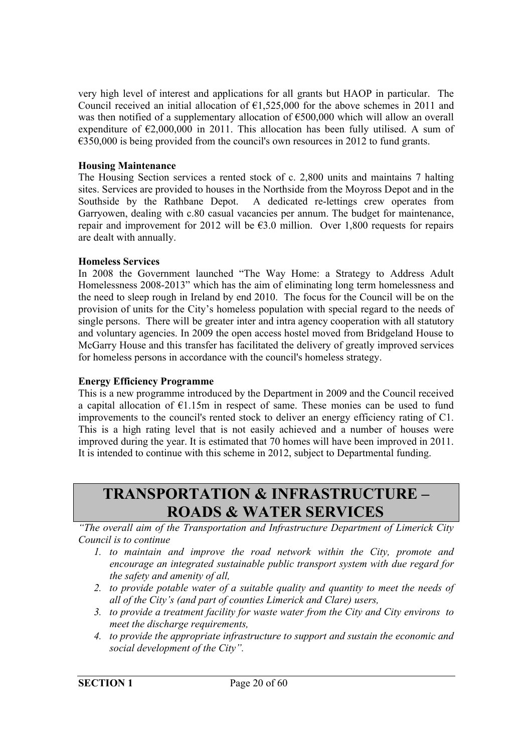very high level of interest and applications for all grants but HAOP in particular. The Council received an initial allocation of €1,525,000 for the above schemes in 2011 and was then notified of a supplementary allocation of €500,000 which will allow an overall expenditure of €2,000,000 in 2011. This allocation has been fully utilised. A sum of €350,000 is being provided from the council's own resources in 2012 to fund grants.

**Housing Maintenance**

The Housing Section services a rented stock of c. 2,800 units and maintains 7 halting sites. Services are provided to houses in the Northside from the Moyross Depot and in the Southside by the Rathbane Depot. A dedicated re-lettings crew operates from Garryowen, dealing with c.80 casual vacancies per annum. The budget for maintenance, repair and improvement for 2012 will be €3.0 million. Over 1,800 requests for repairs are dealt with annually.

**Homeless Services**

In 2008 the Government launched "The Way Home: a Strategy to Address Adult Homelessness 2008-2013" which has the aim of eliminating long term homelessness and the need to sleep rough in Ireland by end 2010. The focus for the Council will be on the provision of units for the City's homeless population with special regard to the needs of single persons. There will be greater inter and intra agency cooperation with all statutory and voluntary agencies. In 2009 the open access hostel moved from Bridgeland House to McGarry House and this transfer has facilitated the delivery of greatly improved services for homeless persons in accordance with the council's homeless strategy.

**Energy Efficiency Programme**

This is a new programme introduced by the Department in 2009 and the Council received a capital allocation of €1.15m in respect of same. These monies can be used to fund improvements to the council's rented stock to deliver an energy efficiency rating of C1. This is a high rating level that is not easily achieved and a number of houses were improved during the year. It is estimated that 70 homes will have been improved in 2011. It is intended to continue with this scheme in 2012, subject to Departmental funding.

# TRANSPORTATION & INFRASTRUCTURE – ROADS & WATER SERVICES

*"The overall aim of the Transportation and Infrastructure Department of Limerick City Council is to continue*

1. *to maintain and improve the road network within the City, promote and encourage an integrated sustainable public transport system with due regard for the safety and amenity of all,*
2. *to provide potable water of a suitable quality and quantity to meet the needs of all of the City's (and part of counties Limerick and Clare) users,*
3. *to provide a treatment facility for waste water from the City and City environs to meet the discharge requirements,*
4. *to provide the appropriate infrastructure to support and sustain the economic and social development of the City".*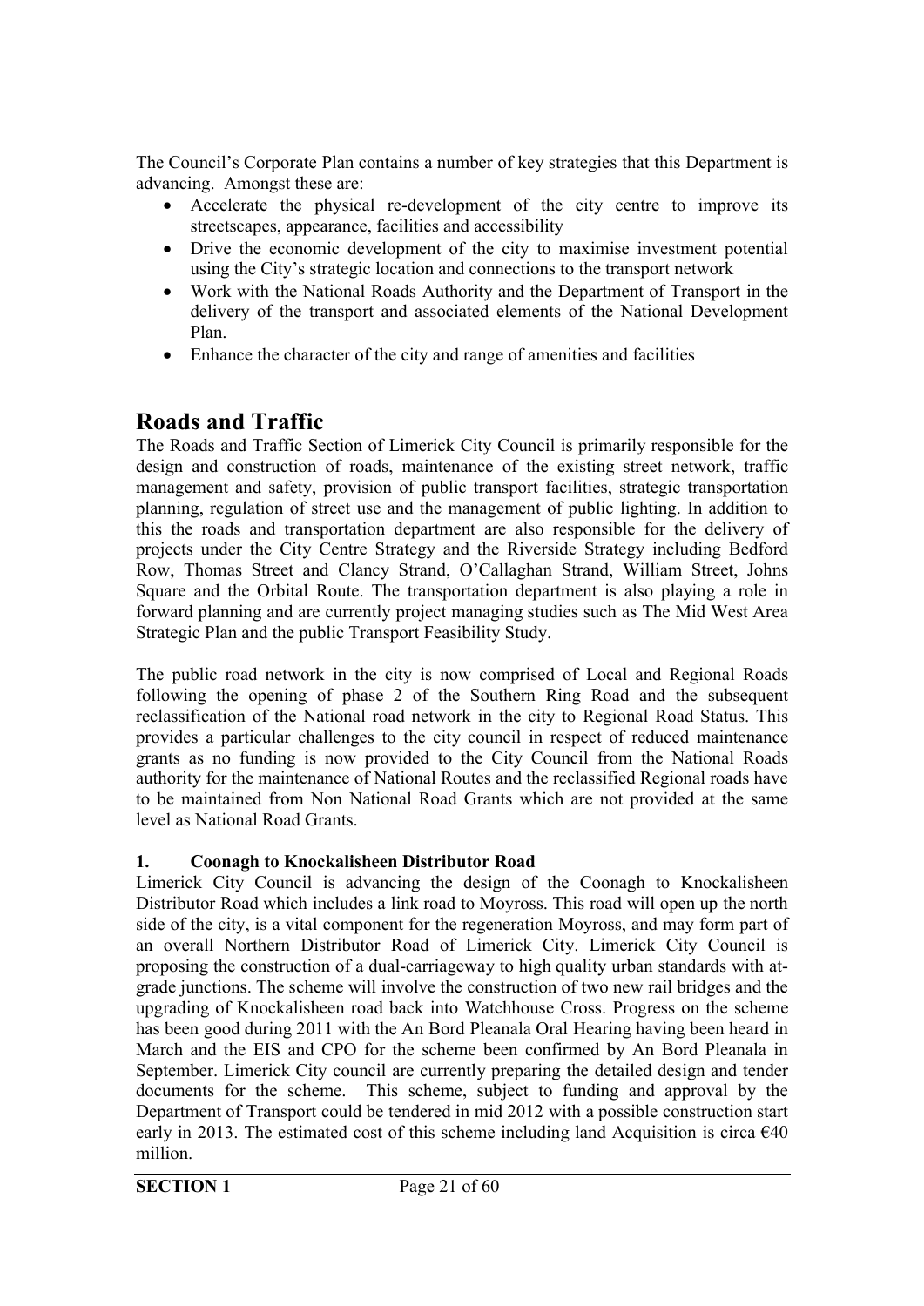The Council's Corporate Plan contains a number of key strategies that this Department is advancing. Amongst these are:

- Accelerate the physical re-development of the city centre to improve its streetscapes, appearance, facilities and accessibility
- Drive the economic development of the city to maximise investment potential using the City's strategic location and connections to the transport network
- Work with the National Roads Authority and the Department of Transport in the delivery of the transport and associated elements of the National Development Plan.
- Enhance the character of the city and range of amenities and facilities

## Roads and Traffic

The Roads and Traffic Section of Limerick City Council is primarily responsible for the design and construction of roads, maintenance of the existing street network, traffic management and safety, provision of public transport facilities, strategic transportation planning, regulation of street use and the management of public lighting. In addition to this the roads and transportation department are also responsible for the delivery of projects under the City Centre Strategy and the Riverside Strategy including Bedford Row, Thomas Street and Clancy Strand, O'Callaghan Strand, William Street, Johns Square and the Orbital Route. The transportation department is also playing a role in forward planning and are currently project managing studies such as The Mid West Area Strategic Plan and the public Transport Feasibility Study.

The public road network in the city is now comprised of Local and Regional Roads following the opening of phase 2 of the Southern Ring Road and the subsequent reclassification of the National road network in the city to Regional Road Status. This provides a particular challenges to the city council in respect of reduced maintenance grants as no funding is now provided to the City Council from the National Roads authority for the maintenance of National Routes and the reclassified Regional roads have to be maintained from Non National Road Grants which are not provided at the same level as National Road Grants.

**1. Coonagh to Knockalisheen Distributor Road**

Limerick City Council is advancing the design of the Coonagh to Knockalisheen Distributor Road which includes a link road to Moyross. This road will open up the north side of the city, is a vital component for the regeneration Moyross, and may form part of an overall Northern Distributor Road of Limerick City. Limerick City Council is proposing the construction of a dual-carriageway to high quality urban standards with at-grade junctions. The scheme will involve the construction of two new rail bridges and the upgrading of Knockalisheen road back into Watchhouse Cross. Progress on the scheme has been good during 2011 with the An Bord Pleanala Oral Hearing having been heard in March and the EIS and CPO for the scheme been confirmed by An Bord Pleanala in September. Limerick City council are currently preparing the detailed design and tender documents for the scheme. This scheme, subject to funding and approval by the Department of Transport could be tendered in mid 2012 with a possible construction start early in 2013. The estimated cost of this scheme including land Acquisition is circa €40 million.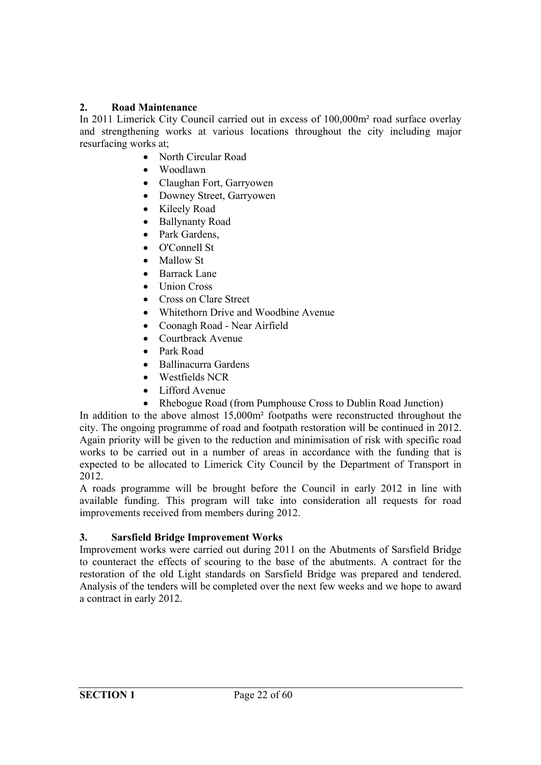## 2. Road Maintenance

In 2011 Limerick City Council carried out in excess of 100,000m² road surface overlay and strengthening works at various locations throughout the city including major resurfacing works at;

- North Circular Road
- Woodlawn
- Claughan Fort, Garryowen
- Downey Street, Garryowen
- Kileely Road
- Ballynanty Road
- Park Gardens,
- O'Connell St
- Mallow St
- Barrack Lane
- Union Cross
- Cross on Clare Street
- Whitethorn Drive and Woodbine Avenue
- Coonagh Road - Near Airfield
- Courtbrack Avenue
- Park Road
- Ballinacurra Gardens
- Westfields NCR
- Lifford Avenue
- Rhebogue Road (from Pumphouse Cross to Dublin Road Junction)

In addition to the above almost 15,000m² footpaths were reconstructed throughout the city. The ongoing programme of road and footpath restoration will be continued in 2012. Again priority will be given to the reduction and minimisation of risk with specific road works to be carried out in a number of areas in accordance with the funding that is expected to be allocated to Limerick City Council by the Department of Transport in 2012.

A roads programme will be brought before the Council in early 2012 in line with available funding. This program will take into consideration all requests for road improvements received from members during 2012.

## 3. Sarsfield Bridge Improvement Works

Improvement works were carried out during 2011 on the Abutments of Sarsfield Bridge to counteract the effects of scouring to the base of the abutments. A contract for the restoration of the old Light standards on Sarsfield Bridge was prepared and tendered. Analysis of the tenders will be completed over the next few weeks and we hope to award a contract in early 2012.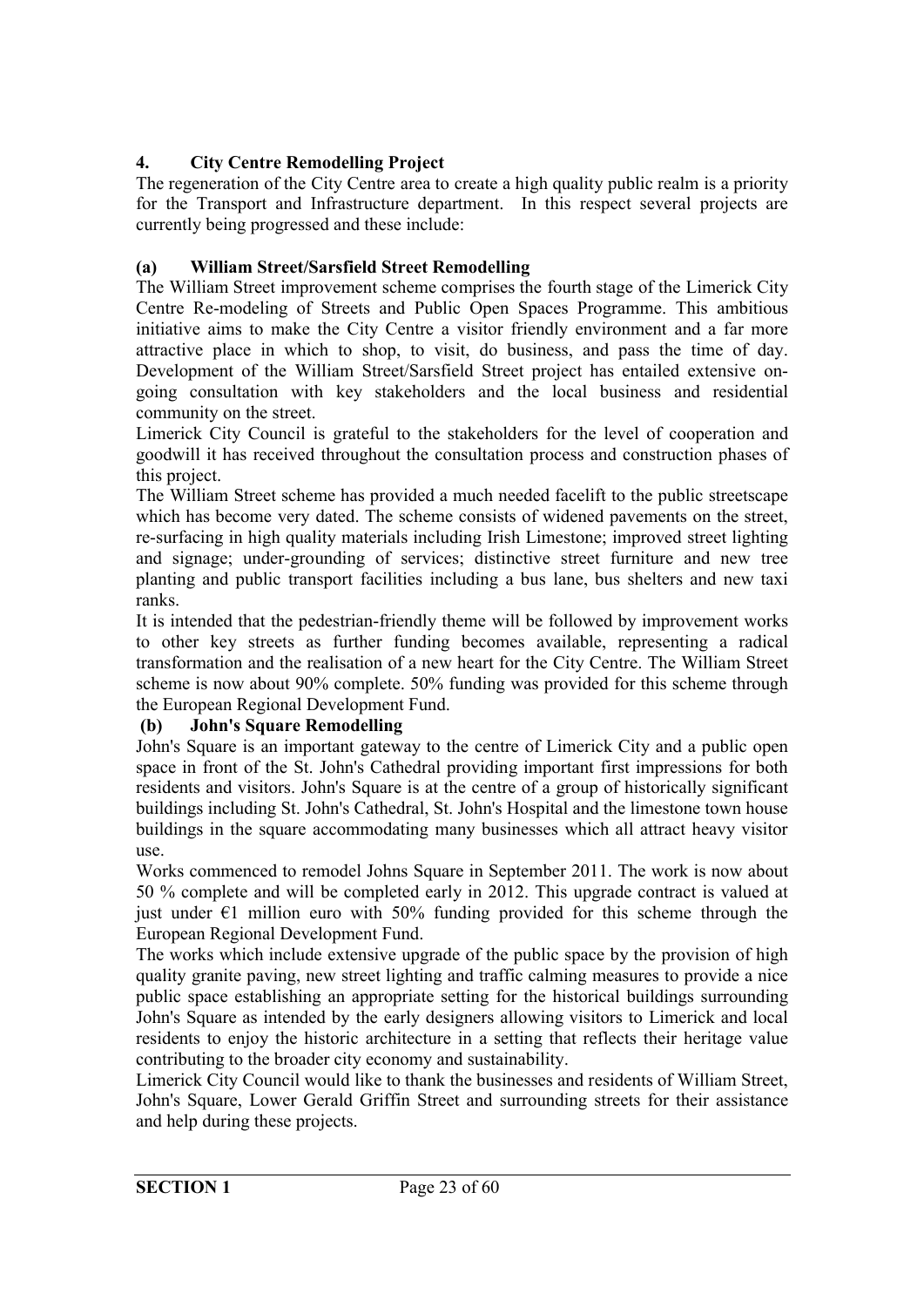## 4. City Centre Remodelling Project

The regeneration of the City Centre area to create a high quality public realm is a priority for the Transport and Infrastructure department. In this respect several projects are currently being progressed and these include:

### (a) William Street/Sarsfield Street Remodelling

The William Street improvement scheme comprises the fourth stage of the Limerick City Centre Re-modeling of Streets and Public Open Spaces Programme. This ambitious initiative aims to make the City Centre a visitor friendly environment and a far more attractive place in which to shop, to visit, do business, and pass the time of day. Development of the William Street/Sarsfield Street project has entailed extensive on-going consultation with key stakeholders and the local business and residential community on the street.

Limerick City Council is grateful to the stakeholders for the level of cooperation and goodwill it has received throughout the consultation process and construction phases of this project.

The William Street scheme has provided a much needed facelift to the public streetscape which has become very dated. The scheme consists of widened pavements on the street, re-surfacing in high quality materials including Irish Limestone; improved street lighting and signage; under-grounding of services; distinctive street furniture and new tree planting and public transport facilities including a bus lane, bus shelters and new taxi ranks.

It is intended that the pedestrian-friendly theme will be followed by improvement works to other key streets as further funding becomes available, representing a radical transformation and the realisation of a new heart for the City Centre. The William Street scheme is now about 90% complete. 50% funding was provided for this scheme through the European Regional Development Fund.

### (b) John's Square Remodelling

John's Square is an important gateway to the centre of Limerick City and a public open space in front of the St. John's Cathedral providing important first impressions for both residents and visitors. John's Square is at the centre of a group of historically significant buildings including St. John's Cathedral, St. John's Hospital and the limestone town house buildings in the square accommodating many businesses which all attract heavy visitor use.

Works commenced to remodel Johns Square in September 2011. The work is now about 50 % complete and will be completed early in 2012. This upgrade contract is valued at just under €1 million euro with 50% funding provided for this scheme through the European Regional Development Fund.

The works which include extensive upgrade of the public space by the provision of high quality granite paving, new street lighting and traffic calming measures to provide a nice public space establishing an appropriate setting for the historical buildings surrounding John's Square as intended by the early designers allowing visitors to Limerick and local residents to enjoy the historic architecture in a setting that reflects their heritage value contributing to the broader city economy and sustainability.

Limerick City Council would like to thank the businesses and residents of William Street, John's Square, Lower Gerald Griffin Street and surrounding streets for their assistance and help during these projects.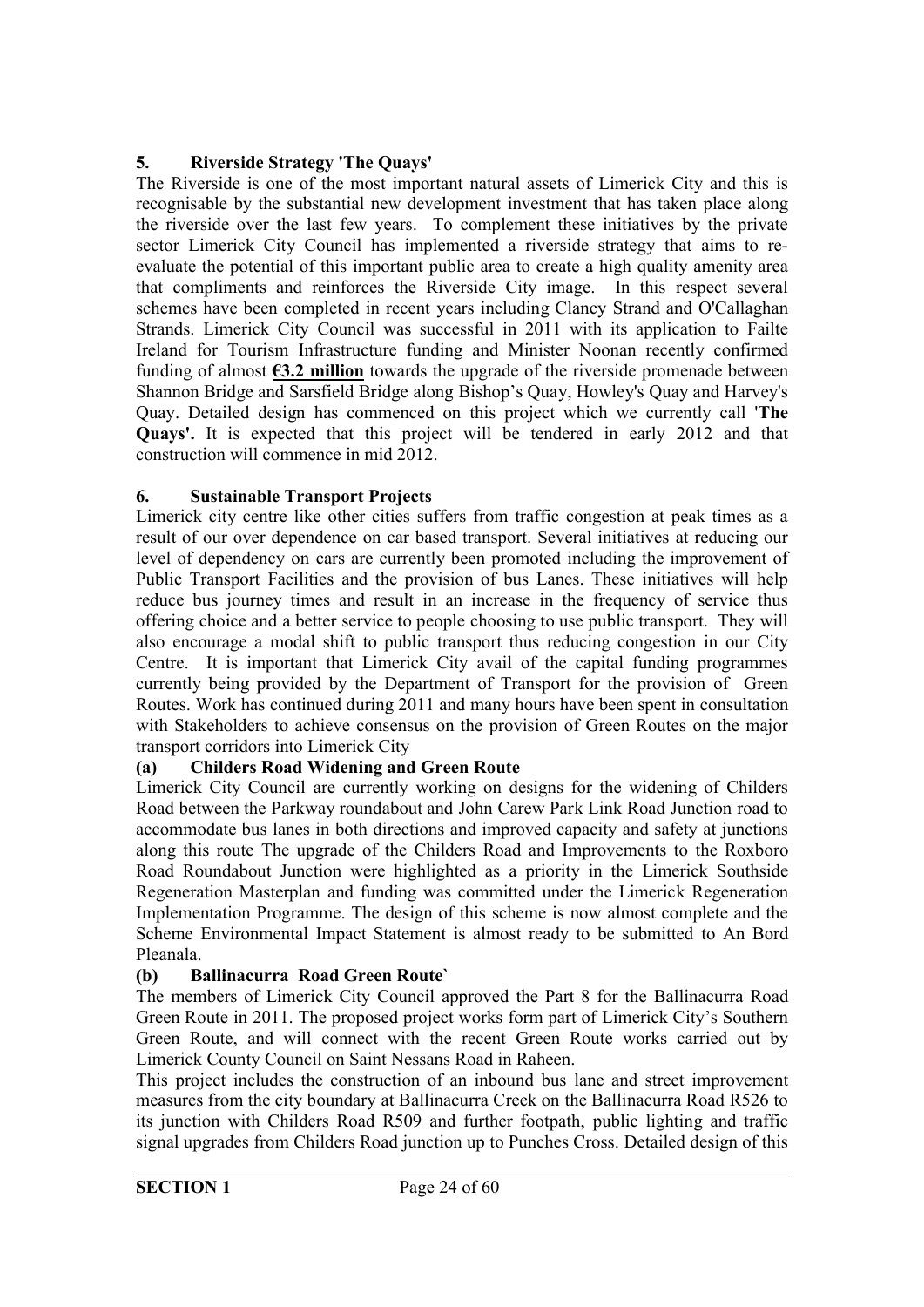## 5. Riverside Strategy 'The Quays'

The Riverside is one of the most important natural assets of Limerick City and this is recognisable by the substantial new development investment that has taken place along the riverside over the last few years. To complement these initiatives by the private sector Limerick City Council has implemented a riverside strategy that aims to re-evaluate the potential of this important public area to create a high quality amenity area that compliments and reinforces the Riverside City image. In this respect several schemes have been completed in recent years including Clancy Strand and O'Callaghan Strands. Limerick City Council was successful in 2011 with its application to Failte Ireland for Tourism Infrastructure funding and Minister Noonan recently confirmed funding of almost **€3.2 million** towards the upgrade of the riverside promenade between Shannon Bridge and Sarsfield Bridge along Bishop's Quay, Howley's Quay and Harvey's Quay. Detailed design has commenced on this project which we currently call '**The Quays'.** It is expected that this project will be tendered in early 2012 and that construction will commence in mid 2012.

## 6. Sustainable Transport Projects

Limerick city centre like other cities suffers from traffic congestion at peak times as a result of our over dependence on car based transport. Several initiatives at reducing our level of dependency on cars are currently been promoted including the improvement of Public Transport Facilities and the provision of bus Lanes. These initiatives will help reduce bus journey times and result in an increase in the frequency of service thus offering choice and a better service to people choosing to use public transport. They will also encourage a modal shift to public transport thus reducing congestion in our City Centre. It is important that Limerick City avail of the capital funding programmes currently being provided by the Department of Transport for the provision of Green Routes. Work has continued during 2011 and many hours have been spent in consultation with Stakeholders to achieve consensus on the provision of Green Routes on the major transport corridors into Limerick City

### (a) Childers Road Widening and Green Route

Limerick City Council are currently working on designs for the widening of Childers Road between the Parkway roundabout and John Carew Park Link Road Junction road to accommodate bus lanes in both directions and improved capacity and safety at junctions along this route The upgrade of the Childers Road and Improvements to the Roxboro Road Roundabout Junction were highlighted as a priority in the Limerick Southside Regeneration Masterplan and funding was committed under the Limerick Regeneration Implementation Programme. The design of this scheme is now almost complete and the Scheme Environmental Impact Statement is almost ready to be submitted to An Bord Pleanala.

### (b) Ballinacurra Road Green Route`

The members of Limerick City Council approved the Part 8 for the Ballinacurra Road Green Route in 2011. The proposed project works form part of Limerick City's Southern Green Route, and will connect with the recent Green Route works carried out by Limerick County Council on Saint Nessans Road in Raheen.

This project includes the construction of an inbound bus lane and street improvement measures from the city boundary at Ballinacurra Creek on the Ballinacurra Road R526 to its junction with Childers Road R509 and further footpath, public lighting and traffic signal upgrades from Childers Road junction up to Punches Cross. Detailed design of this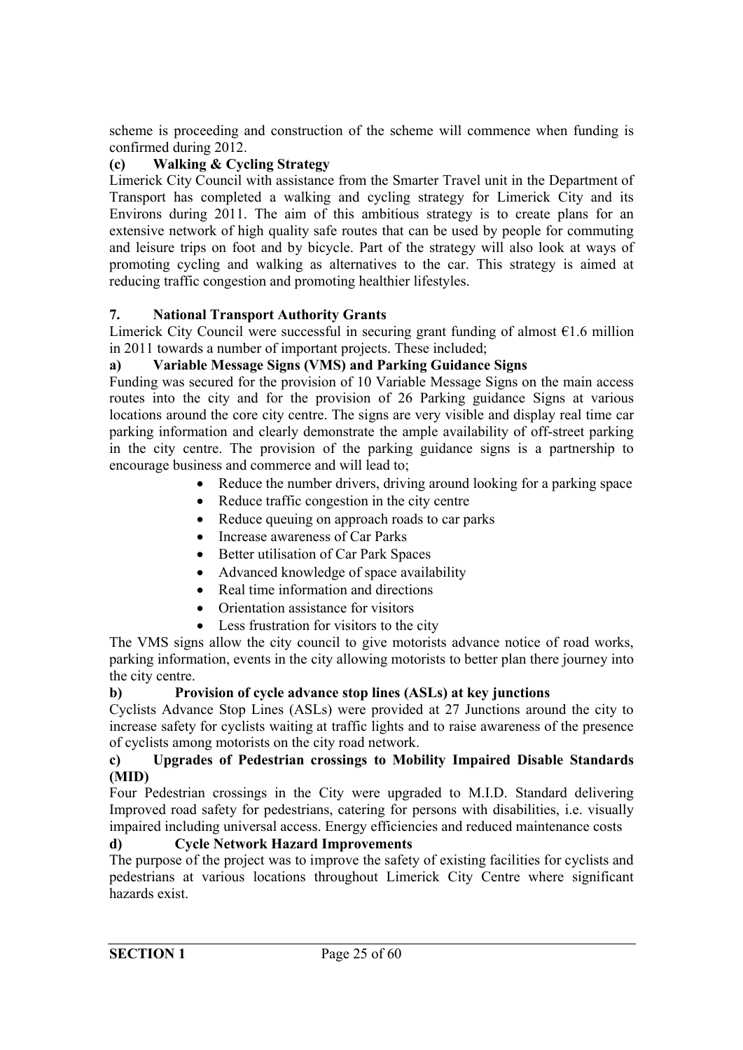scheme is proceeding and construction of the scheme will commence when funding is confirmed during 2012.

### (c) Walking & Cycling Strategy

Limerick City Council with assistance from the Smarter Travel unit in the Department of Transport has completed a walking and cycling strategy for Limerick City and its Environs during 2011. The aim of this ambitious strategy is to create plans for an extensive network of high quality safe routes that can be used by people for commuting and leisure trips on foot and by bicycle. Part of the strategy will also look at ways of promoting cycling and walking as alternatives to the car. This strategy is aimed at reducing traffic congestion and promoting healthier lifestyles.

## 7. National Transport Authority Grants

Limerick City Council were successful in securing grant funding of almost €1.6 million in 2011 towards a number of important projects. These included;

### a) Variable Message Signs (VMS) and Parking Guidance Signs

Funding was secured for the provision of 10 Variable Message Signs on the main access routes into the city and for the provision of 26 Parking guidance Signs at various locations around the core city centre. The signs are very visible and display real time car parking information and clearly demonstrate the ample availability of off-street parking in the city centre. The provision of the parking guidance signs is a partnership to encourage business and commerce and will lead to;

- Reduce the number drivers, driving around looking for a parking space
- Reduce traffic congestion in the city centre
- Reduce queuing on approach roads to car parks
- Increase awareness of Car Parks
- Better utilisation of Car Park Spaces
- Advanced knowledge of space availability
- Real time information and directions
- Orientation assistance for visitors
- Less frustration for visitors to the city

The VMS signs allow the city council to give motorists advance notice of road works, parking information, events in the city allowing motorists to better plan there journey into the city centre.

### b) Provision of cycle advance stop lines (ASLs) at key junctions

Cyclists Advance Stop Lines (ASLs) were provided at 27 Junctions around the city to increase safety for cyclists waiting at traffic lights and to raise awareness of the presence of cyclists among motorists on the city road network.

### c) Upgrades of Pedestrian crossings to Mobility Impaired Disable Standards (MID)

Four Pedestrian crossings in the City were upgraded to M.I.D. Standard delivering Improved road safety for pedestrians, catering for persons with disabilities, i.e. visually impaired including universal access. Energy efficiencies and reduced maintenance costs

### d) Cycle Network Hazard Improvements

The purpose of the project was to improve the safety of existing facilities for cyclists and pedestrians at various locations throughout Limerick City Centre where significant hazards exist.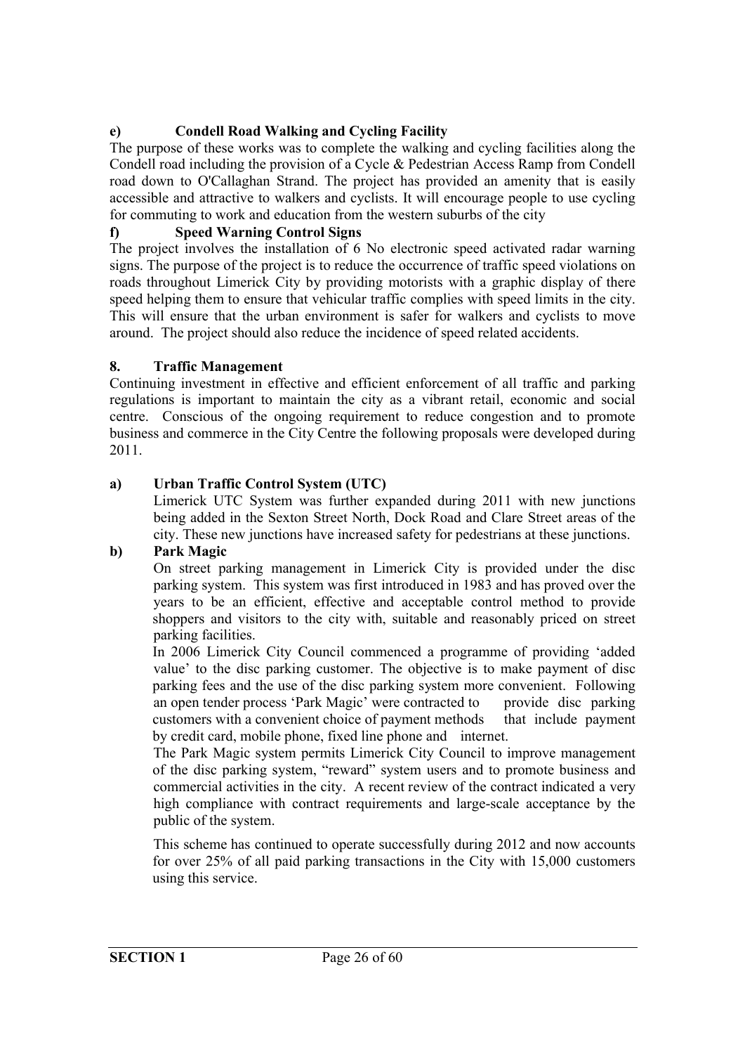### e) Condell Road Walking and Cycling Facility

The purpose of these works was to complete the walking and cycling facilities along the Condell road including the provision of a Cycle & Pedestrian Access Ramp from Condell road down to O'Callaghan Strand. The project has provided an amenity that is easily accessible and attractive to walkers and cyclists. It will encourage people to use cycling for commuting to work and education from the western suburbs of the city

### f) Speed Warning Control Signs

The project involves the installation of 6 No electronic speed activated radar warning signs. The purpose of the project is to reduce the occurrence of traffic speed violations on roads throughout Limerick City by providing motorists with a graphic display of there speed helping them to ensure that vehicular traffic complies with speed limits in the city. This will ensure that the urban environment is safer for walkers and cyclists to move around. The project should also reduce the incidence of speed related accidents.

## 8. Traffic Management

Continuing investment in effective and efficient enforcement of all traffic and parking regulations is important to maintain the city as a vibrant retail, economic and social centre. Conscious of the ongoing requirement to reduce congestion and to promote business and commerce in the City Centre the following proposals were developed during 2011.

### a) Urban Traffic Control System (UTC)

Limerick UTC System was further expanded during 2011 with new junctions being added in the Sexton Street North, Dock Road and Clare Street areas of the city. These new junctions have increased safety for pedestrians at these junctions.

### b) Park Magic

On street parking management in Limerick City is provided under the disc parking system. This system was first introduced in 1983 and has proved over the years to be an efficient, effective and acceptable control method to provide shoppers and visitors to the city with, suitable and reasonably priced on street parking facilities.

In 2006 Limerick City Council commenced a programme of providing 'added value' to the disc parking customer. The objective is to make payment of disc parking fees and the use of the disc parking system more convenient. Following an open tender process 'Park Magic' were contracted to provide disc parking customers with a convenient choice of payment methods that include payment by credit card, mobile phone, fixed line phone and internet.

The Park Magic system permits Limerick City Council to improve management of the disc parking system, "reward" system users and to promote business and commercial activities in the city. A recent review of the contract indicated a very high compliance with contract requirements and large-scale acceptance by the public of the system.

This scheme has continued to operate successfully during 2012 and now accounts for over 25% of all paid parking transactions in the City with 15,000 customers using this service.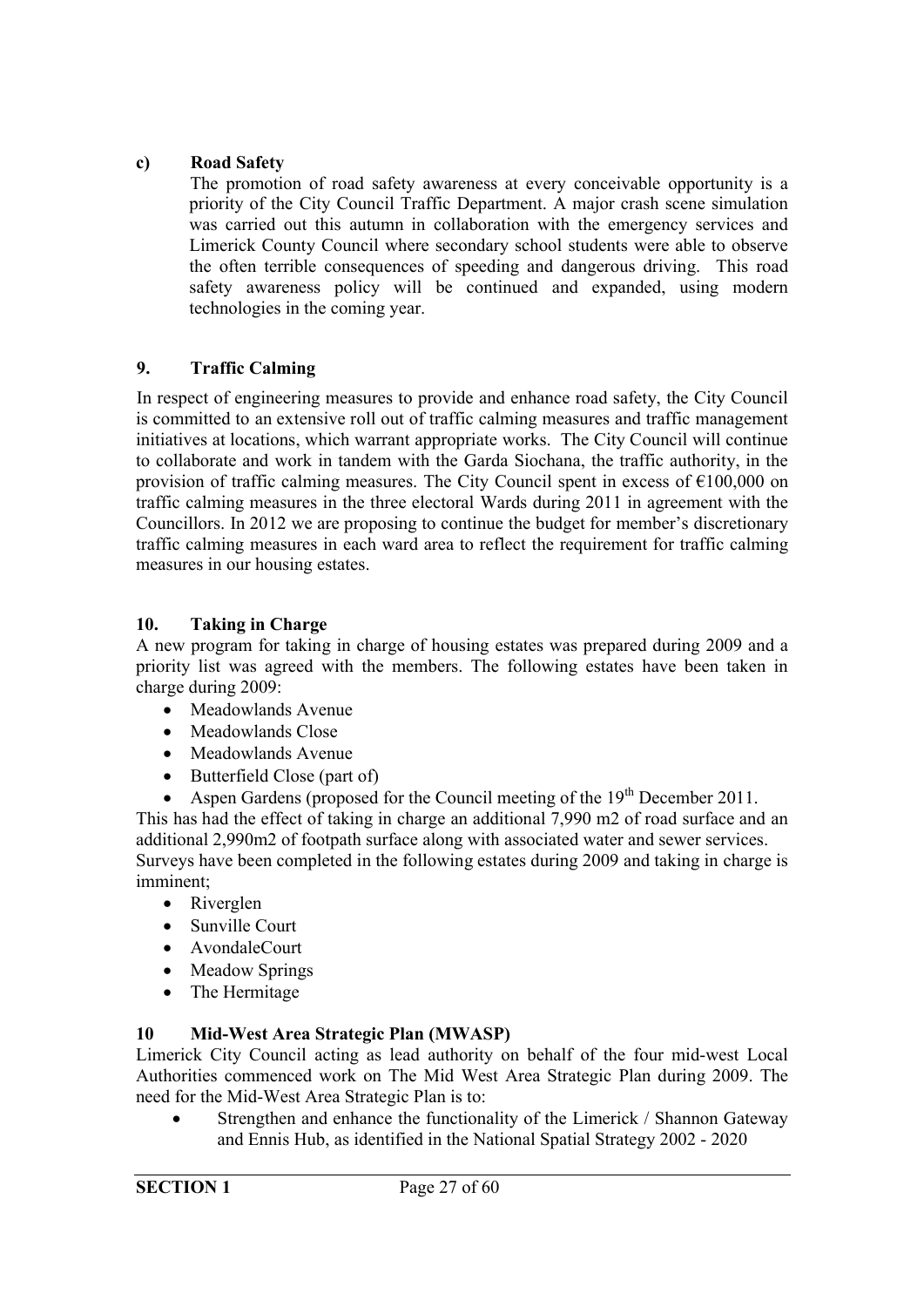**c) Road Safety**

The promotion of road safety awareness at every conceivable opportunity is a priority of the City Council Traffic Department. A major crash scene simulation was carried out this autumn in collaboration with the emergency services and Limerick County Council where secondary school students were able to observe the often terrible consequences of speeding and dangerous driving. This road safety awareness policy will be continued and expanded, using modern technologies in the coming year.

## 9. Traffic Calming

In respect of engineering measures to provide and enhance road safety, the City Council is committed to an extensive roll out of traffic calming measures and traffic management initiatives at locations, which warrant appropriate works. The City Council will continue to collaborate and work in tandem with the Garda Siochana, the traffic authority, in the provision of traffic calming measures. The City Council spent in excess of €100,000 on traffic calming measures in the three electoral Wards during 2011 in agreement with the Councillors. In 2012 we are proposing to continue the budget for member's discretionary traffic calming measures in each ward area to reflect the requirement for traffic calming measures in our housing estates.

## 10. Taking in Charge

A new program for taking in charge of housing estates was prepared during 2009 and a priority list was agreed with the members. The following estates have been taken in charge during 2009:

- Meadowlands Avenue
- Meadowlands Close
- Meadowlands Avenue
- Butterfield Close (part of)
- Aspen Gardens (proposed for the Council meeting of the 19th December 2011.

This has had the effect of taking in charge an additional 7,990 m2 of road surface and an additional 2,990m2 of footpath surface along with associated water and sewer services. Surveys have been completed in the following estates during 2009 and taking in charge is imminent;

- Riverglen
- Sunville Court
- AvondaleCourt
- Meadow Springs
- The Hermitage

## 10 Mid-West Area Strategic Plan (MWASP)

Limerick City Council acting as lead authority on behalf of the four mid-west Local Authorities commenced work on The Mid West Area Strategic Plan during 2009. The need for the Mid-West Area Strategic Plan is to:

- Strengthen and enhance the functionality of the Limerick / Shannon Gateway and Ennis Hub, as identified in the National Spatial Strategy 2002 - 2020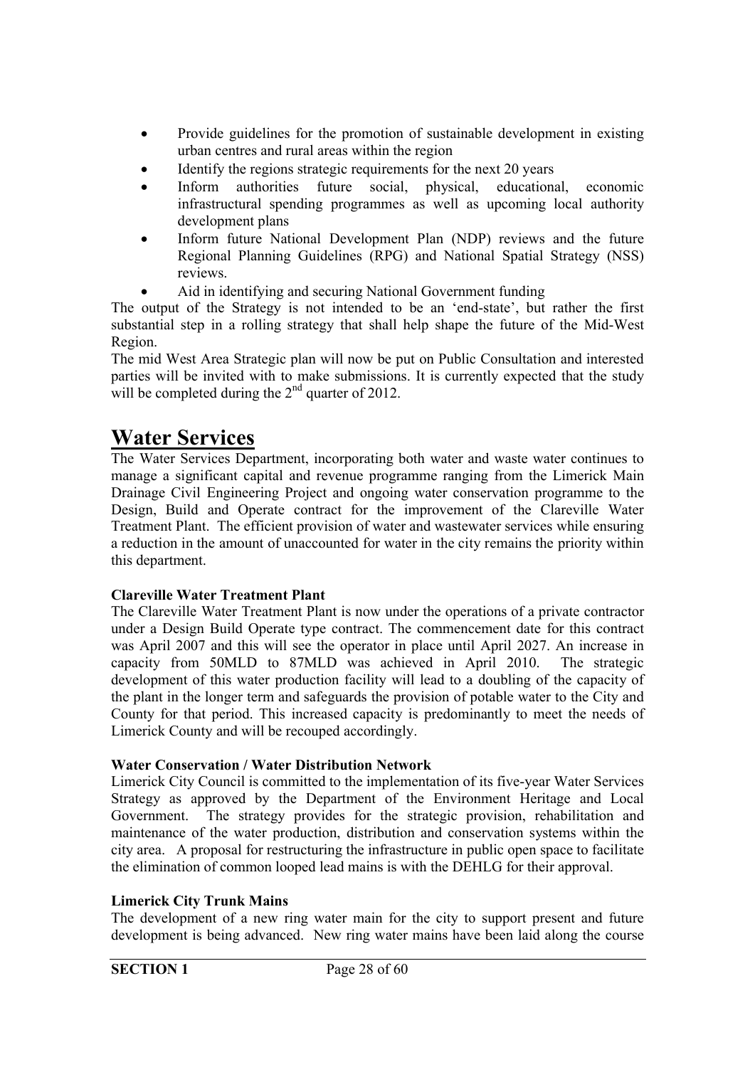- Provide guidelines for the promotion of sustainable development in existing urban centres and rural areas within the region
- Identify the regions strategic requirements for the next 20 years
- Inform authorities future social, physical, educational, economic infrastructural spending programmes as well as upcoming local authority development plans
- Inform future National Development Plan (NDP) reviews and the future Regional Planning Guidelines (RPG) and National Spatial Strategy (NSS) reviews.
- Aid in identifying and securing National Government funding

The output of the Strategy is not intended to be an 'end-state', but rather the first substantial step in a rolling strategy that shall help shape the future of the Mid-West Region.

The mid West Area Strategic plan will now be put on Public Consultation and interested parties will be invited with to make submissions. It is currently expected that the study will be completed during the 2nd quarter of 2012.

# Water Services

The Water Services Department, incorporating both water and waste water continues to manage a significant capital and revenue programme ranging from the Limerick Main Drainage Civil Engineering Project and ongoing water conservation programme to the Design, Build and Operate contract for the improvement of the Clareville Water Treatment Plant. The efficient provision of water and wastewater services while ensuring a reduction in the amount of unaccounted for water in the city remains the priority within this department.

**Clareville Water Treatment Plant**

The Clareville Water Treatment Plant is now under the operations of a private contractor under a Design Build Operate type contract. The commencement date for this contract was April 2007 and this will see the operator in place until April 2027. An increase in capacity from 50MLD to 87MLD was achieved in April 2010. The strategic development of this water production facility will lead to a doubling of the capacity of the plant in the longer term and safeguards the provision of potable water to the City and County for that period. This increased capacity is predominantly to meet the needs of Limerick County and will be recouped accordingly.

**Water Conservation / Water Distribution Network**

Limerick City Council is committed to the implementation of its five-year Water Services Strategy as approved by the Department of the Environment Heritage and Local Government. The strategy provides for the strategic provision, rehabilitation and maintenance of the water production, distribution and conservation systems within the city area. A proposal for restructuring the infrastructure in public open space to facilitate the elimination of common looped lead mains is with the DEHLG for their approval.

**Limerick City Trunk Mains**

The development of a new ring water main for the city to support present and future development is being advanced. New ring water mains have been laid along the course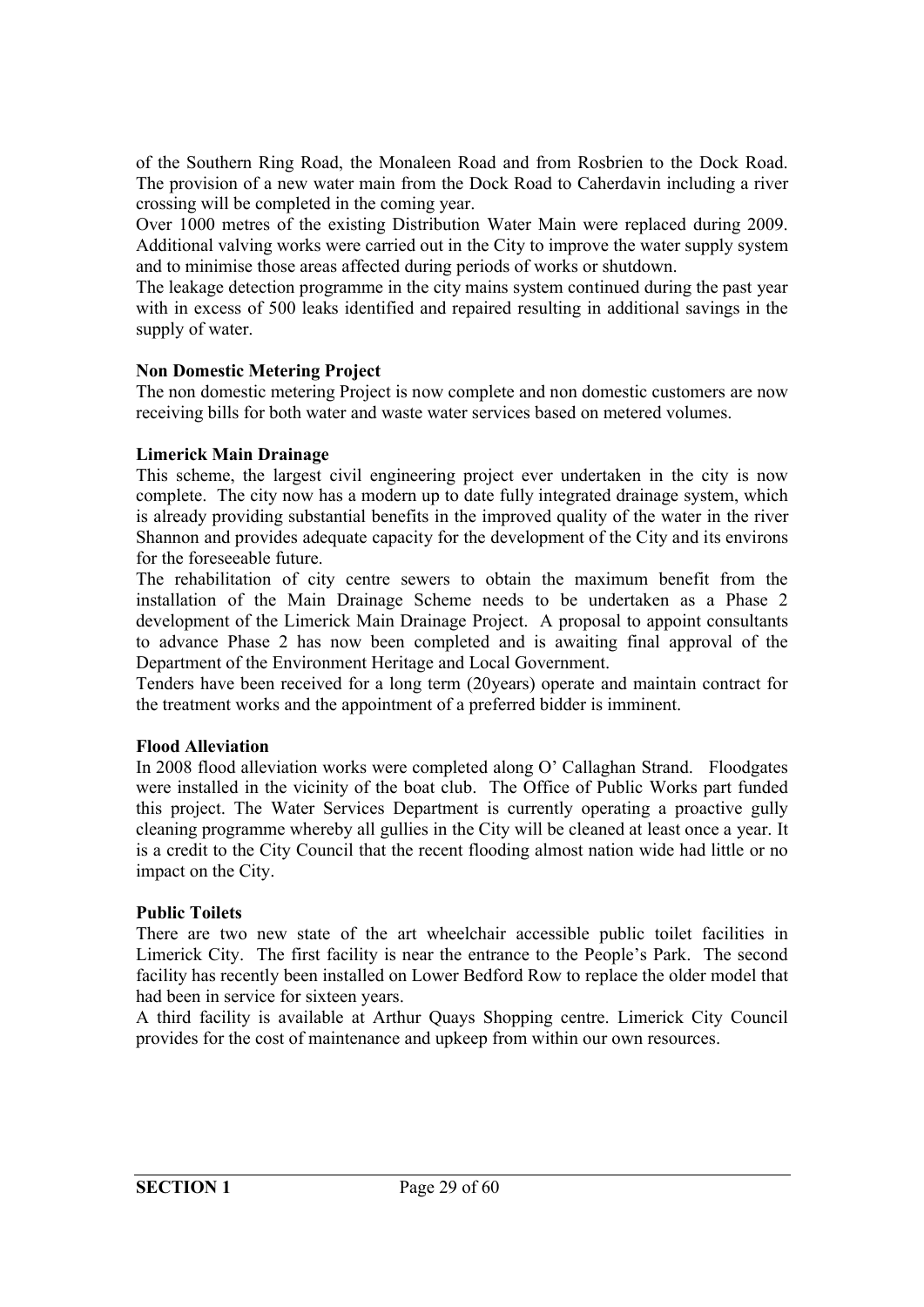of the Southern Ring Road, the Monaleen Road and from Rosbrien to the Dock Road. The provision of a new water main from the Dock Road to Caherdavin including a river crossing will be completed in the coming year.

Over 1000 metres of the existing Distribution Water Main were replaced during 2009. Additional valving works were carried out in the City to improve the water supply system and to minimise those areas affected during periods of works or shutdown.

The leakage detection programme in the city mains system continued during the past year with in excess of 500 leaks identified and repaired resulting in additional savings in the supply of water.

**Non Domestic Metering Project**

The non domestic metering Project is now complete and non domestic customers are now receiving bills for both water and waste water services based on metered volumes.

**Limerick Main Drainage**

This scheme, the largest civil engineering project ever undertaken in the city is now complete. The city now has a modern up to date fully integrated drainage system, which is already providing substantial benefits in the improved quality of the water in the river Shannon and provides adequate capacity for the development of the City and its environs for the foreseeable future.

The rehabilitation of city centre sewers to obtain the maximum benefit from the installation of the Main Drainage Scheme needs to be undertaken as a Phase 2 development of the Limerick Main Drainage Project. A proposal to appoint consultants to advance Phase 2 has now been completed and is awaiting final approval of the Department of the Environment Heritage and Local Government.

Tenders have been received for a long term (20years) operate and maintain contract for the treatment works and the appointment of a preferred bidder is imminent.

**Flood Alleviation**

In 2008 flood alleviation works were completed along O' Callaghan Strand. Floodgates were installed in the vicinity of the boat club. The Office of Public Works part funded this project. The Water Services Department is currently operating a proactive gully cleaning programme whereby all gullies in the City will be cleaned at least once a year. It is a credit to the City Council that the recent flooding almost nation wide had little or no impact on the City.

**Public Toilets**

There are two new state of the art wheelchair accessible public toilet facilities in Limerick City. The first facility is near the entrance to the People's Park. The second facility has recently been installed on Lower Bedford Row to replace the older model that had been in service for sixteen years.

A third facility is available at Arthur Quays Shopping centre. Limerick City Council provides for the cost of maintenance and upkeep from within our own resources.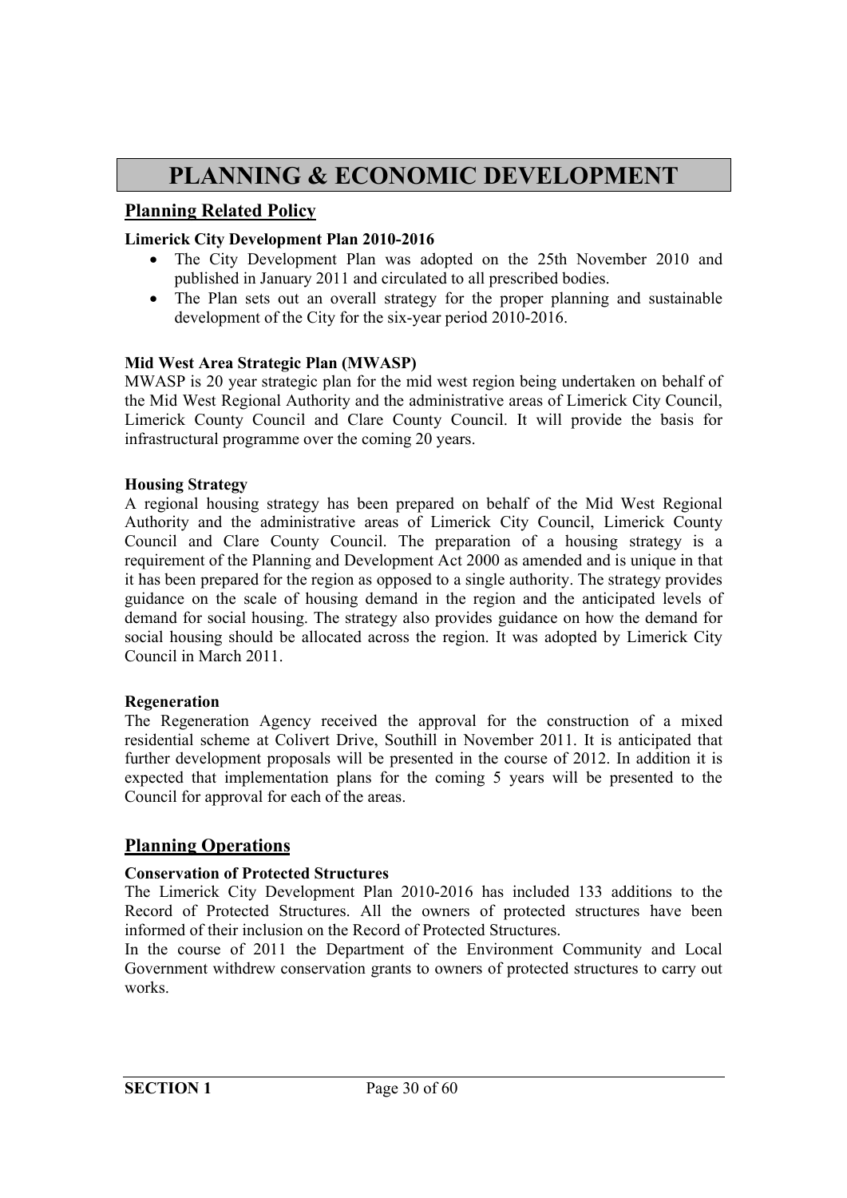# PLANNING & ECONOMIC DEVELOPMENT

## Planning Related Policy

**Limerick City Development Plan 2010-2016**

- The City Development Plan was adopted on the 25th November 2010 and published in January 2011 and circulated to all prescribed bodies.
- The Plan sets out an overall strategy for the proper planning and sustainable development of the City for the six-year period 2010-2016.

**Mid West Area Strategic Plan (MWASP)**

MWASP is 20 year strategic plan for the mid west region being undertaken on behalf of the Mid West Regional Authority and the administrative areas of Limerick City Council, Limerick County Council and Clare County Council. It will provide the basis for infrastructural programme over the coming 20 years.

**Housing Strategy**

A regional housing strategy has been prepared on behalf of the Mid West Regional Authority and the administrative areas of Limerick City Council, Limerick County Council and Clare County Council. The preparation of a housing strategy is a requirement of the Planning and Development Act 2000 as amended and is unique in that it has been prepared for the region as opposed to a single authority. The strategy provides guidance on the scale of housing demand in the region and the anticipated levels of demand for social housing. The strategy also provides guidance on how the demand for social housing should be allocated across the region. It was adopted by Limerick City Council in March 2011.

**Regeneration**

The Regeneration Agency received the approval for the construction of a mixed residential scheme at Colivert Drive, Southill in November 2011. It is anticipated that further development proposals will be presented in the course of 2012. In addition it is expected that implementation plans for the coming 5 years will be presented to the Council for approval for each of the areas.

## Planning Operations

**Conservation of Protected Structures**

The Limerick City Development Plan 2010-2016 has included 133 additions to the Record of Protected Structures. All the owners of protected structures have been informed of their inclusion on the Record of Protected Structures.

In the course of 2011 the Department of the Environment Community and Local Government withdrew conservation grants to owners of protected structures to carry out works.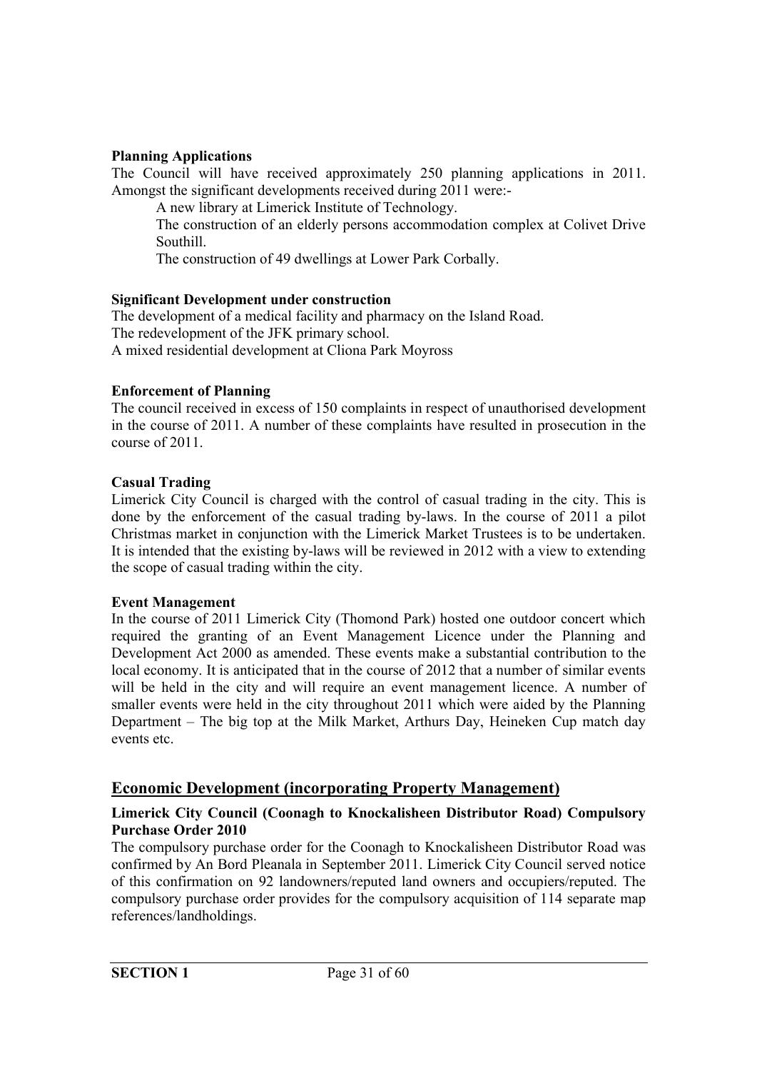**Planning Applications**

The Council will have received approximately 250 planning applications in 2011. Amongst the significant developments received during 2011 were:-

A new library at Limerick Institute of Technology.

The construction of an elderly persons accommodation complex at Colivet Drive Southill.

The construction of 49 dwellings at Lower Park Corbally.

**Significant Development under construction**

The development of a medical facility and pharmacy on the Island Road.
The redevelopment of the JFK primary school.
A mixed residential development at Cliona Park Moyross

**Enforcement of Planning**

The council received in excess of 150 complaints in respect of unauthorised development in the course of 2011. A number of these complaints have resulted in prosecution in the course of 2011.

**Casual Trading**

Limerick City Council is charged with the control of casual trading in the city. This is done by the enforcement of the casual trading by-laws. In the course of 2011 a pilot Christmas market in conjunction with the Limerick Market Trustees is to be undertaken. It is intended that the existing by-laws will be reviewed in 2012 with a view to extending the scope of casual trading within the city.

**Event Management**

In the course of 2011 Limerick City (Thomond Park) hosted one outdoor concert which required the granting of an Event Management Licence under the Planning and Development Act 2000 as amended. These events make a substantial contribution to the local economy. It is anticipated that in the course of 2012 that a number of similar events will be held in the city and will require an event management licence. A number of smaller events were held in the city throughout 2011 which were aided by the Planning Department – The big top at the Milk Market, Arthurs Day, Heineken Cup match day events etc.

## Economic Development (incorporating Property Management)

**Limerick City Council (Coonagh to Knockalisheen Distributor Road) Compulsory Purchase Order 2010**

The compulsory purchase order for the Coonagh to Knockalisheen Distributor Road was confirmed by An Bord Pleanala in September 2011. Limerick City Council served notice of this confirmation on 92 landowners/reputed land owners and occupiers/reputed. The compulsory purchase order provides for the compulsory acquisition of 114 separate map references/landholdings.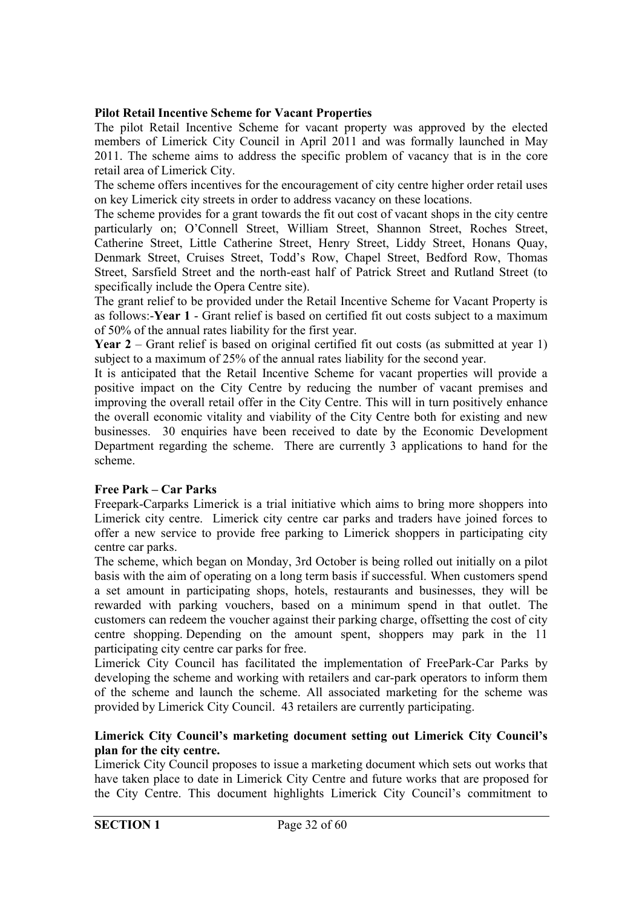**Pilot Retail Incentive Scheme for Vacant Properties**

The pilot Retail Incentive Scheme for vacant property was approved by the elected members of Limerick City Council in April 2011 and was formally launched in May 2011. The scheme aims to address the specific problem of vacancy that is in the core retail area of Limerick City.

The scheme offers incentives for the encouragement of city centre higher order retail uses on key Limerick city streets in order to address vacancy on these locations.

The scheme provides for a grant towards the fit out cost of vacant shops in the city centre particularly on; O'Connell Street, William Street, Shannon Street, Roches Street, Catherine Street, Little Catherine Street, Henry Street, Liddy Street, Honans Quay, Denmark Street, Cruises Street, Todd's Row, Chapel Street, Bedford Row, Thomas Street, Sarsfield Street and the north-east half of Patrick Street and Rutland Street (to specifically include the Opera Centre site).

The grant relief to be provided under the Retail Incentive Scheme for Vacant Property is as follows:-**Year 1** - Grant relief is based on certified fit out costs subject to a maximum of 50% of the annual rates liability for the first year.

**Year 2** – Grant relief is based on original certified fit out costs (as submitted at year 1) subject to a maximum of 25% of the annual rates liability for the second year.

It is anticipated that the Retail Incentive Scheme for vacant properties will provide a positive impact on the City Centre by reducing the number of vacant premises and improving the overall retail offer in the City Centre. This will in turn positively enhance the overall economic vitality and viability of the City Centre both for existing and new businesses. 30 enquiries have been received to date by the Economic Development Department regarding the scheme. There are currently 3 applications to hand for the scheme.

**Free Park – Car Parks**

Freepark-Carparks Limerick is a trial initiative which aims to bring more shoppers into Limerick city centre. Limerick city centre car parks and traders have joined forces to offer a new service to provide free parking to Limerick shoppers in participating city centre car parks.

The scheme, which began on Monday, 3rd October is being rolled out initially on a pilot basis with the aim of operating on a long term basis if successful. When customers spend a set amount in participating shops, hotels, restaurants and businesses, they will be rewarded with parking vouchers, based on a minimum spend in that outlet. The customers can redeem the voucher against their parking charge, offsetting the cost of city centre shopping. Depending on the amount spent, shoppers may park in the 11 participating city centre car parks for free.

Limerick City Council has facilitated the implementation of FreePark-Car Parks by developing the scheme and working with retailers and car-park operators to inform them of the scheme and launch the scheme. All associated marketing for the scheme was provided by Limerick City Council. 43 retailers are currently participating.

**Limerick City Council's marketing document setting out Limerick City Council's plan for the city centre.**

Limerick City Council proposes to issue a marketing document which sets out works that have taken place to date in Limerick City Centre and future works that are proposed for the City Centre. This document highlights Limerick City Council's commitment to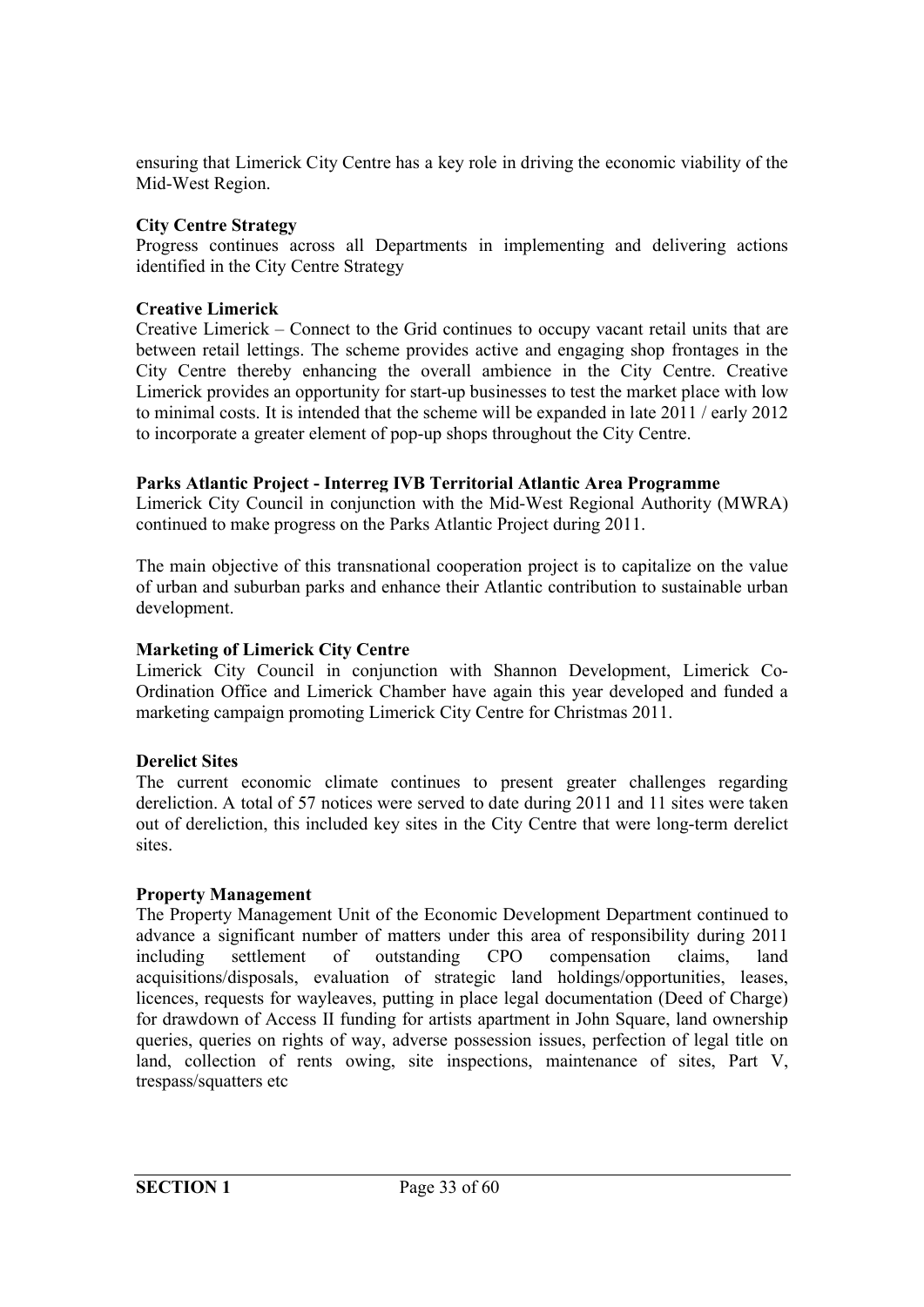ensuring that Limerick City Centre has a key role in driving the economic viability of the Mid-West Region.

**City Centre Strategy**
Progress continues across all Departments in implementing and delivering actions identified in the City Centre Strategy

**Creative Limerick**
Creative Limerick – Connect to the Grid continues to occupy vacant retail units that are between retail lettings. The scheme provides active and engaging shop frontages in the City Centre thereby enhancing the overall ambience in the City Centre. Creative Limerick provides an opportunity for start-up businesses to test the market place with low to minimal costs. It is intended that the scheme will be expanded in late 2011 / early 2012 to incorporate a greater element of pop-up shops throughout the City Centre.

**Parks Atlantic Project - Interreg IVB Territorial Atlantic Area Programme**
Limerick City Council in conjunction with the Mid-West Regional Authority (MWRA) continued to make progress on the Parks Atlantic Project during 2011.

The main objective of this transnational cooperation project is to capitalize on the value of urban and suburban parks and enhance their Atlantic contribution to sustainable urban development.

**Marketing of Limerick City Centre**
Limerick City Council in conjunction with Shannon Development, Limerick Co-Ordination Office and Limerick Chamber have again this year developed and funded a marketing campaign promoting Limerick City Centre for Christmas 2011.

**Derelict Sites**
The current economic climate continues to present greater challenges regarding dereliction. A total of 57 notices were served to date during 2011 and 11 sites were taken out of dereliction, this included key sites in the City Centre that were long-term derelict sites.

**Property Management**
The Property Management Unit of the Economic Development Department continued to advance a significant number of matters under this area of responsibility during 2011 including settlement of outstanding CPO compensation claims, land acquisitions/disposals, evaluation of strategic land holdings/opportunities, leases, licences, requests for wayleaves, putting in place legal documentation (Deed of Charge) for drawdown of Access II funding for artists apartment in John Square, land ownership queries, queries on rights of way, adverse possession issues, perfection of legal title on land, collection of rents owing, site inspections, maintenance of sites, Part V, trespass/squatters etc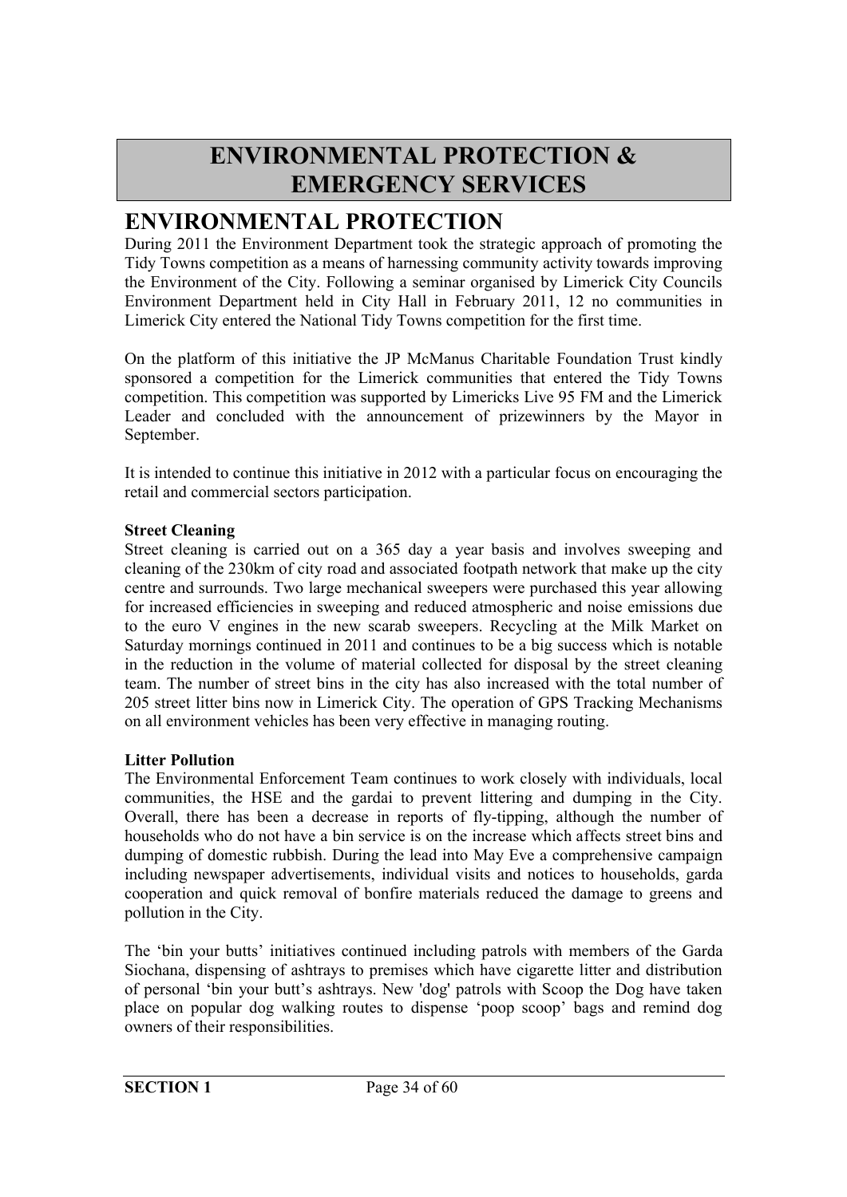# ENVIRONMENTAL PROTECTION & EMERGENCY SERVICES

## ENVIRONMENTAL PROTECTION

During 2011 the Environment Department took the strategic approach of promoting the Tidy Towns competition as a means of harnessing community activity towards improving the Environment of the City. Following a seminar organised by Limerick City Councils Environment Department held in City Hall in February 2011, 12 no communities in Limerick City entered the National Tidy Towns competition for the first time.

On the platform of this initiative the JP McManus Charitable Foundation Trust kindly sponsored a competition for the Limerick communities that entered the Tidy Towns competition. This competition was supported by Limericks Live 95 FM and the Limerick Leader and concluded with the announcement of prizewinners by the Mayor in September.

It is intended to continue this initiative in 2012 with a particular focus on encouraging the retail and commercial sectors participation.

**Street Cleaning**

Street cleaning is carried out on a 365 day a year basis and involves sweeping and cleaning of the 230km of city road and associated footpath network that make up the city centre and surrounds. Two large mechanical sweepers were purchased this year allowing for increased efficiencies in sweeping and reduced atmospheric and noise emissions due to the euro V engines in the new scarab sweepers. Recycling at the Milk Market on Saturday mornings continued in 2011 and continues to be a big success which is notable in the reduction in the volume of material collected for disposal by the street cleaning team. The number of street bins in the city has also increased with the total number of 205 street litter bins now in Limerick City. The operation of GPS Tracking Mechanisms on all environment vehicles has been very effective in managing routing.

**Litter Pollution**

The Environmental Enforcement Team continues to work closely with individuals, local communities, the HSE and the gardai to prevent littering and dumping in the City. Overall, there has been a decrease in reports of fly-tipping, although the number of households who do not have a bin service is on the increase which affects street bins and dumping of domestic rubbish. During the lead into May Eve a comprehensive campaign including newspaper advertisements, individual visits and notices to households, garda cooperation and quick removal of bonfire materials reduced the damage to greens and pollution in the City.

The 'bin your butts' initiatives continued including patrols with members of the Garda Siochana, dispensing of ashtrays to premises which have cigarette litter and distribution of personal 'bin your butt's ashtrays. New 'dog' patrols with Scoop the Dog have taken place on popular dog walking routes to dispense 'poop scoop' bags and remind dog owners of their responsibilities.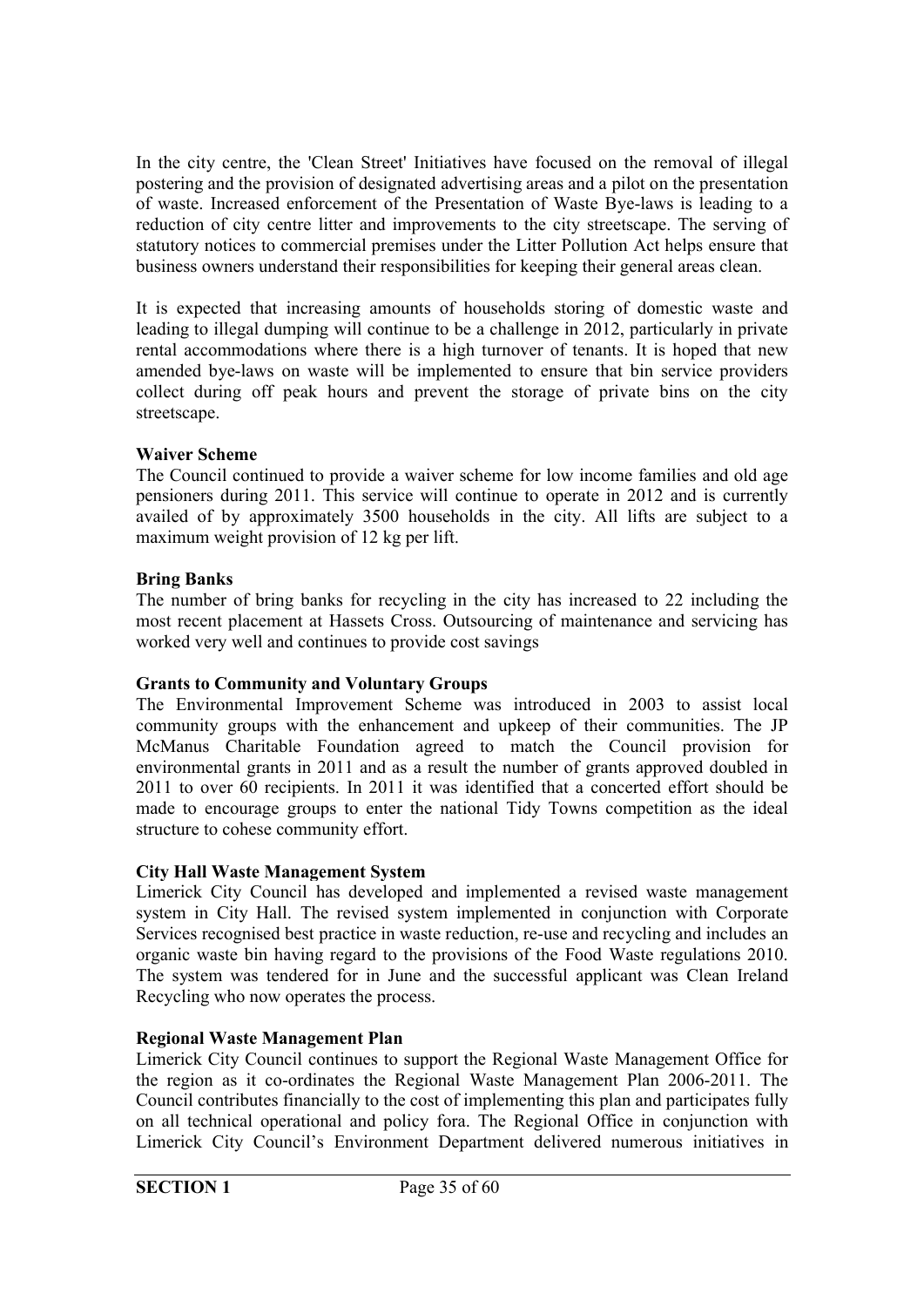In the city centre, the 'Clean Street' Initiatives have focused on the removal of illegal postering and the provision of designated advertising areas and a pilot on the presentation of waste. Increased enforcement of the Presentation of Waste Bye-laws is leading to a reduction of city centre litter and improvements to the city streetscape. The serving of statutory notices to commercial premises under the Litter Pollution Act helps ensure that business owners understand their responsibilities for keeping their general areas clean.

It is expected that increasing amounts of households storing of domestic waste and leading to illegal dumping will continue to be a challenge in 2012, particularly in private rental accommodations where there is a high turnover of tenants. It is hoped that new amended bye-laws on waste will be implemented to ensure that bin service providers collect during off peak hours and prevent the storage of private bins on the city streetscape.

**Waiver Scheme**
The Council continued to provide a waiver scheme for low income families and old age pensioners during 2011. This service will continue to operate in 2012 and is currently availed of by approximately 3500 households in the city. All lifts are subject to a maximum weight provision of 12 kg per lift.

**Bring Banks**
The number of bring banks for recycling in the city has increased to 22 including the most recent placement at Hassets Cross. Outsourcing of maintenance and servicing has worked very well and continues to provide cost savings

**Grants to Community and Voluntary Groups**
The Environmental Improvement Scheme was introduced in 2003 to assist local community groups with the enhancement and upkeep of their communities. The JP McManus Charitable Foundation agreed to match the Council provision for environmental grants in 2011 and as a result the number of grants approved doubled in 2011 to over 60 recipients. In 2011 it was identified that a concerted effort should be made to encourage groups to enter the national Tidy Towns competition as the ideal structure to cohese community effort.

**City Hall Waste Management System**
Limerick City Council has developed and implemented a revised waste management system in City Hall. The revised system implemented in conjunction with Corporate Services recognised best practice in waste reduction, re-use and recycling and includes an organic waste bin having regard to the provisions of the Food Waste regulations 2010. The system was tendered for in June and the successful applicant was Clean Ireland Recycling who now operates the process.

**Regional Waste Management Plan**
Limerick City Council continues to support the Regional Waste Management Office for the region as it co-ordinates the Regional Waste Management Plan 2006-2011. The Council contributes financially to the cost of implementing this plan and participates fully on all technical operational and policy fora. The Regional Office in conjunction with Limerick City Council's Environment Department delivered numerous initiatives in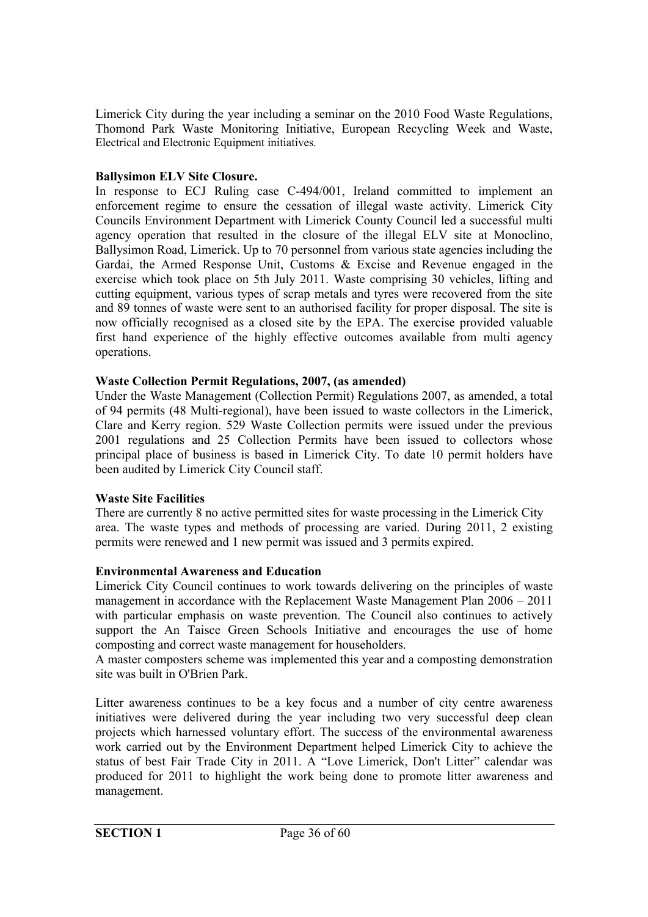Limerick City during the year including a seminar on the 2010 Food Waste Regulations, Thomond Park Waste Monitoring Initiative, European Recycling Week and Waste, Electrical and Electronic Equipment initiatives.

**Ballysimon ELV Site Closure.**

In response to ECJ Ruling case C-494/001, Ireland committed to implement an enforcement regime to ensure the cessation of illegal waste activity. Limerick City Councils Environment Department with Limerick County Council led a successful multi agency operation that resulted in the closure of the illegal ELV site at Monoclino, Ballysimon Road, Limerick. Up to 70 personnel from various state agencies including the Gardai, the Armed Response Unit, Customs & Excise and Revenue engaged in the exercise which took place on 5th July 2011. Waste comprising 30 vehicles, lifting and cutting equipment, various types of scrap metals and tyres were recovered from the site and 89 tonnes of waste were sent to an authorised facility for proper disposal. The site is now officially recognised as a closed site by the EPA. The exercise provided valuable first hand experience of the highly effective outcomes available from multi agency operations.

**Waste Collection Permit Regulations, 2007, (as amended)**

Under the Waste Management (Collection Permit) Regulations 2007, as amended, a total of 94 permits (48 Multi-regional), have been issued to waste collectors in the Limerick, Clare and Kerry region. 529 Waste Collection permits were issued under the previous 2001 regulations and 25 Collection Permits have been issued to collectors whose principal place of business is based in Limerick City. To date 10 permit holders have been audited by Limerick City Council staff.

**Waste Site Facilities**

There are currently 8 no active permitted sites for waste processing in the Limerick City area. The waste types and methods of processing are varied. During 2011, 2 existing permits were renewed and 1 new permit was issued and 3 permits expired.

**Environmental Awareness and Education**

Limerick City Council continues to work towards delivering on the principles of waste management in accordance with the Replacement Waste Management Plan 2006 – 2011 with particular emphasis on waste prevention. The Council also continues to actively support the An Taisce Green Schools Initiative and encourages the use of home composting and correct waste management for householders.

A master composters scheme was implemented this year and a composting demonstration site was built in O'Brien Park.

Litter awareness continues to be a key focus and a number of city centre awareness initiatives were delivered during the year including two very successful deep clean projects which harnessed voluntary effort. The success of the environmental awareness work carried out by the Environment Department helped Limerick City to achieve the status of best Fair Trade City in 2011. A "Love Limerick, Don't Litter" calendar was produced for 2011 to highlight the work being done to promote litter awareness and management.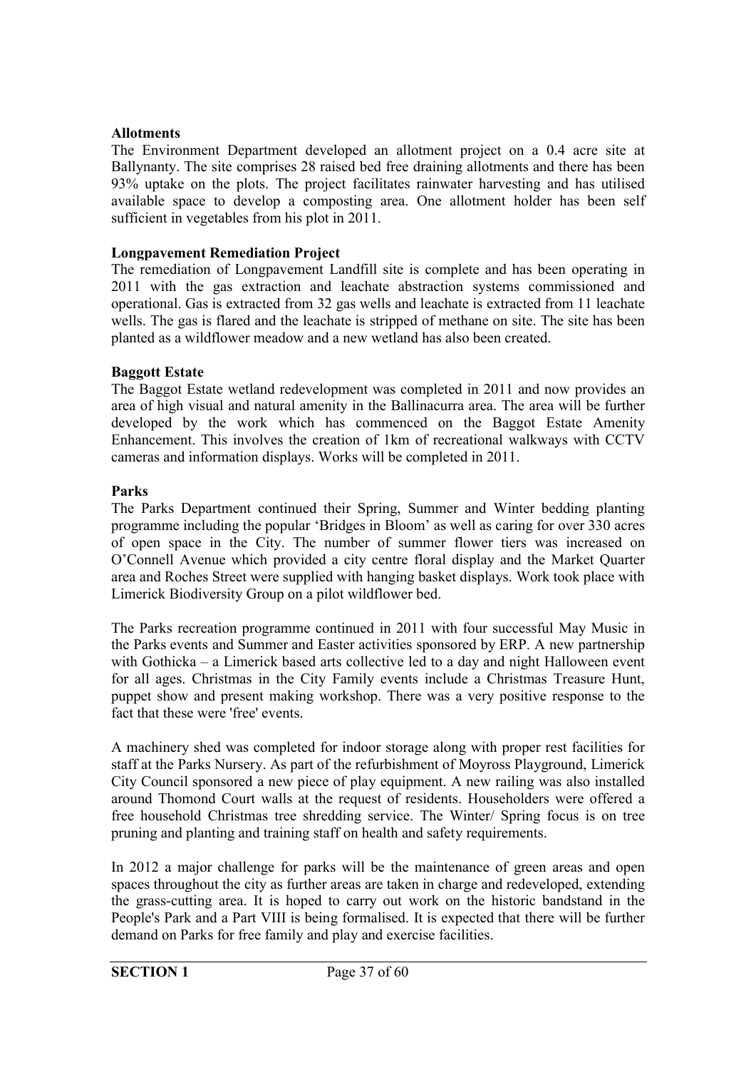**Allotments**

The Environment Department developed an allotment project on a 0.4 acre site at Ballynanty. The site comprises 28 raised bed free draining allotments and there has been 93% uptake on the plots. The project facilitates rainwater harvesting and has utilised available space to develop a composting area. One allotment holder has been self sufficient in vegetables from his plot in 2011.

**Longpavement Remediation Project**

The remediation of Longpavement Landfill site is complete and has been operating in 2011 with the gas extraction and leachate abstraction systems commissioned and operational. Gas is extracted from 32 gas wells and leachate is extracted from 11 leachate wells. The gas is flared and the leachate is stripped of methane on site. The site has been planted as a wildflower meadow and a new wetland has also been created.

**Baggott Estate**

The Baggot Estate wetland redevelopment was completed in 2011 and now provides an area of high visual and natural amenity in the Ballinacurra area. The area will be further developed by the work which has commenced on the Baggot Estate Amenity Enhancement. This involves the creation of 1km of recreational walkways with CCTV cameras and information displays. Works will be completed in 2011.

**Parks**

The Parks Department continued their Spring, Summer and Winter bedding planting programme including the popular 'Bridges in Bloom' as well as caring for over 330 acres of open space in the City. The number of summer flower tiers was increased on O'Connell Avenue which provided a city centre floral display and the Market Quarter area and Roches Street were supplied with hanging basket displays. Work took place with Limerick Biodiversity Group on a pilot wildflower bed.

The Parks recreation programme continued in 2011 with four successful May Music in the Parks events and Summer and Easter activities sponsored by ERP. A new partnership with Gothicka – a Limerick based arts collective led to a day and night Halloween event for all ages. Christmas in the City Family events include a Christmas Treasure Hunt, puppet show and present making workshop. There was a very positive response to the fact that these were 'free' events.

A machinery shed was completed for indoor storage along with proper rest facilities for staff at the Parks Nursery. As part of the refurbishment of Moyross Playground, Limerick City Council sponsored a new piece of play equipment. A new railing was also installed around Thomond Court walls at the request of residents. Householders were offered a free household Christmas tree shredding service. The Winter/ Spring focus is on tree pruning and planting and training staff on health and safety requirements.

In 2012 a major challenge for parks will be the maintenance of green areas and open spaces throughout the city as further areas are taken in charge and redeveloped, extending the grass-cutting area. It is hoped to carry out work on the historic bandstand in the People's Park and a Part VIII is being formalised. It is expected that there will be further demand on Parks for free family and play and exercise facilities.

**SECTION 1**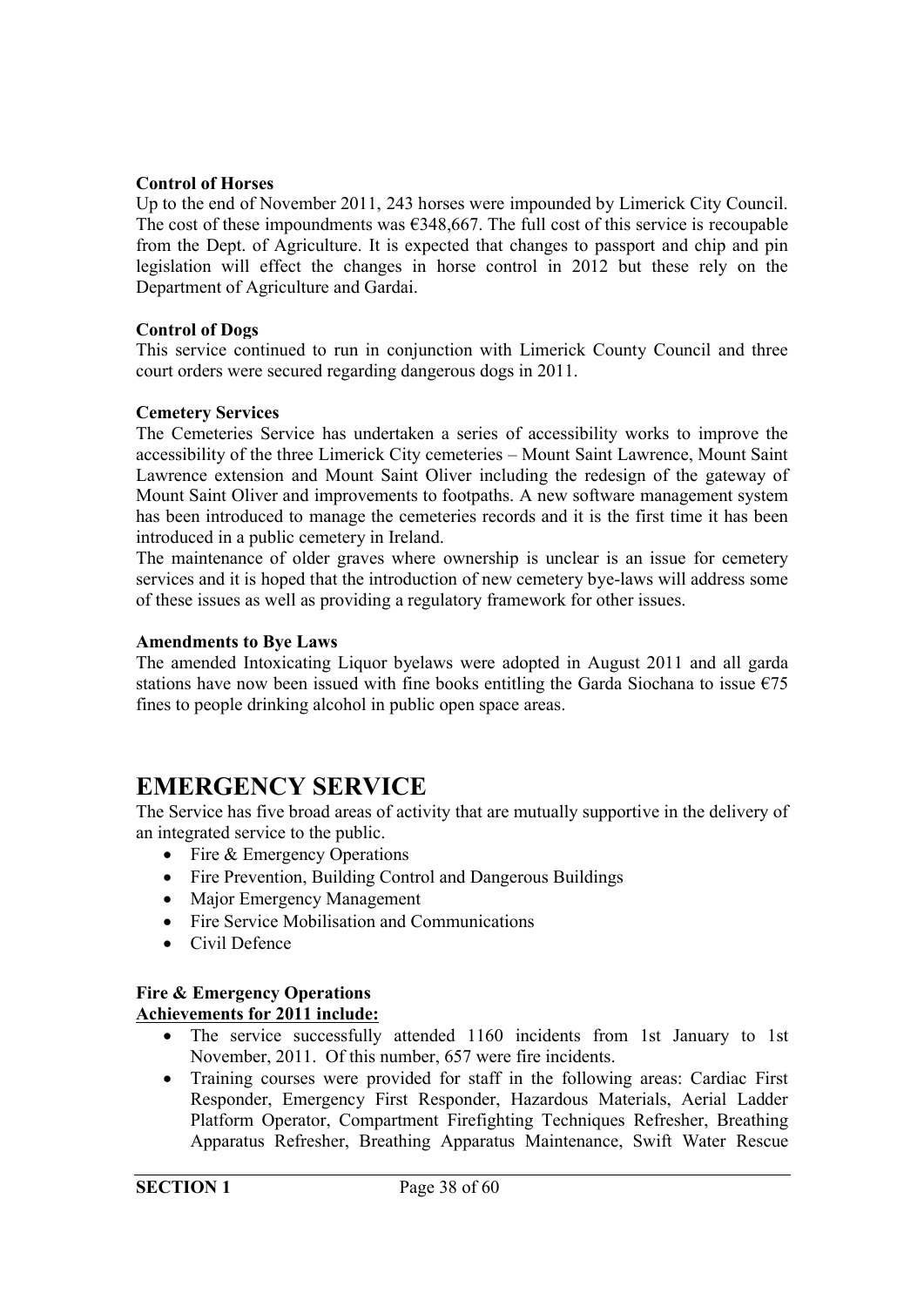**Control of Horses**

Up to the end of November 2011, 243 horses were impounded by Limerick City Council. The cost of these impoundments was €348,667. The full cost of this service is recoupable from the Dept. of Agriculture. It is expected that changes to passport and chip and pin legislation will effect the changes in horse control in 2012 but these rely on the Department of Agriculture and Gardai.

**Control of Dogs**

This service continued to run in conjunction with Limerick County Council and three court orders were secured regarding dangerous dogs in 2011.

**Cemetery Services**

The Cemeteries Service has undertaken a series of accessibility works to improve the accessibility of the three Limerick City cemeteries – Mount Saint Lawrence, Mount Saint Lawrence extension and Mount Saint Oliver including the redesign of the gateway of Mount Saint Oliver and improvements to footpaths. A new software management system has been introduced to manage the cemeteries records and it is the first time it has been introduced in a public cemetery in Ireland.

The maintenance of older graves where ownership is unclear is an issue for cemetery services and it is hoped that the introduction of new cemetery bye-laws will address some of these issues as well as providing a regulatory framework for other issues.

**Amendments to Bye Laws**

The amended Intoxicating Liquor byelaws were adopted in August 2011 and all garda stations have now been issued with fine books entitling the Garda Siochana to issue €75 fines to people drinking alcohol in public open space areas.

# EMERGENCY SERVICE

The Service has five broad areas of activity that are mutually supportive in the delivery of an integrated service to the public.

- Fire & Emergency Operations
- Fire Prevention, Building Control and Dangerous Buildings
- Major Emergency Management
- Fire Service Mobilisation and Communications
- Civil Defence

**Fire & Emergency Operations**

**Achievements for 2011 include:**

- The service successfully attended 1160 incidents from 1st January to 1st November, 2011. Of this number, 657 were fire incidents.
- Training courses were provided for staff in the following areas: Cardiac First Responder, Emergency First Responder, Hazardous Materials, Aerial Ladder Platform Operator, Compartment Firefighting Techniques Refresher, Breathing Apparatus Refresher, Breathing Apparatus Maintenance, Swift Water Rescue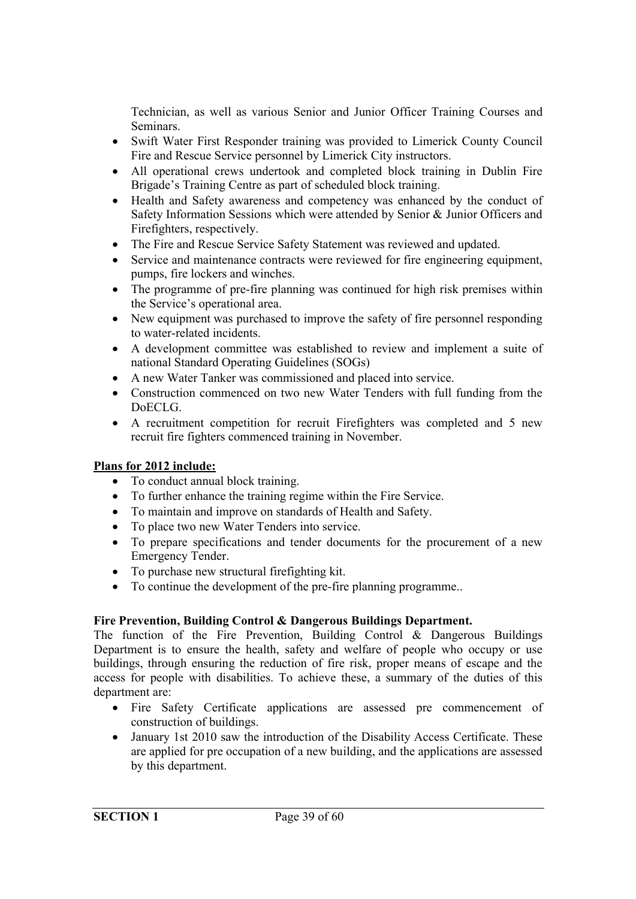Technician, as well as various Senior and Junior Officer Training Courses and Seminars.

- Swift Water First Responder training was provided to Limerick County Council Fire and Rescue Service personnel by Limerick City instructors.
- All operational crews undertook and completed block training in Dublin Fire Brigade's Training Centre as part of scheduled block training.
- Health and Safety awareness and competency was enhanced by the conduct of Safety Information Sessions which were attended by Senior & Junior Officers and Firefighters, respectively.
- The Fire and Rescue Service Safety Statement was reviewed and updated.
- Service and maintenance contracts were reviewed for fire engineering equipment, pumps, fire lockers and winches.
- The programme of pre-fire planning was continued for high risk premises within the Service's operational area.
- New equipment was purchased to improve the safety of fire personnel responding to water-related incidents.
- A development committee was established to review and implement a suite of national Standard Operating Guidelines (SOGs)
- A new Water Tanker was commissioned and placed into service.
- Construction commenced on two new Water Tenders with full funding from the DoECLG.
- A recruitment competition for recruit Firefighters was completed and 5 new recruit fire fighters commenced training in November.

**Plans for 2012 include:**

- To conduct annual block training.
- To further enhance the training regime within the Fire Service.
- To maintain and improve on standards of Health and Safety.
- To place two new Water Tenders into service.
- To prepare specifications and tender documents for the procurement of a new Emergency Tender.
- To purchase new structural firefighting kit.
- To continue the development of the pre-fire planning programme..

**Fire Prevention, Building Control & Dangerous Buildings Department.**

The function of the Fire Prevention, Building Control & Dangerous Buildings Department is to ensure the health, safety and welfare of people who occupy or use buildings, through ensuring the reduction of fire risk, proper means of escape and the access for people with disabilities. To achieve these, a summary of the duties of this department are:

- Fire Safety Certificate applications are assessed pre commencement of construction of buildings.
- January 1st 2010 saw the introduction of the Disability Access Certificate. These are applied for pre occupation of a new building, and the applications are assessed by this department.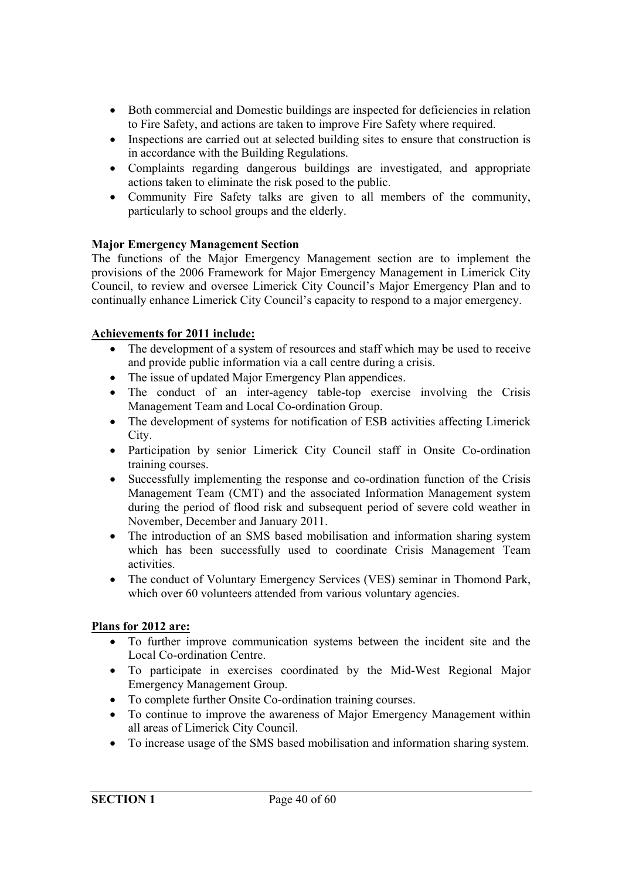- Both commercial and Domestic buildings are inspected for deficiencies in relation to Fire Safety, and actions are taken to improve Fire Safety where required.
- Inspections are carried out at selected building sites to ensure that construction is in accordance with the Building Regulations.
- Complaints regarding dangerous buildings are investigated, and appropriate actions taken to eliminate the risk posed to the public.
- Community Fire Safety talks are given to all members of the community, particularly to school groups and the elderly.

**Major Emergency Management Section**

The functions of the Major Emergency Management section are to implement the provisions of the 2006 Framework for Major Emergency Management in Limerick City Council, to review and oversee Limerick City Council's Major Emergency Plan and to continually enhance Limerick City Council's capacity to respond to a major emergency.

**Achievements for 2011 include:**

- The development of a system of resources and staff which may be used to receive and provide public information via a call centre during a crisis.
- The issue of updated Major Emergency Plan appendices.
- The conduct of an inter-agency table-top exercise involving the Crisis Management Team and Local Co-ordination Group.
- The development of systems for notification of ESB activities affecting Limerick City.
- Participation by senior Limerick City Council staff in Onsite Co-ordination training courses.
- Successfully implementing the response and co-ordination function of the Crisis Management Team (CMT) and the associated Information Management system during the period of flood risk and subsequent period of severe cold weather in November, December and January 2011.
- The introduction of an SMS based mobilisation and information sharing system which has been successfully used to coordinate Crisis Management Team activities.
- The conduct of Voluntary Emergency Services (VES) seminar in Thomond Park, which over 60 volunteers attended from various voluntary agencies.

**Plans for 2012 are:**

- To further improve communication systems between the incident site and the Local Co-ordination Centre.
- To participate in exercises coordinated by the Mid-West Regional Major Emergency Management Group.
- To complete further Onsite Co-ordination training courses.
- To continue to improve the awareness of Major Emergency Management within all areas of Limerick City Council.
- To increase usage of the SMS based mobilisation and information sharing system.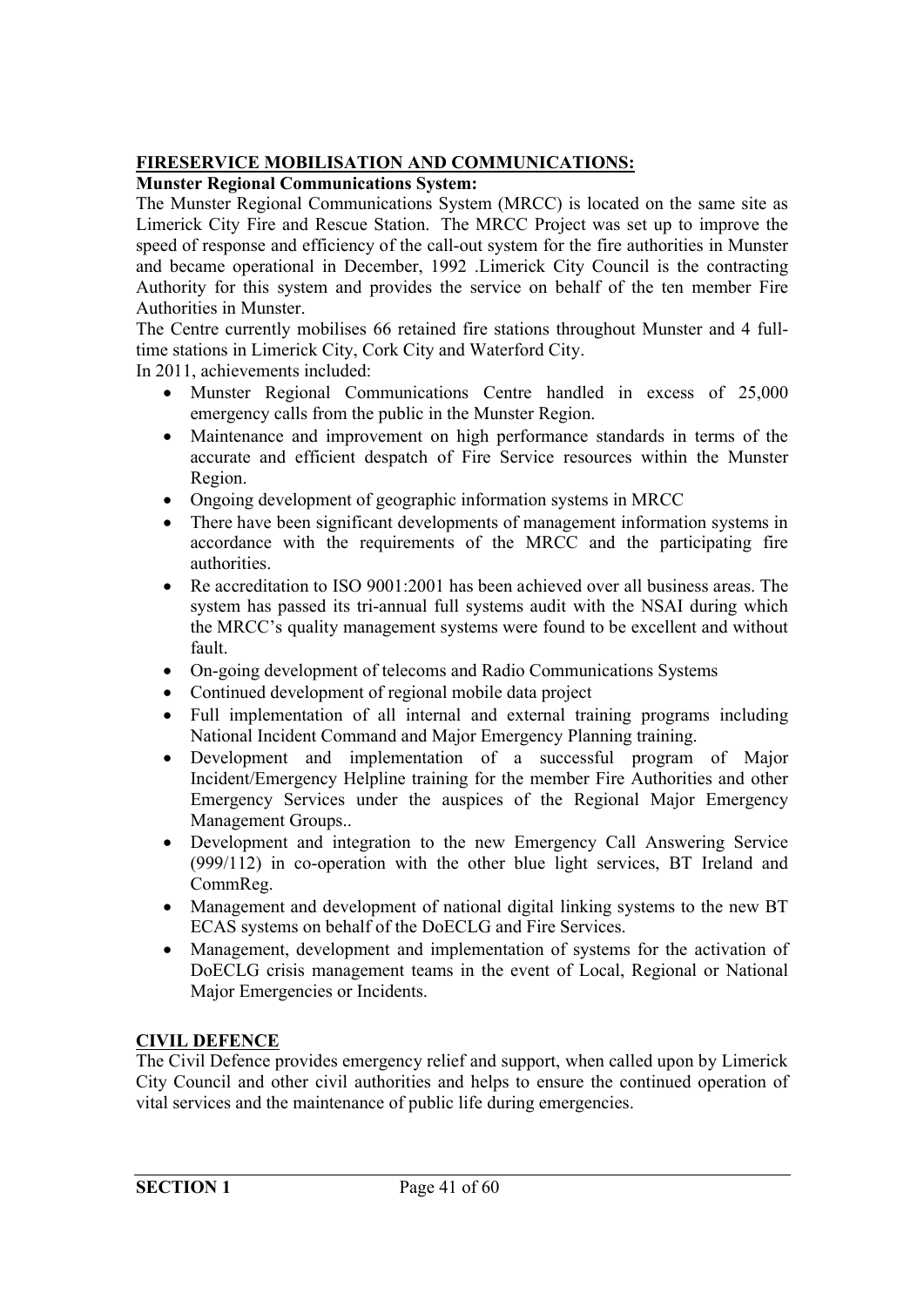## FIRESERVICE MOBILISATION AND COMMUNICATIONS:

### Munster Regional Communications System:

The Munster Regional Communications System (MRCC) is located on the same site as Limerick City Fire and Rescue Station. The MRCC Project was set up to improve the speed of response and efficiency of the call-out system for the fire authorities in Munster and became operational in December, 1992 .Limerick City Council is the contracting Authority for this system and provides the service on behalf of the ten member Fire Authorities in Munster.

The Centre currently mobilises 66 retained fire stations throughout Munster and 4 full-time stations in Limerick City, Cork City and Waterford City.

In 2011, achievements included:

- Munster Regional Communications Centre handled in excess of 25,000 emergency calls from the public in the Munster Region.
- Maintenance and improvement on high performance standards in terms of the accurate and efficient despatch of Fire Service resources within the Munster Region.
- Ongoing development of geographic information systems in MRCC
- There have been significant developments of management information systems in accordance with the requirements of the MRCC and the participating fire authorities.
- Re accreditation to ISO 9001:2001 has been achieved over all business areas. The system has passed its tri-annual full systems audit with the NSAI during which the MRCC's quality management systems were found to be excellent and without fault.
- On-going development of telecoms and Radio Communications Systems
- Continued development of regional mobile data project
- Full implementation of all internal and external training programs including National Incident Command and Major Emergency Planning training.
- Development and implementation of a successful program of Major Incident/Emergency Helpline training for the member Fire Authorities and other Emergency Services under the auspices of the Regional Major Emergency Management Groups..
- Development and integration to the new Emergency Call Answering Service (999/112) in co-operation with the other blue light services, BT Ireland and CommReg.
- Management and development of national digital linking systems to the new BT ECAS systems on behalf of the DoECLG and Fire Services.
- Management, development and implementation of systems for the activation of DoECLG crisis management teams in the event of Local, Regional or National Major Emergencies or Incidents.

## CIVIL DEFENCE

The Civil Defence provides emergency relief and support, when called upon by Limerick City Council and other civil authorities and helps to ensure the continued operation of vital services and the maintenance of public life during emergencies.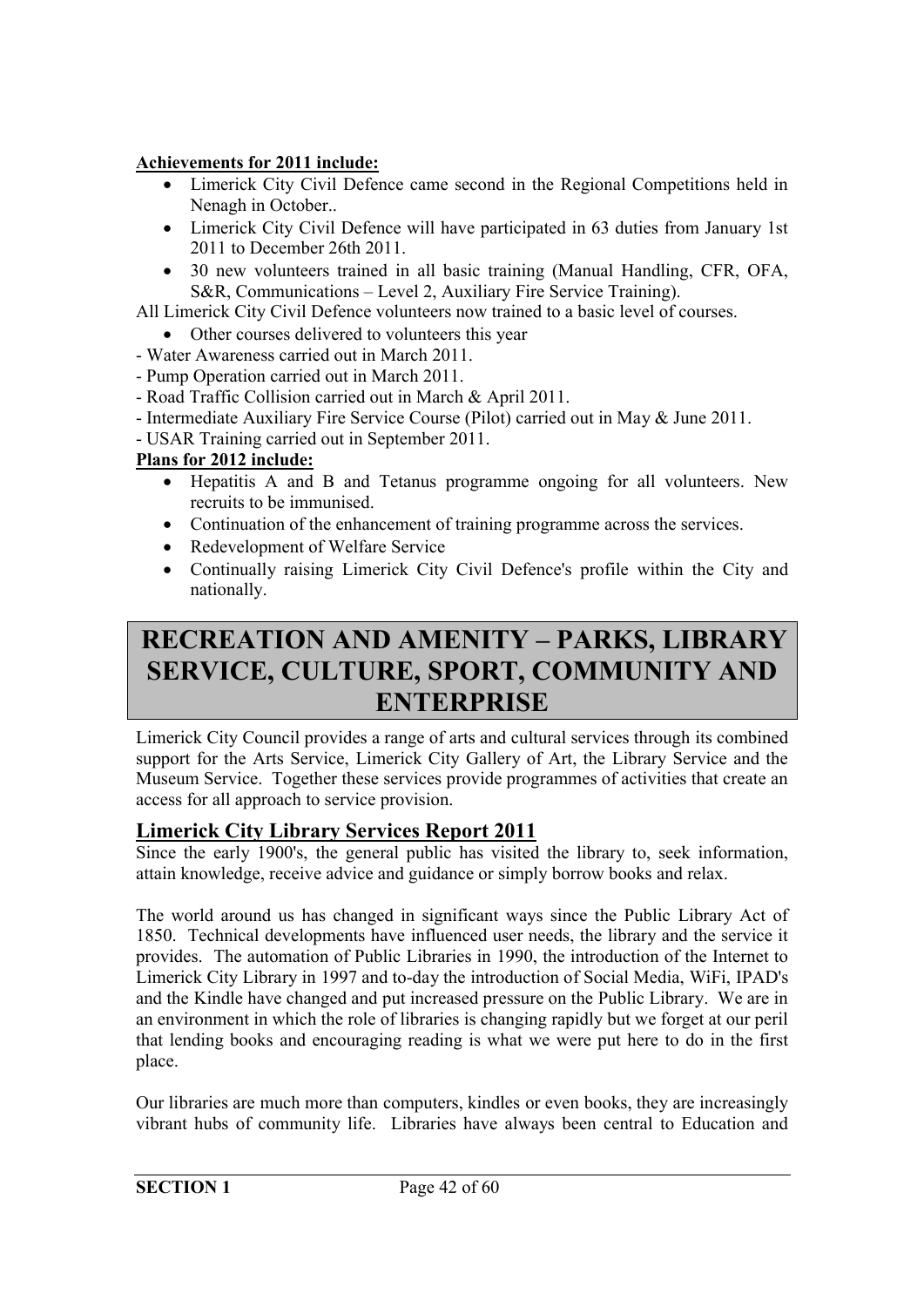**Achievements for 2011 include:**

- Limerick City Civil Defence came second in the Regional Competitions held in Nenagh in October..
- Limerick City Civil Defence will have participated in 63 duties from January 1st 2011 to December 26th 2011.
- 30 new volunteers trained in all basic training (Manual Handling, CFR, OFA, S&R, Communications – Level 2, Auxiliary Fire Service Training).

All Limerick City Civil Defence volunteers now trained to a basic level of courses.

- Other courses delivered to volunteers this year

- Water Awareness carried out in March 2011.
- Pump Operation carried out in March 2011.
- Road Traffic Collision carried out in March & April 2011.
- Intermediate Auxiliary Fire Service Course (Pilot) carried out in May & June 2011.
- USAR Training carried out in September 2011.

**Plans for 2012 include:**

- Hepatitis A and B and Tetanus programme ongoing for all volunteers. New recruits to be immunised.
- Continuation of the enhancement of training programme across the services.
- Redevelopment of Welfare Service
- Continually raising Limerick City Civil Defence's profile within the City and nationally.

# RECREATION AND AMENITY – PARKS, LIBRARY SERVICE, CULTURE, SPORT, COMMUNITY AND ENTERPRISE

Limerick City Council provides a range of arts and cultural services through its combined support for the Arts Service, Limerick City Gallery of Art, the Library Service and the Museum Service. Together these services provide programmes of activities that create an access for all approach to service provision.

## Limerick City Library Services Report 2011

Since the early 1900's, the general public has visited the library to, seek information, attain knowledge, receive advice and guidance or simply borrow books and relax.

The world around us has changed in significant ways since the Public Library Act of 1850. Technical developments have influenced user needs, the library and the service it provides. The automation of Public Libraries in 1990, the introduction of the Internet to Limerick City Library in 1997 and to-day the introduction of Social Media, WiFi, IPAD's and the Kindle have changed and put increased pressure on the Public Library. We are in an environment in which the role of libraries is changing rapidly but we forget at our peril that lending books and encouraging reading is what we were put here to do in the first place.

Our libraries are much more than computers, kindles or even books, they are increasingly vibrant hubs of community life. Libraries have always been central to Education and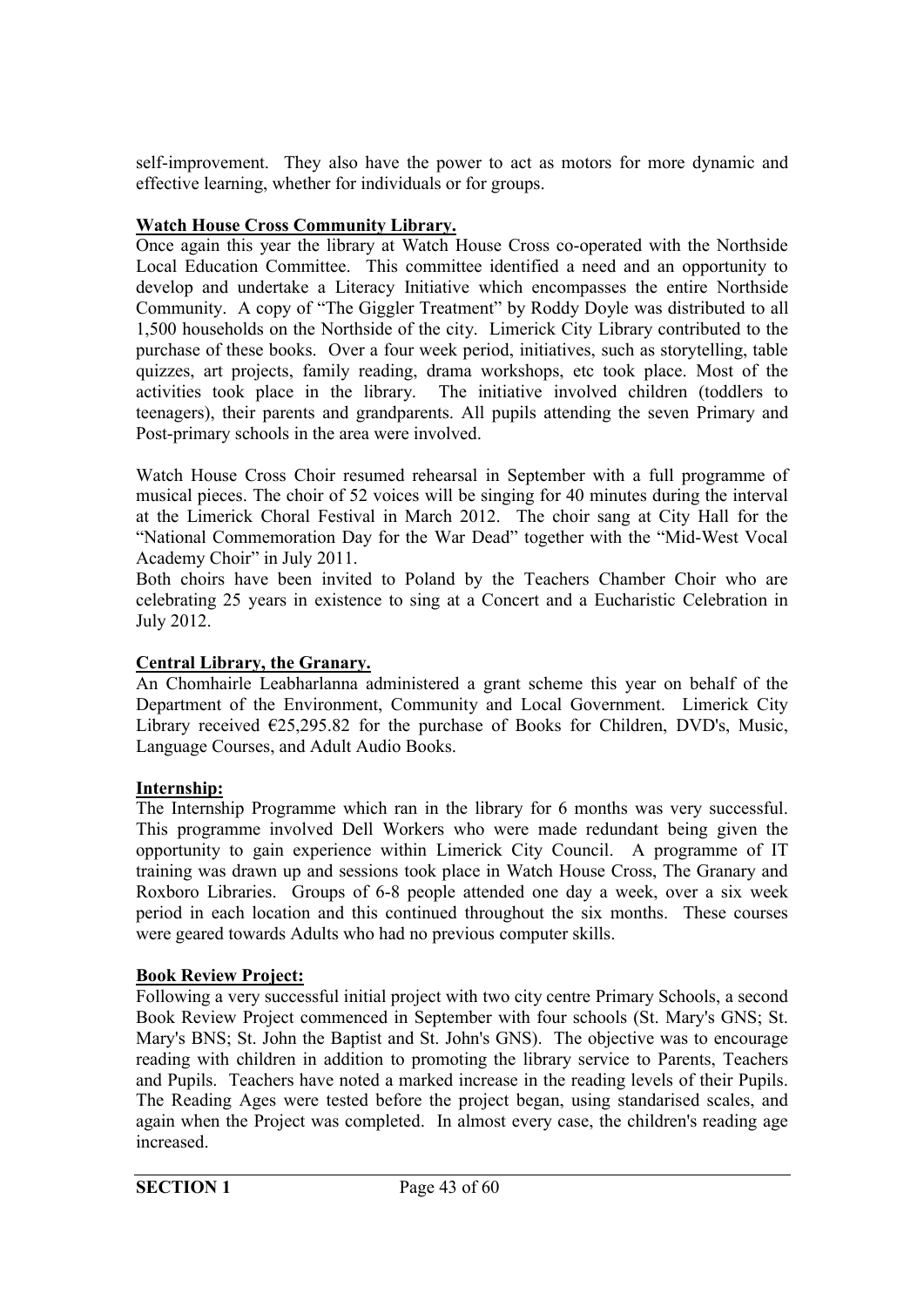self-improvement. They also have the power to act as motors for more dynamic and effective learning, whether for individuals or for groups.

**Watch House Cross Community Library.**

Once again this year the library at Watch House Cross co-operated with the Northside Local Education Committee. This committee identified a need and an opportunity to develop and undertake a Literacy Initiative which encompasses the entire Northside Community. A copy of "The Giggler Treatment" by Roddy Doyle was distributed to all 1,500 households on the Northside of the city. Limerick City Library contributed to the purchase of these books. Over a four week period, initiatives, such as storytelling, table quizzes, art projects, family reading, drama workshops, etc took place. Most of the activities took place in the library. The initiative involved children (toddlers to teenagers), their parents and grandparents. All pupils attending the seven Primary and Post-primary schools in the area were involved.

Watch House Cross Choir resumed rehearsal in September with a full programme of musical pieces. The choir of 52 voices will be singing for 40 minutes during the interval at the Limerick Choral Festival in March 2012. The choir sang at City Hall for the "National Commemoration Day for the War Dead" together with the "Mid-West Vocal Academy Choir" in July 2011.

Both choirs have been invited to Poland by the Teachers Chamber Choir who are celebrating 25 years in existence to sing at a Concert and a Eucharistic Celebration in July 2012.

**Central Library, the Granary.**

An Chomhairle Leabharlanna administered a grant scheme this year on behalf of the Department of the Environment, Community and Local Government. Limerick City Library received €25,295.82 for the purchase of Books for Children, DVD's, Music, Language Courses, and Adult Audio Books.

**Internship:**

The Internship Programme which ran in the library for 6 months was very successful. This programme involved Dell Workers who were made redundant being given the opportunity to gain experience within Limerick City Council. A programme of IT training was drawn up and sessions took place in Watch House Cross, The Granary and Roxboro Libraries. Groups of 6-8 people attended one day a week, over a six week period in each location and this continued throughout the six months. These courses were geared towards Adults who had no previous computer skills.

**Book Review Project:**

Following a very successful initial project with two city centre Primary Schools, a second Book Review Project commenced in September with four schools (St. Mary's GNS; St. Mary's BNS; St. John the Baptist and St. John's GNS). The objective was to encourage reading with children in addition to promoting the library service to Parents, Teachers and Pupils. Teachers have noted a marked increase in the reading levels of their Pupils. The Reading Ages were tested before the project began, using standarised scales, and again when the Project was completed. In almost every case, the children's reading age increased.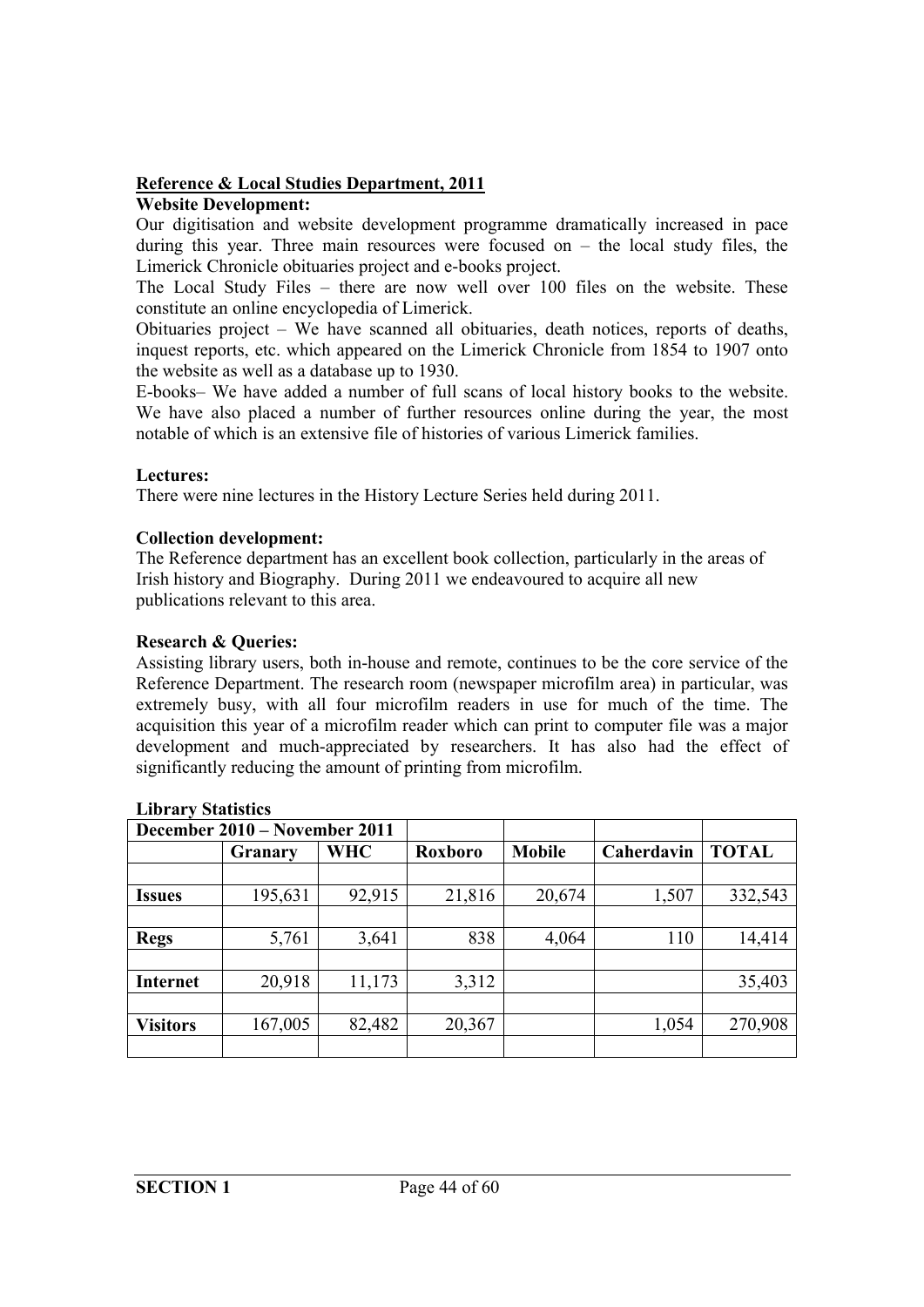## Reference & Local Studies Department, 2011

**Website Development:**

Our digitisation and website development programme dramatically increased in pace during this year. Three main resources were focused on – the local study files, the Limerick Chronicle obituaries project and e-books project.

The Local Study Files – there are now well over 100 files on the website. These constitute an online encyclopedia of Limerick.

Obituaries project – We have scanned all obituaries, death notices, reports of deaths, inquest reports, etc. which appeared on the Limerick Chronicle from 1854 to 1907 onto the website as well as a database up to 1930.

E-books– We have added a number of full scans of local history books to the website. We have also placed a number of further resources online during the year, the most notable of which is an extensive file of histories of various Limerick families.

**Lectures:**

There were nine lectures in the History Lecture Series held during 2011.

**Collection development:**

The Reference department has an excellent book collection, particularly in the areas of Irish history and Biography. During 2011 we endeavoured to acquire all new publications relevant to this area.

**Research & Queries:**

Assisting library users, both in-house and remote, continues to be the core service of the Reference Department. The research room (newspaper microfilm area) in particular, was extremely busy, with all four microfilm readers in use for much of the time. The acquisition this year of a microfilm reader which can print to computer file was a major development and much-appreciated by researchers. It has also had the effect of significantly reducing the amount of printing from microfilm.

**Library Statistics**

| December 2010 – November 2011 | | | | | | |
|---|---|---|---|---|---|---|
| | **Granary** | **WHC** | **Roxboro** | **Mobile** | **Caherdavin** | **TOTAL** |
| | | | | | | |
| **Issues** | 195,631 | 92,915 | 21,816 | 20,674 | 1,507 | 332,543 |
| | | | | | | |
| **Regs** | 5,761 | 3,641 | 838 | 4,064 | 110 | 14,414 |
| | | | | | | |
| **Internet** | 20,918 | 11,173 | 3,312 | | | 35,403 |
| | | | | | | |
| **Visitors** | 167,005 | 82,482 | 20,367 | | 1,054 | 270,908 |
| | | | | | | |

**SECTION 1**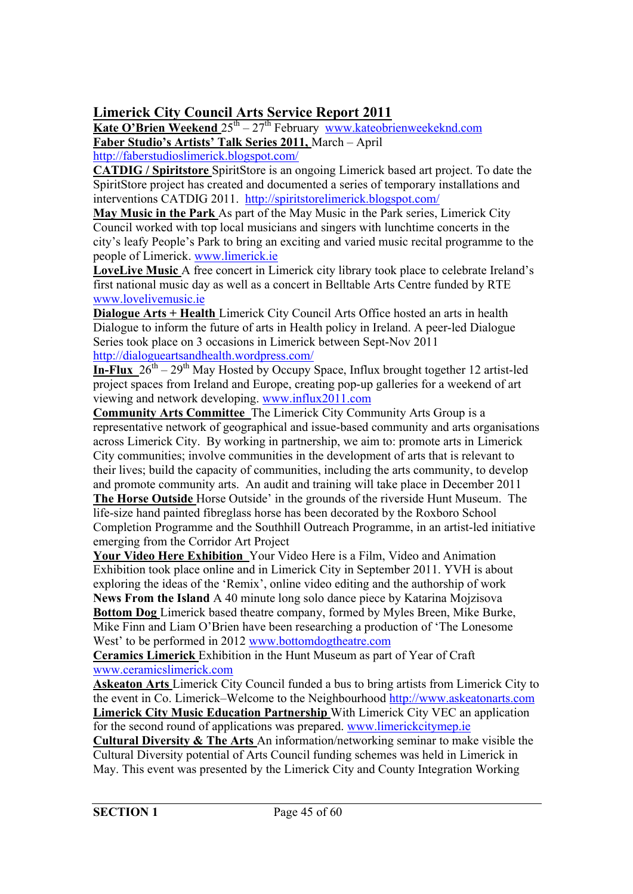## Limerick City Council Arts Service Report 2011

**Kate O'Brien Weekend** 25th – 27th February www.kateobrienweekeknd.com

**Faber Studio's Artists' Talk Series 2011,** March – April http://faberstudioslimerick.blogspot.com/

**CATDIG / Spiritstore** SpiritStore is an ongoing Limerick based art project. To date the SpiritStore project has created and documented a series of temporary installations and interventions CATDIG 2011. http://spiritstorelimerick.blogspot.com/

**May Music in the Park** As part of the May Music in the Park series, Limerick City Council worked with top local musicians and singers with lunchtime concerts in the city's leafy People's Park to bring an exciting and varied music recital programme to the people of Limerick. www.limerick.ie

**LoveLive Music** A free concert in Limerick city library took place to celebrate Ireland's first national music day as well as a concert in Belltable Arts Centre funded by RTE www.lovelivemusic.ie

**Dialogue Arts + Health** Limerick City Council Arts Office hosted an arts in health Dialogue to inform the future of arts in Health policy in Ireland. A peer-led Dialogue Series took place on 3 occasions in Limerick between Sept-Nov 2011 http://dialogueartsandhealth.wordpress.com/

**In-Flux** 26th – 29th May Hosted by Occupy Space, Influx brought together 12 artist-led project spaces from Ireland and Europe, creating pop-up galleries for a weekend of art viewing and network developing. www.influx2011.com

**Community Arts Committee** The Limerick City Community Arts Group is a representative network of geographical and issue-based community and arts organisations across Limerick City. By working in partnership, we aim to: promote arts in Limerick City communities; involve communities in the development of arts that is relevant to their lives; build the capacity of communities, including the arts community, to develop and promote community arts. An audit and training will take place in December 2011

**The Horse Outside** Horse Outside' in the grounds of the riverside Hunt Museum. The life-size hand painted fibreglass horse has been decorated by the Roxboro School Completion Programme and the Southhill Outreach Programme, in an artist-led initiative emerging from the Corridor Art Project

**Your Video Here Exhibition** Your Video Here is a Film, Video and Animation Exhibition took place online and in Limerick City in September 2011. YVH is about exploring the ideas of the 'Remix', online video editing and the authorship of work

**News From the Island** A 40 minute long solo dance piece by Katarina Mojzisova

**Bottom Dog** Limerick based theatre company, formed by Myles Breen, Mike Burke, Mike Finn and Liam O'Brien have been researching a production of 'The Lonesome West' to be performed in 2012 www.bottomdogtheatre.com

**Ceramics Limerick** Exhibition in the Hunt Museum as part of Year of Craft www.ceramicslimerick.com

**Askeaton Arts** Limerick City Council funded a bus to bring artists from Limerick City to the event in Co. Limerick–Welcome to the Neighbourhood http://www.askeatonarts.com

**Limerick City Music Education Partnership** With Limerick City VEC an application for the second round of applications was prepared. www.limerickcitymep.ie

**Cultural Diversity & The Arts** An information/networking seminar to make visible the Cultural Diversity potential of Arts Council funding schemes was held in Limerick in May. This event was presented by the Limerick City and County Integration Working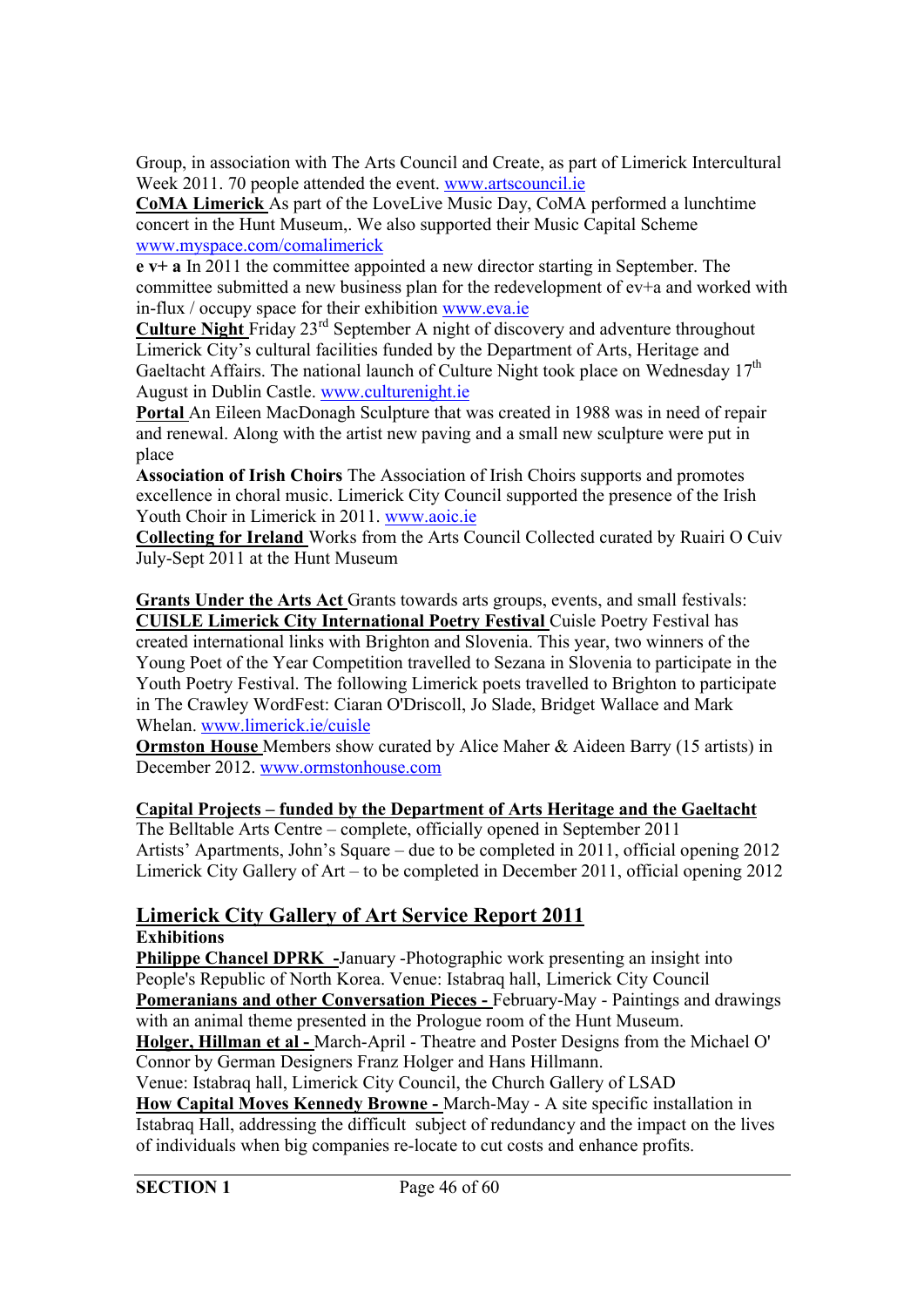Group, in association with The Arts Council and Create, as part of Limerick Intercultural Week 2011. 70 people attended the event. www.artscouncil.ie

**CoMA Limerick** As part of the LoveLive Music Day, CoMA performed a lunchtime concert in the Hunt Museum,. We also supported their Music Capital Scheme www.myspace.com/comalimerick

**e v+ a** In 2011 the committee appointed a new director starting in September. The committee submitted a new business plan for the redevelopment of ev+a and worked with in-flux / occupy space for their exhibition www.eva.ie

**Culture Night** Friday 23rd September A night of discovery and adventure throughout Limerick City's cultural facilities funded by the Department of Arts, Heritage and Gaeltacht Affairs. The national launch of Culture Night took place on Wednesday 17th August in Dublin Castle. www.culturenight.ie

**Portal** An Eileen MacDonagh Sculpture that was created in 1988 was in need of repair and renewal. Along with the artist new paving and a small new sculpture were put in place

**Association of Irish Choirs** The Association of Irish Choirs supports and promotes excellence in choral music. Limerick City Council supported the presence of the Irish Youth Choir in Limerick in 2011. www.aoic.ie

**Collecting for Ireland** Works from the Arts Council Collected curated by Ruairi O Cuiv July-Sept 2011 at the Hunt Museum

**Grants Under the Arts Act** Grants towards arts groups, events, and small festivals:

**CUISLE Limerick City International Poetry Festival** Cuisle Poetry Festival has created international links with Brighton and Slovenia. This year, two winners of the Young Poet of the Year Competition travelled to Sezana in Slovenia to participate in the Youth Poetry Festival. The following Limerick poets travelled to Brighton to participate in The Crawley WordFest: Ciaran O'Driscoll, Jo Slade, Bridget Wallace and Mark Whelan. www.limerick.ie/cuisle

**Ormston House** Members show curated by Alice Maher & Aideen Barry (15 artists) in December 2012. www.ormstonhouse.com

**Capital Projects – funded by the Department of Arts Heritage and the Gaeltacht**

The Belltable Arts Centre – complete, officially opened in September 2011
Artists' Apartments, John's Square – due to be completed in 2011, official opening 2012
Limerick City Gallery of Art – to be completed in December 2011, official opening 2012

## Limerick City Gallery of Art Service Report 2011

**Exhibitions**

**Philippe Chancel DPRK -** January -Photographic work presenting an insight into People's Republic of North Korea. Venue: Istabraq hall, Limerick City Council

**Pomeranians and other Conversation Pieces -** February-May - Paintings and drawings with an animal theme presented in the Prologue room of the Hunt Museum.

**Holger, Hillman et al -** March-April - Theatre and Poster Designs from the Michael O' Connor by German Designers Franz Holger and Hans Hillmann.
Venue: Istabraq hall, Limerick City Council, the Church Gallery of LSAD

**How Capital Moves Kennedy Browne -** March-May - A site specific installation in Istabraq Hall, addressing the difficult subject of redundancy and the impact on the lives of individuals when big companies re-locate to cut costs and enhance profits.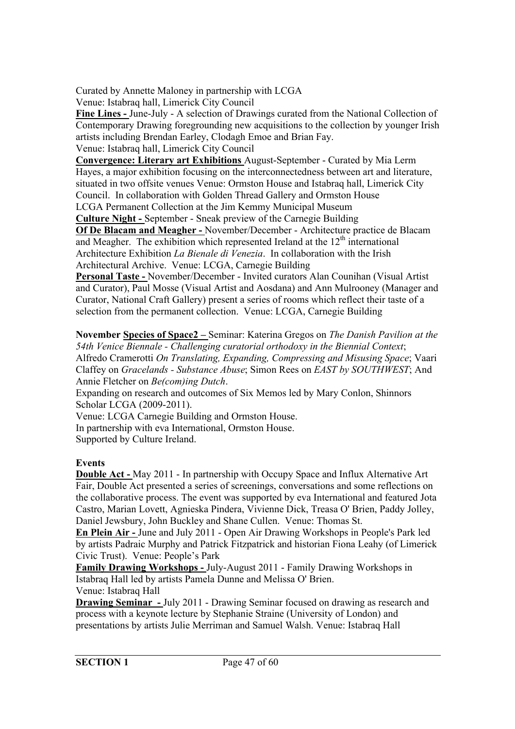Curated by Annette Maloney in partnership with LCGA
Venue: Istabraq hall, Limerick City Council

**Fine Lines -** June-July - A selection of Drawings curated from the National Collection of Contemporary Drawing foregrounding new acquisitions to the collection by younger Irish artists including Brendan Earley, Clodagh Emoe and Brian Fay.
Venue: Istabraq hall, Limerick City Council

**Convergence: Literary art Exhibitions** August-September - Curated by Mia Lerm Hayes, a major exhibition focusing on the interconnectedness between art and literature, situated in two offsite venues Venue: Ormston House and Istabraq hall, Limerick City Council. In collaboration with Golden Thread Gallery and Ormston House
LCGA Permanent Collection at the Jim Kemmy Municipal Museum

**Culture Night -** September - Sneak preview of the Carnegie Building

**Of De Blacam and Meagher -** November/December - Architecture practice de Blacam and Meagher. The exhibition which represented Ireland at the 12th international Architecture Exhibition *La Bienale di Venezia*. In collaboration with the Irish Architectural Archive. Venue: LCGA, Carnegie Building

**Personal Taste -** November/December - Invited curators Alan Counihan (Visual Artist and Curator), Paul Mosse (Visual Artist and Aosdana) and Ann Mulrooney (Manager and Curator, National Craft Gallery) present a series of rooms which reflect their taste of a selection from the permanent collection. Venue: LCGA, Carnegie Building

**November Species of Space2 –** Seminar: Katerina Gregos on *The Danish Pavilion at the 54th Venice Biennale - Challenging curatorial orthodoxy in the Biennial Context*; Alfredo Cramerotti *On Translating, Expanding, Compressing and Misusing Space*; Vaari Claffey on *Gracelands - Substance Abuse*; Simon Rees on *EAST by SOUTHWEST*; And Annie Fletcher on *Be(com)ing Dutch*.
Expanding on research and outcomes of Six Memos led by Mary Conlon, Shinnors Scholar LCGA (2009-2011).
Venue: LCGA Carnegie Building and Ormston House.
In partnership with eva International, Ormston House.
Supported by Culture Ireland.

**Events**

**Double Act -** May 2011 - In partnership with Occupy Space and Influx Alternative Art Fair, Double Act presented a series of screenings, conversations and some reflections on the collaborative process. The event was supported by eva International and featured Jota Castro, Marian Lovett, Agnieska Pindera, Vivienne Dick, Treasa O' Brien, Paddy Jolley, Daniel Jewsbury, John Buckley and Shane Cullen. Venue: Thomas St.

**En Plein Air -** June and July 2011 - Open Air Drawing Workshops in People's Park led by artists Padraic Murphy and Patrick Fitzpatrick and historian Fiona Leahy (of Limerick Civic Trust). Venue: People's Park

**Family Drawing Workshops -** July-August 2011 - Family Drawing Workshops in Istabraq Hall led by artists Pamela Dunne and Melissa O' Brien.
Venue: Istabraq Hall

**Drawing Seminar -** July 2011 - Drawing Seminar focused on drawing as research and process with a keynote lecture by Stephanie Straine (University of London) and presentations by artists Julie Merriman and Samuel Walsh. Venue: Istabraq Hall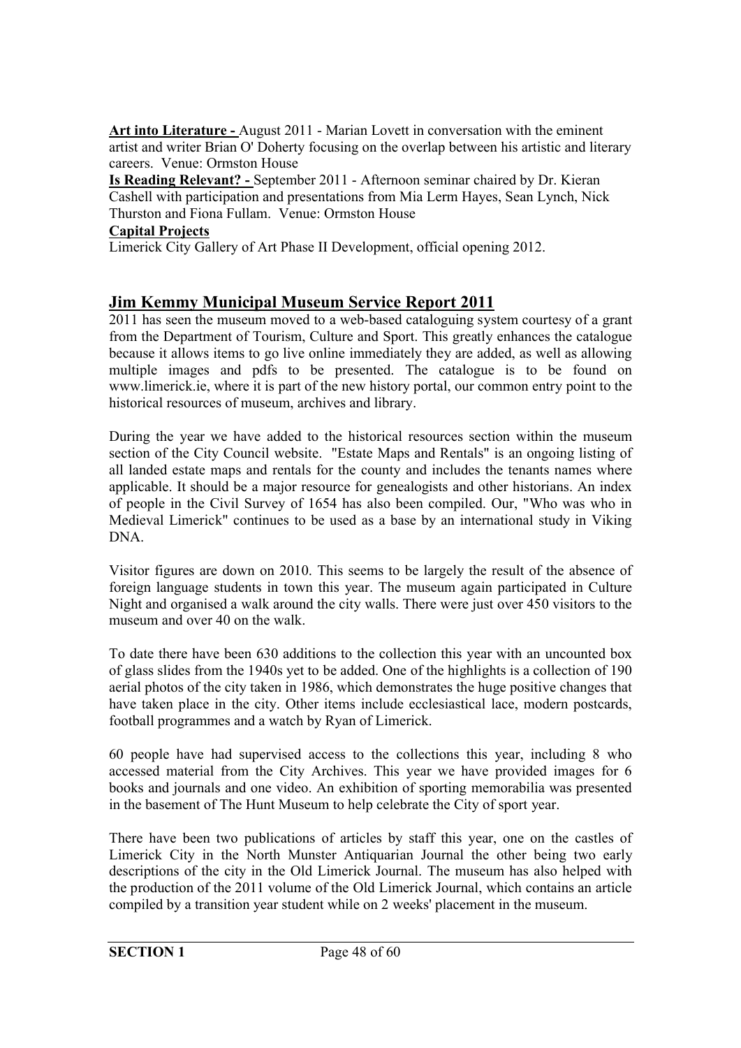**Art into Literature -** August 2011 - Marian Lovett in conversation with the eminent artist and writer Brian O' Doherty focusing on the overlap between his artistic and literary careers. Venue: Ormston House

**Is Reading Relevant? -** September 2011 - Afternoon seminar chaired by Dr. Kieran Cashell with participation and presentations from Mia Lerm Hayes, Sean Lynch, Nick Thurston and Fiona Fullam. Venue: Ormston House

**Capital Projects**

Limerick City Gallery of Art Phase II Development, official opening 2012.

## Jim Kemmy Municipal Museum Service Report 2011

2011 has seen the museum moved to a web-based cataloguing system courtesy of a grant from the Department of Tourism, Culture and Sport. This greatly enhances the catalogue because it allows items to go live online immediately they are added, as well as allowing multiple images and pdfs to be presented. The catalogue is to be found on www.limerick.ie, where it is part of the new history portal, our common entry point to the historical resources of museum, archives and library.

During the year we have added to the historical resources section within the museum section of the City Council website. "Estate Maps and Rentals" is an ongoing listing of all landed estate maps and rentals for the county and includes the tenants names where applicable. It should be a major resource for genealogists and other historians. An index of people in the Civil Survey of 1654 has also been compiled. Our, "Who was who in Medieval Limerick" continues to be used as a base by an international study in Viking DNA.

Visitor figures are down on 2010. This seems to be largely the result of the absence of foreign language students in town this year. The museum again participated in Culture Night and organised a walk around the city walls. There were just over 450 visitors to the museum and over 40 on the walk.

To date there have been 630 additions to the collection this year with an uncounted box of glass slides from the 1940s yet to be added. One of the highlights is a collection of 190 aerial photos of the city taken in 1986, which demonstrates the huge positive changes that have taken place in the city. Other items include ecclesiastical lace, modern postcards, football programmes and a watch by Ryan of Limerick.

60 people have had supervised access to the collections this year, including 8 who accessed material from the City Archives. This year we have provided images for 6 books and journals and one video. An exhibition of sporting memorabilia was presented in the basement of The Hunt Museum to help celebrate the City of sport year.

There have been two publications of articles by staff this year, one on the castles of Limerick City in the North Munster Antiquarian Journal the other being two early descriptions of the city in the Old Limerick Journal. The museum has also helped with the production of the 2011 volume of the Old Limerick Journal, which contains an article compiled by a transition year student while on 2 weeks' placement in the museum.

**SECTION 1**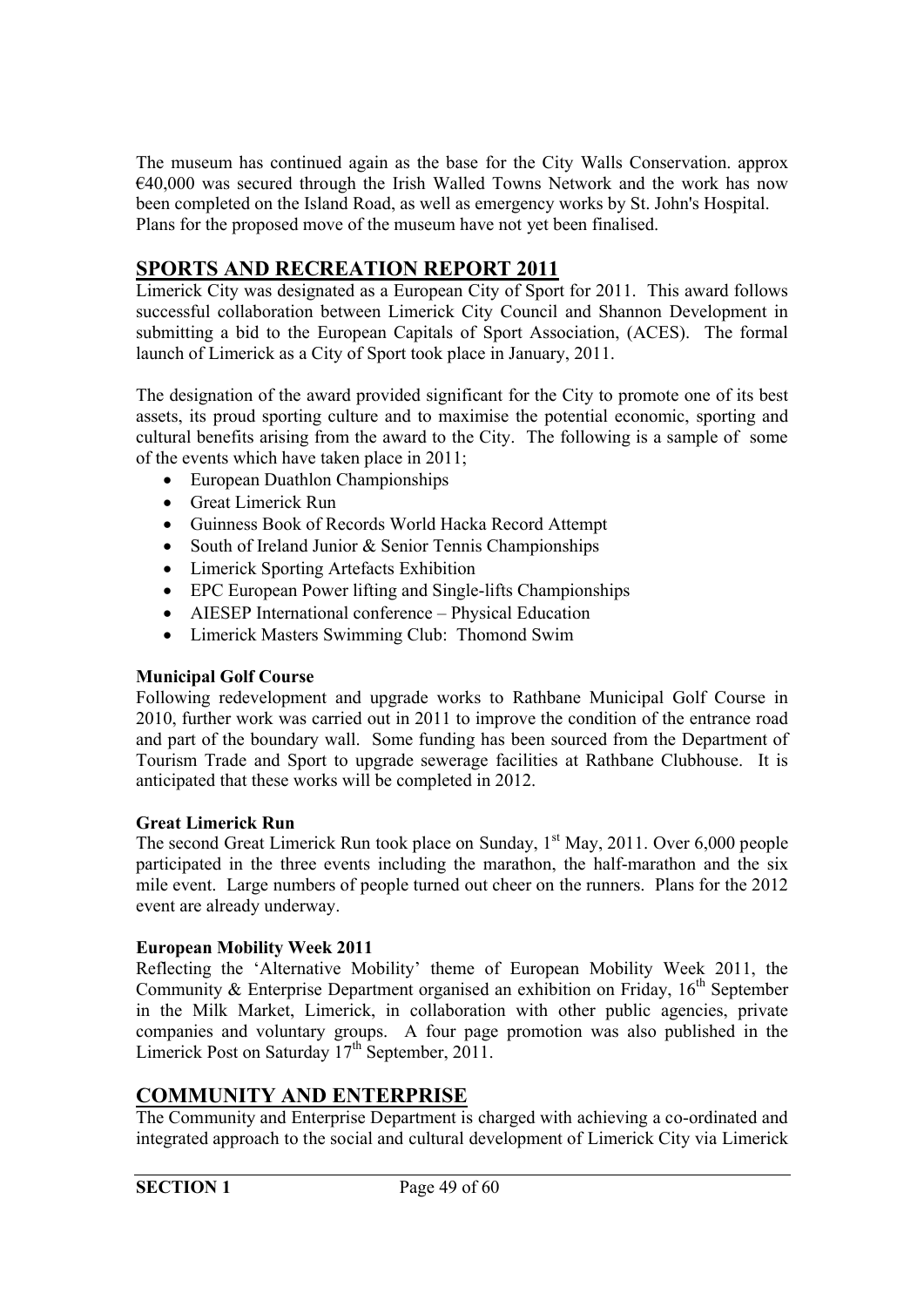The museum has continued again as the base for the City Walls Conservation. approx €40,000 was secured through the Irish Walled Towns Network and the work has now been completed on the Island Road, as well as emergency works by St. John's Hospital. Plans for the proposed move of the museum have not yet been finalised.

## SPORTS AND RECREATION REPORT 2011

Limerick City was designated as a European City of Sport for 2011. This award follows successful collaboration between Limerick City Council and Shannon Development in submitting a bid to the European Capitals of Sport Association, (ACES). The formal launch of Limerick as a City of Sport took place in January, 2011.

The designation of the award provided significant for the City to promote one of its best assets, its proud sporting culture and to maximise the potential economic, sporting and cultural benefits arising from the award to the City. The following is a sample of some of the events which have taken place in 2011;

- European Duathlon Championships
- Great Limerick Run
- Guinness Book of Records World Hacka Record Attempt
- South of Ireland Junior & Senior Tennis Championships
- Limerick Sporting Artefacts Exhibition
- EPC European Power lifting and Single-lifts Championships
- AIESEP International conference – Physical Education
- Limerick Masters Swimming Club: Thomond Swim

**Municipal Golf Course**

Following redevelopment and upgrade works to Rathbane Municipal Golf Course in 2010, further work was carried out in 2011 to improve the condition of the entrance road and part of the boundary wall. Some funding has been sourced from the Department of Tourism Trade and Sport to upgrade sewerage facilities at Rathbane Clubhouse. It is anticipated that these works will be completed in 2012.

**Great Limerick Run**

The second Great Limerick Run took place on Sunday, 1st May, 2011. Over 6,000 people participated in the three events including the marathon, the half-marathon and the six mile event. Large numbers of people turned out cheer on the runners. Plans for the 2012 event are already underway.

**European Mobility Week 2011**

Reflecting the 'Alternative Mobility' theme of European Mobility Week 2011, the Community & Enterprise Department organised an exhibition on Friday, 16th September in the Milk Market, Limerick, in collaboration with other public agencies, private companies and voluntary groups. A four page promotion was also published in the Limerick Post on Saturday 17th September, 2011.

## COMMUNITY AND ENTERPRISE

The Community and Enterprise Department is charged with achieving a co-ordinated and integrated approach to the social and cultural development of Limerick City via Limerick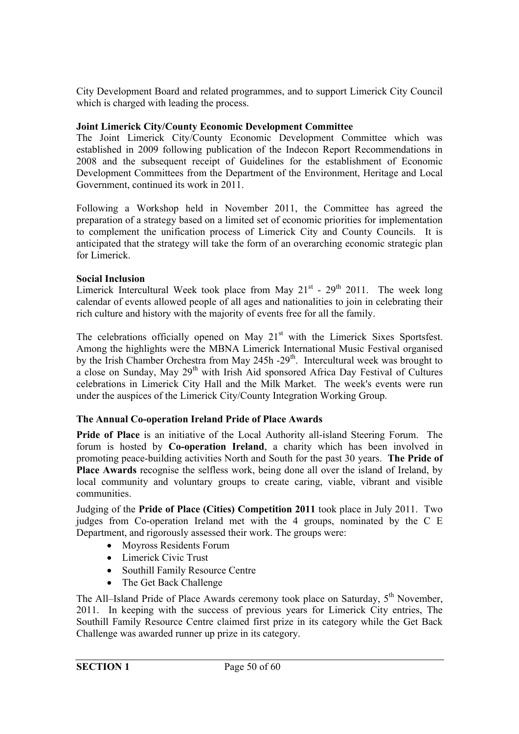City Development Board and related programmes, and to support Limerick City Council which is charged with leading the process.

**Joint Limerick City/County Economic Development Committee**

The Joint Limerick City/County Economic Development Committee which was established in 2009 following publication of the Indecon Report Recommendations in 2008 and the subsequent receipt of Guidelines for the establishment of Economic Development Committees from the Department of the Environment, Heritage and Local Government, continued its work in 2011.

Following a Workshop held in November 2011, the Committee has agreed the preparation of a strategy based on a limited set of economic priorities for implementation to complement the unification process of Limerick City and County Councils. It is anticipated that the strategy will take the form of an overarching economic strategic plan for Limerick.

**Social Inclusion**

Limerick Intercultural Week took place from May 21st - 29th 2011. The week long calendar of events allowed people of all ages and nationalities to join in celebrating their rich culture and history with the majority of events free for all the family.

The celebrations officially opened on May 21st with the Limerick Sixes Sportsfest. Among the highlights were the MBNA Limerick International Music Festival organised by the Irish Chamber Orchestra from May 245h -29th. Intercultural week was brought to a close on Sunday, May 29th with Irish Aid sponsored Africa Day Festival of Cultures celebrations in Limerick City Hall and the Milk Market. The week's events were run under the auspices of the Limerick City/County Integration Working Group.

**The Annual Co-operation Ireland Pride of Place Awards**

**Pride of Place** is an initiative of the Local Authority all-island Steering Forum. The forum is hosted by **Co-operation Ireland**, a charity which has been involved in promoting peace-building activities North and South for the past 30 years. **The Pride of Place Awards** recognise the selfless work, being done all over the island of Ireland, by local community and voluntary groups to create caring, viable, vibrant and visible communities.

Judging of the **Pride of Place (Cities) Competition 2011** took place in July 2011. Two judges from Co-operation Ireland met with the 4 groups, nominated by the C E Department, and rigorously assessed their work. The groups were:

- Moyross Residents Forum
- Limerick Civic Trust
- Southill Family Resource Centre
- The Get Back Challenge

The All–Island Pride of Place Awards ceremony took place on Saturday, 5th November, 2011. In keeping with the success of previous years for Limerick City entries, The Southill Family Resource Centre claimed first prize in its category while the Get Back Challenge was awarded runner up prize in its category.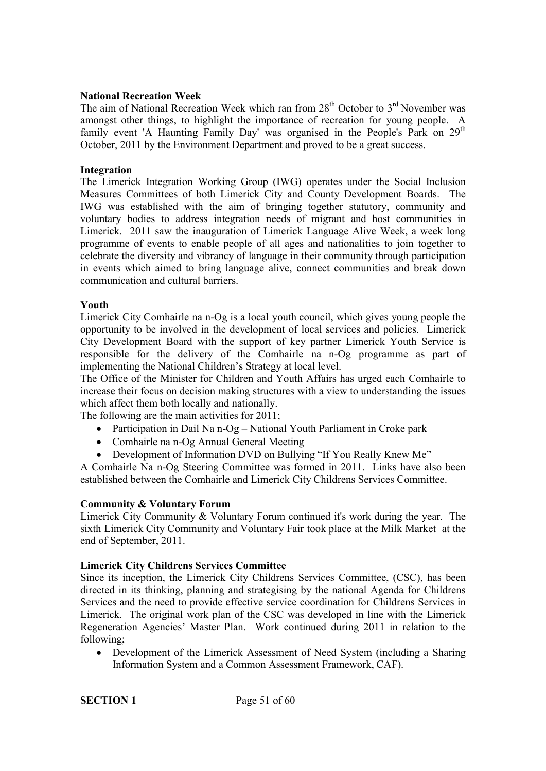**National Recreation Week**

The aim of National Recreation Week which ran from 28th October to 3rd November was amongst other things, to highlight the importance of recreation for young people. A family event 'A Haunting Family Day' was organised in the People's Park on 29th October, 2011 by the Environment Department and proved to be a great success.

**Integration**

The Limerick Integration Working Group (IWG) operates under the Social Inclusion Measures Committees of both Limerick City and County Development Boards. The IWG was established with the aim of bringing together statutory, community and voluntary bodies to address integration needs of migrant and host communities in Limerick. 2011 saw the inauguration of Limerick Language Alive Week, a week long programme of events to enable people of all ages and nationalities to join together to celebrate the diversity and vibrancy of language in their community through participation in events which aimed to bring language alive, connect communities and break down communication and cultural barriers.

**Youth**

Limerick City Comhairle na n-Og is a local youth council, which gives young people the opportunity to be involved in the development of local services and policies. Limerick City Development Board with the support of key partner Limerick Youth Service is responsible for the delivery of the Comhairle na n-Og programme as part of implementing the National Children's Strategy at local level.

The Office of the Minister for Children and Youth Affairs has urged each Comhairle to increase their focus on decision making structures with a view to understanding the issues which affect them both locally and nationally.

The following are the main activities for 2011;

- Participation in Dail Na n-Og – National Youth Parliament in Croke park
- Comhairle na n-Og Annual General Meeting
- Development of Information DVD on Bullying "If You Really Knew Me"

A Comhairle Na n-Og Steering Committee was formed in 2011. Links have also been established between the Comhairle and Limerick City Childrens Services Committee.

**Community & Voluntary Forum**

Limerick City Community & Voluntary Forum continued it's work during the year. The sixth Limerick City Community and Voluntary Fair took place at the Milk Market at the end of September, 2011.

**Limerick City Childrens Services Committee**

Since its inception, the Limerick City Childrens Services Committee, (CSC), has been directed in its thinking, planning and strategising by the national Agenda for Childrens Services and the need to provide effective service coordination for Childrens Services in Limerick. The original work plan of the CSC was developed in line with the Limerick Regeneration Agencies' Master Plan. Work continued during 2011 in relation to the following;

- Development of the Limerick Assessment of Need System (including a Sharing Information System and a Common Assessment Framework, CAF).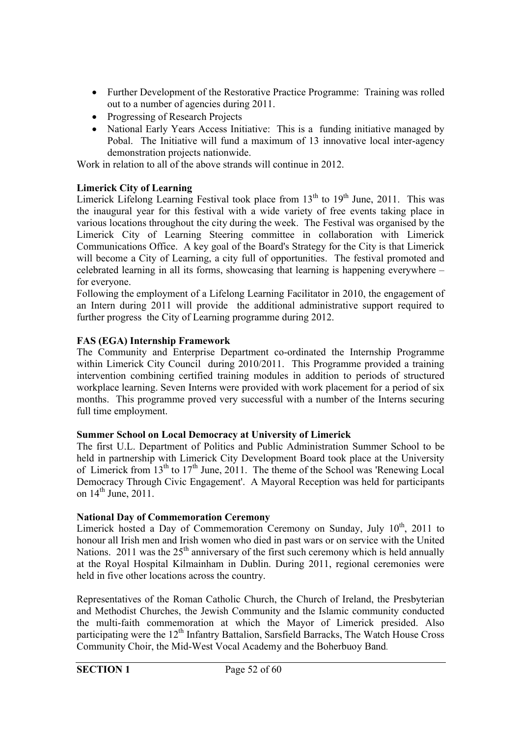- Further Development of the Restorative Practice Programme: Training was rolled out to a number of agencies during 2011.
- Progressing of Research Projects
- National Early Years Access Initiative: This is a funding initiative managed by Pobal. The Initiative will fund a maximum of 13 innovative local inter-agency demonstration projects nationwide.

Work in relation to all of the above strands will continue in 2012.

**Limerick City of Learning**

Limerick Lifelong Learning Festival took place from 13th to 19th June, 2011. This was the inaugural year for this festival with a wide variety of free events taking place in various locations throughout the city during the week. The Festival was organised by the Limerick City of Learning Steering committee in collaboration with Limerick Communications Office. A key goal of the Board's Strategy for the City is that Limerick will become a City of Learning, a city full of opportunities. The festival promoted and celebrated learning in all its forms, showcasing that learning is happening everywhere – for everyone.

Following the employment of a Lifelong Learning Facilitator in 2010, the engagement of an Intern during 2011 will provide the additional administrative support required to further progress the City of Learning programme during 2012.

**FAS (EGA) Internship Framework**

The Community and Enterprise Department co-ordinated the Internship Programme within Limerick City Council during 2010/2011. This Programme provided a training intervention combining certified training modules in addition to periods of structured workplace learning. Seven Interns were provided with work placement for a period of six months. This programme proved very successful with a number of the Interns securing full time employment.

**Summer School on Local Democracy at University of Limerick**

The first U.L. Department of Politics and Public Administration Summer School to be held in partnership with Limerick City Development Board took place at the University of Limerick from 13th to 17th June, 2011. The theme of the School was 'Renewing Local Democracy Through Civic Engagement'. A Mayoral Reception was held for participants on 14th June, 2011.

**National Day of Commemoration Ceremony**

Limerick hosted a Day of Commemoration Ceremony on Sunday, July 10th, 2011 to honour all Irish men and Irish women who died in past wars or on service with the United Nations. 2011 was the 25th anniversary of the first such ceremony which is held annually at the Royal Hospital Kilmainham in Dublin. During 2011, regional ceremonies were held in five other locations across the country.

Representatives of the Roman Catholic Church, the Church of Ireland, the Presbyterian and Methodist Churches, the Jewish Community and the Islamic community conducted the multi-faith commemoration at which the Mayor of Limerick presided. Also participating were the 12th Infantry Battalion, Sarsfield Barracks, The Watch House Cross Community Choir, the Mid-West Vocal Academy and the Boherbuoy Band.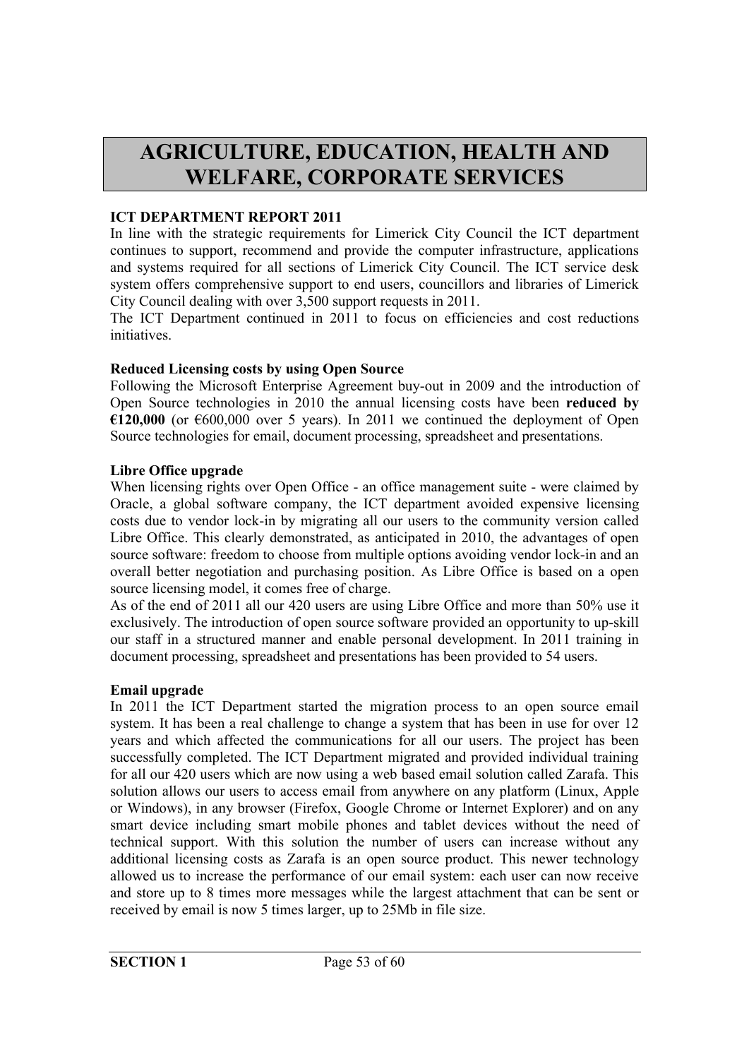# AGRICULTURE, EDUCATION, HEALTH AND WELFARE, CORPORATE SERVICES

**ICT DEPARTMENT REPORT 2011**

In line with the strategic requirements for Limerick City Council the ICT department continues to support, recommend and provide the computer infrastructure, applications and systems required for all sections of Limerick City Council. The ICT service desk system offers comprehensive support to end users, councillors and libraries of Limerick City Council dealing with over 3,500 support requests in 2011.

The ICT Department continued in 2011 to focus on efficiencies and cost reductions initiatives.

**Reduced Licensing costs by using Open Source**

Following the Microsoft Enterprise Agreement buy-out in 2009 and the introduction of Open Source technologies in 2010 the annual licensing costs have been **reduced by €120,000** (or €600,000 over 5 years). In 2011 we continued the deployment of Open Source technologies for email, document processing, spreadsheet and presentations.

**Libre Office upgrade**

When licensing rights over Open Office - an office management suite - were claimed by Oracle, a global software company, the ICT department avoided expensive licensing costs due to vendor lock-in by migrating all our users to the community version called Libre Office. This clearly demonstrated, as anticipated in 2010, the advantages of open source software: freedom to choose from multiple options avoiding vendor lock-in and an overall better negotiation and purchasing position. As Libre Office is based on a open source licensing model, it comes free of charge.

As of the end of 2011 all our 420 users are using Libre Office and more than 50% use it exclusively. The introduction of open source software provided an opportunity to up-skill our staff in a structured manner and enable personal development. In 2011 training in document processing, spreadsheet and presentations has been provided to 54 users.

**Email upgrade**

In 2011 the ICT Department started the migration process to an open source email system. It has been a real challenge to change a system that has been in use for over 12 years and which affected the communications for all our users. The project has been successfully completed. The ICT Department migrated and provided individual training for all our 420 users which are now using a web based email solution called Zarafa. This solution allows our users to access email from anywhere on any platform (Linux, Apple or Windows), in any browser (Firefox, Google Chrome or Internet Explorer) and on any smart device including smart mobile phones and tablet devices without the need of technical support. With this solution the number of users can increase without any additional licensing costs as Zarafa is an open source product. This newer technology allowed us to increase the performance of our email system: each user can now receive and store up to 8 times more messages while the largest attachment that can be sent or received by email is now 5 times larger, up to 25Mb in file size.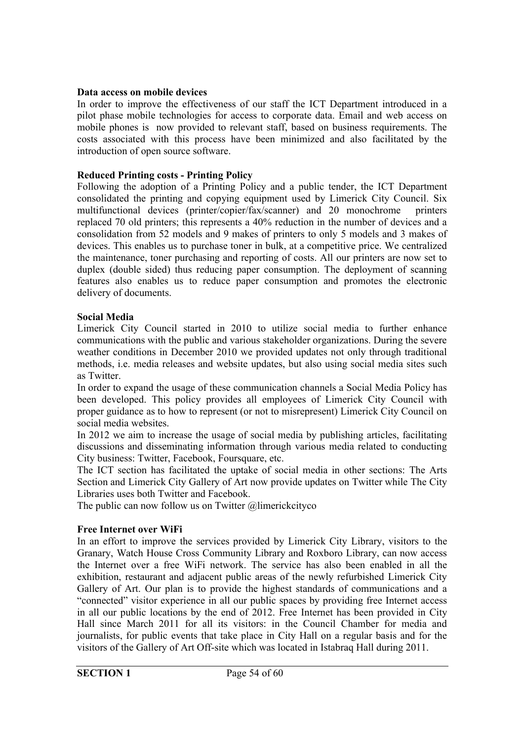**Data access on mobile devices**

In order to improve the effectiveness of our staff the ICT Department introduced in a pilot phase mobile technologies for access to corporate data. Email and web access on mobile phones is now provided to relevant staff, based on business requirements. The costs associated with this process have been minimized and also facilitated by the introduction of open source software.

**Reduced Printing costs - Printing Policy**

Following the adoption of a Printing Policy and a public tender, the ICT Department consolidated the printing and copying equipment used by Limerick City Council. Six multifunctional devices (printer/copier/fax/scanner) and 20 monochrome printers replaced 70 old printers; this represents a 40% reduction in the number of devices and a consolidation from 52 models and 9 makes of printers to only 5 models and 3 makes of devices. This enables us to purchase toner in bulk, at a competitive price. We centralized the maintenance, toner purchasing and reporting of costs. All our printers are now set to duplex (double sided) thus reducing paper consumption. The deployment of scanning features also enables us to reduce paper consumption and promotes the electronic delivery of documents.

**Social Media**

Limerick City Council started in 2010 to utilize social media to further enhance communications with the public and various stakeholder organizations. During the severe weather conditions in December 2010 we provided updates not only through traditional methods, i.e. media releases and website updates, but also using social media sites such as Twitter.

In order to expand the usage of these communication channels a Social Media Policy has been developed. This policy provides all employees of Limerick City Council with proper guidance as to how to represent (or not to misrepresent) Limerick City Council on social media websites.

In 2012 we aim to increase the usage of social media by publishing articles, facilitating discussions and disseminating information through various media related to conducting City business: Twitter, Facebook, Foursquare, etc.

The ICT section has facilitated the uptake of social media in other sections: The Arts Section and Limerick City Gallery of Art now provide updates on Twitter while The City Libraries uses both Twitter and Facebook.

The public can now follow us on Twitter @limerickcityco

**Free Internet over WiFi**

In an effort to improve the services provided by Limerick City Library, visitors to the Granary, Watch House Cross Community Library and Roxboro Library, can now access the Internet over a free WiFi network. The service has also been enabled in all the exhibition, restaurant and adjacent public areas of the newly refurbished Limerick City Gallery of Art. Our plan is to provide the highest standards of communications and a "connected" visitor experience in all our public spaces by providing free Internet access in all our public locations by the end of 2012. Free Internet has been provided in City Hall since March 2011 for all its visitors: in the Council Chamber for media and journalists, for public events that take place in City Hall on a regular basis and for the visitors of the Gallery of Art Off-site which was located in Istabraq Hall during 2011.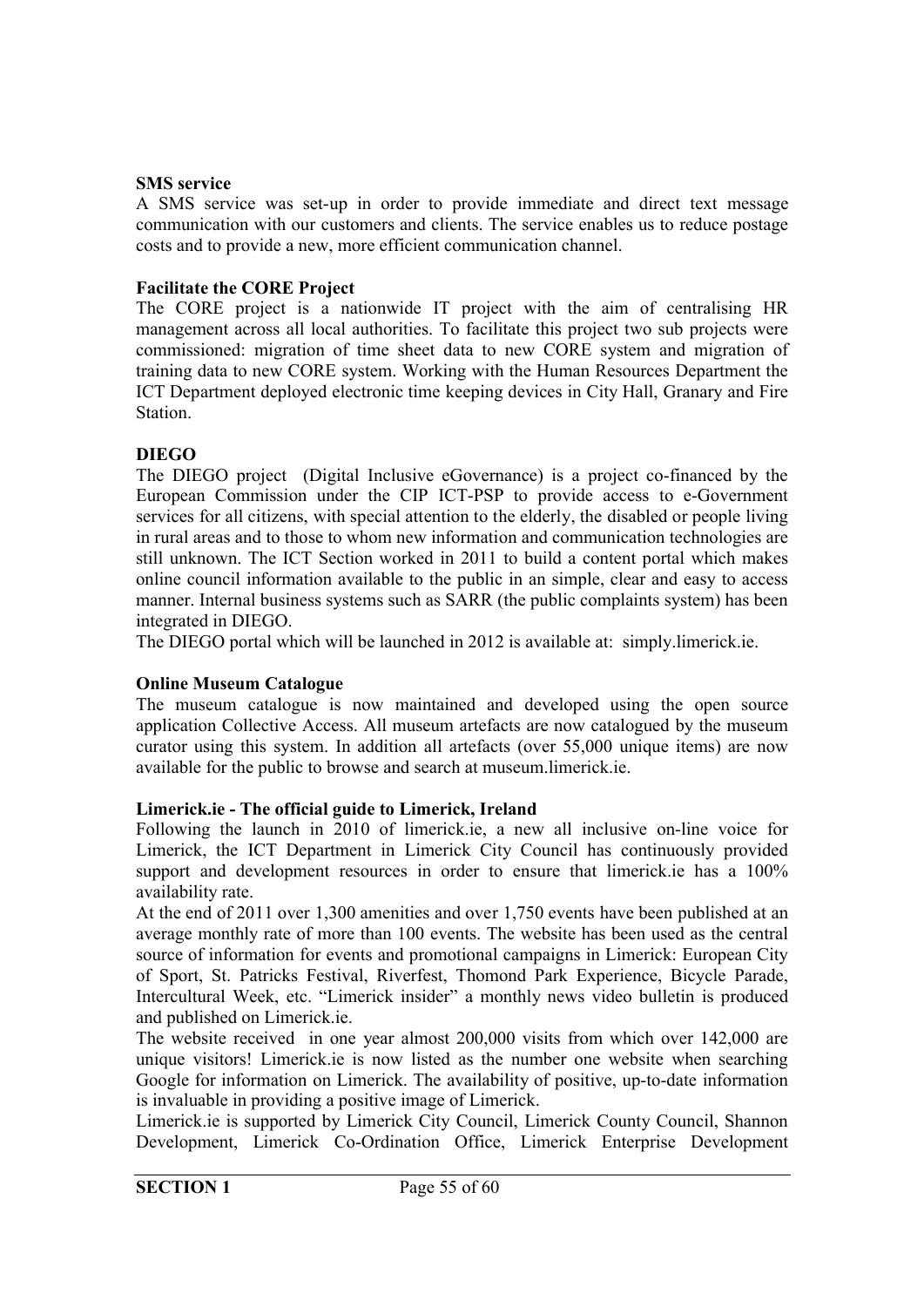**SMS service**

A SMS service was set-up in order to provide immediate and direct text message communication with our customers and clients. The service enables us to reduce postage costs and to provide a new, more efficient communication channel.

**Facilitate the CORE Project**

The CORE project is a nationwide IT project with the aim of centralising HR management across all local authorities. To facilitate this project two sub projects were commissioned: migration of time sheet data to new CORE system and migration of training data to new CORE system. Working with the Human Resources Department the ICT Department deployed electronic time keeping devices in City Hall, Granary and Fire Station.

**DIEGO**

The DIEGO project (Digital Inclusive eGovernance) is a project co-financed by the European Commission under the CIP ICT-PSP to provide access to e-Government services for all citizens, with special attention to the elderly, the disabled or people living in rural areas and to those to whom new information and communication technologies are still unknown. The ICT Section worked in 2011 to build a content portal which makes online council information available to the public in an simple, clear and easy to access manner. Internal business systems such as SARR (the public complaints system) has been integrated in DIEGO.

The DIEGO portal which will be launched in 2012 is available at: simply.limerick.ie.

**Online Museum Catalogue**

The museum catalogue is now maintained and developed using the open source application Collective Access. All museum artefacts are now catalogued by the museum curator using this system. In addition all artefacts (over 55,000 unique items) are now available for the public to browse and search at museum.limerick.ie.

**Limerick.ie - The official guide to Limerick, Ireland**

Following the launch in 2010 of limerick.ie, a new all inclusive on-line voice for Limerick, the ICT Department in Limerick City Council has continuously provided support and development resources in order to ensure that limerick.ie has a 100% availability rate.

At the end of 2011 over 1,300 amenities and over 1,750 events have been published at an average monthly rate of more than 100 events. The website has been used as the central source of information for events and promotional campaigns in Limerick: European City of Sport, St. Patricks Festival, Riverfest, Thomond Park Experience, Bicycle Parade, Intercultural Week, etc. "Limerick insider" a monthly news video bulletin is produced and published on Limerick.ie.

The website received in one year almost 200,000 visits from which over 142,000 are unique visitors! Limerick.ie is now listed as the number one website when searching Google for information on Limerick. The availability of positive, up-to-date information is invaluable in providing a positive image of Limerick.

Limerick.ie is supported by Limerick City Council, Limerick County Council, Shannon Development, Limerick Co-Ordination Office, Limerick Enterprise Development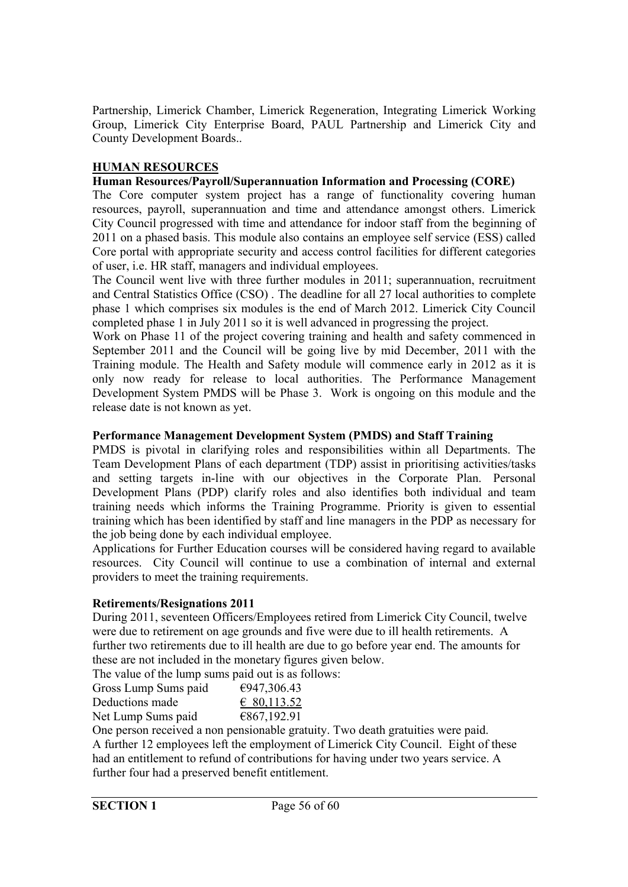Partnership, Limerick Chamber, Limerick Regeneration, Integrating Limerick Working Group, Limerick City Enterprise Board, PAUL Partnership and Limerick City and County Development Boards..

## HUMAN RESOURCES

### Human Resources/Payroll/Superannuation Information and Processing (CORE)

The Core computer system project has a range of functionality covering human resources, payroll, superannuation and time and attendance amongst others. Limerick City Council progressed with time and attendance for indoor staff from the beginning of 2011 on a phased basis. This module also contains an employee self service (ESS) called Core portal with appropriate security and access control facilities for different categories of user, i.e. HR staff, managers and individual employees.

The Council went live with three further modules in 2011; superannuation, recruitment and Central Statistics Office (CSO) . The deadline for all 27 local authorities to complete phase 1 which comprises six modules is the end of March 2012. Limerick City Council completed phase 1 in July 2011 so it is well advanced in progressing the project.

Work on Phase 11 of the project covering training and health and safety commenced in September 2011 and the Council will be going live by mid December, 2011 with the Training module. The Health and Safety module will commence early in 2012 as it is only now ready for release to local authorities. The Performance Management Development System PMDS will be Phase 3. Work is ongoing on this module and the release date is not known as yet.

### Performance Management Development System (PMDS) and Staff Training

PMDS is pivotal in clarifying roles and responsibilities within all Departments. The Team Development Plans of each department (TDP) assist in prioritising activities/tasks and setting targets in-line with our objectives in the Corporate Plan. Personal Development Plans (PDP) clarify roles and also identifies both individual and team training needs which informs the Training Programme. Priority is given to essential training which has been identified by staff and line managers in the PDP as necessary for the job being done by each individual employee.

Applications for Further Education courses will be considered having regard to available resources. City Council will continue to use a combination of internal and external providers to meet the training requirements.

### Retirements/Resignations 2011

During 2011, seventeen Officers/Employees retired from Limerick City Council, twelve were due to retirement on age grounds and five were due to ill health retirements. A further two retirements due to ill health are due to go before year end. The amounts for these are not included in the monetary figures given below.

The value of the lump sums paid out is as follows:

| | |
|---|---|
| Gross Lump Sums paid | €947,306.43 |
| Deductions made | € 80,113.52 |
| Net Lump Sums paid | €867,192.91 |

One person received a non pensionable gratuity. Two death gratuities were paid.

A further 12 employees left the employment of Limerick City Council. Eight of these had an entitlement to refund of contributions for having under two years service. A further four had a preserved benefit entitlement.

**SECTION 1**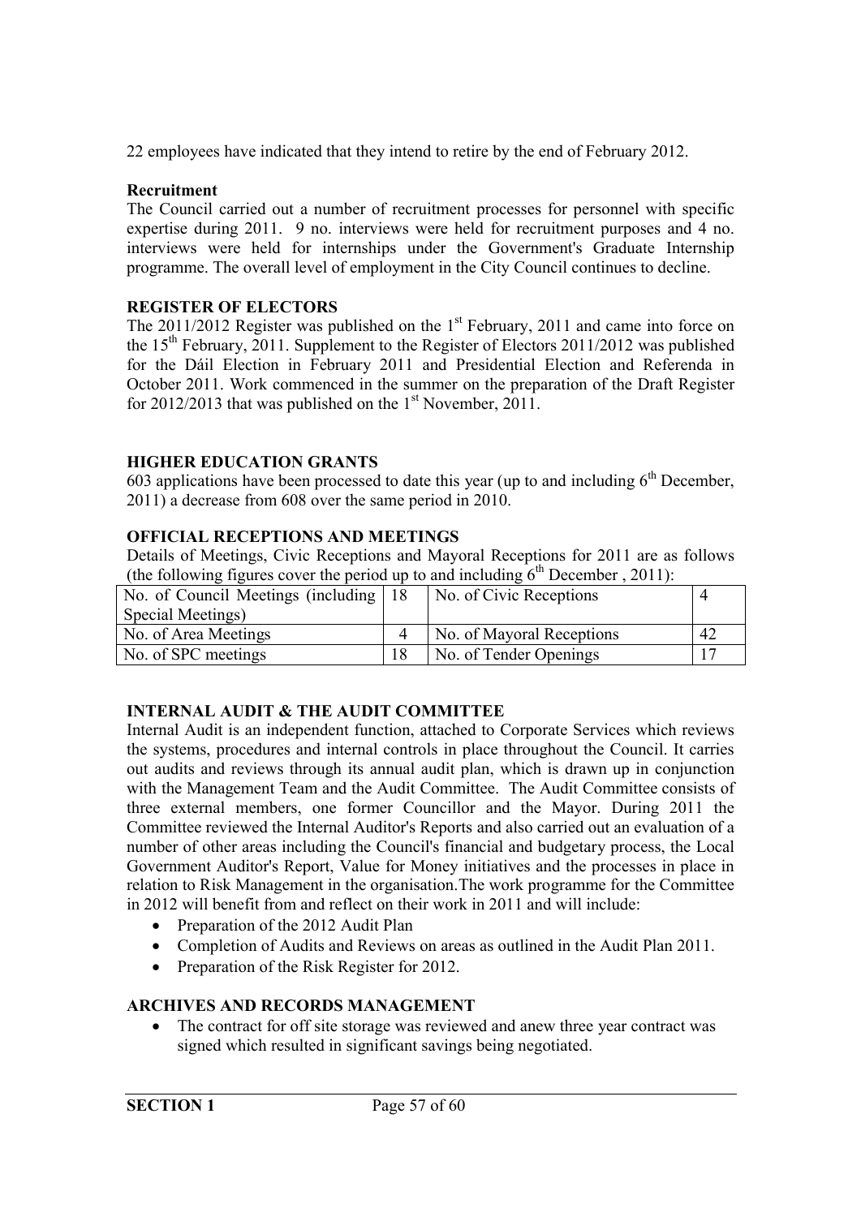22 employees have indicated that they intend to retire by the end of February 2012.

**Recruitment**

The Council carried out a number of recruitment processes for personnel with specific expertise during 2011. 9 no. interviews were held for recruitment purposes and 4 no. interviews were held for internships under the Government's Graduate Internship programme. The overall level of employment in the City Council continues to decline.

## REGISTER OF ELECTORS

The 2011/2012 Register was published on the 1st February, 2011 and came into force on the 15th February, 2011. Supplement to the Register of Electors 2011/2012 was published for the Dáil Election in February 2011 and Presidential Election and Referenda in October 2011. Work commenced in the summer on the preparation of the Draft Register for 2012/2013 that was published on the 1st November, 2011.

## HIGHER EDUCATION GRANTS

603 applications have been processed to date this year (up to and including 6th December, 2011) a decrease from 608 over the same period in 2010.

## OFFICIAL RECEPTIONS AND MEETINGS

Details of Meetings, Civic Receptions and Mayoral Receptions for 2011 are as follows (the following figures cover the period up to and including 6th December , 2011):

| No. of Council Meetings (including Special Meetings) | 18 | No. of Civic Receptions | 4 |
|---|---|---|---|
| No. of Area Meetings | 4 | No. of Mayoral Receptions | 42 |
| No. of SPC meetings | 18 | No. of Tender Openings | 17 |

## INTERNAL AUDIT & THE AUDIT COMMITTEE

Internal Audit is an independent function, attached to Corporate Services which reviews the systems, procedures and internal controls in place throughout the Council. It carries out audits and reviews through its annual audit plan, which is drawn up in conjunction with the Management Team and the Audit Committee. The Audit Committee consists of three external members, one former Councillor and the Mayor. During 2011 the Committee reviewed the Internal Auditor's Reports and also carried out an evaluation of a number of other areas including the Council's financial and budgetary process, the Local Government Auditor's Report, Value for Money initiatives and the processes in place in relation to Risk Management in the organisation.The work programme for the Committee in 2012 will benefit from and reflect on their work in 2011 and will include:

- Preparation of the 2012 Audit Plan
- Completion of Audits and Reviews on areas as outlined in the Audit Plan 2011.
- Preparation of the Risk Register for 2012.

## ARCHIVES AND RECORDS MANAGEMENT

- The contract for off site storage was reviewed and anew three year contract was signed which resulted in significant savings being negotiated.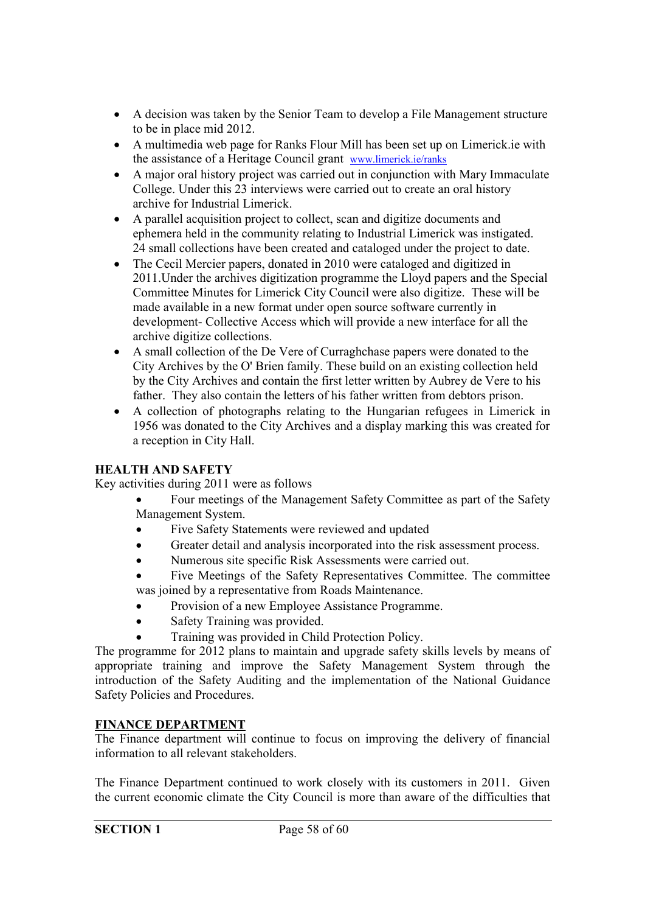- A decision was taken by the Senior Team to develop a File Management structure to be in place mid 2012.
- A multimedia web page for Ranks Flour Mill has been set up on Limerick.ie with the assistance of a Heritage Council grant www.limerick.ie/ranks
- A major oral history project was carried out in conjunction with Mary Immaculate College. Under this 23 interviews were carried out to create an oral history archive for Industrial Limerick.
- A parallel acquisition project to collect, scan and digitize documents and ephemera held in the community relating to Industrial Limerick was instigated. 24 small collections have been created and cataloged under the project to date.
- The Cecil Mercier papers, donated in 2010 were cataloged and digitized in 2011.Under the archives digitization programme the Lloyd papers and the Special Committee Minutes for Limerick City Council were also digitize. These will be made available in a new format under open source software currently in development- Collective Access which will provide a new interface for all the archive digitize collections.
- A small collection of the De Vere of Curraghchase papers were donated to the City Archives by the O' Brien family. These build on an existing collection held by the City Archives and contain the first letter written by Aubrey de Vere to his father. They also contain the letters of his father written from debtors prison.
- A collection of photographs relating to the Hungarian refugees in Limerick in 1956 was donated to the City Archives and a display marking this was created for a reception in City Hall.

**HEALTH AND SAFETY**

Key activities during 2011 were as follows

- Four meetings of the Management Safety Committee as part of the Safety Management System.
- Five Safety Statements were reviewed and updated
- Greater detail and analysis incorporated into the risk assessment process.
- Numerous site specific Risk Assessments were carried out.
- Five Meetings of the Safety Representatives Committee. The committee was joined by a representative from Roads Maintenance.
- Provision of a new Employee Assistance Programme.
- Safety Training was provided.
- Training was provided in Child Protection Policy.

The programme for 2012 plans to maintain and upgrade safety skills levels by means of appropriate training and improve the Safety Management System through the introduction of the Safety Auditing and the implementation of the National Guidance Safety Policies and Procedures.

**FINANCE DEPARTMENT**

The Finance department will continue to focus on improving the delivery of financial information to all relevant stakeholders.

The Finance Department continued to work closely with its customers in 2011. Given the current economic climate the City Council is more than aware of the difficulties that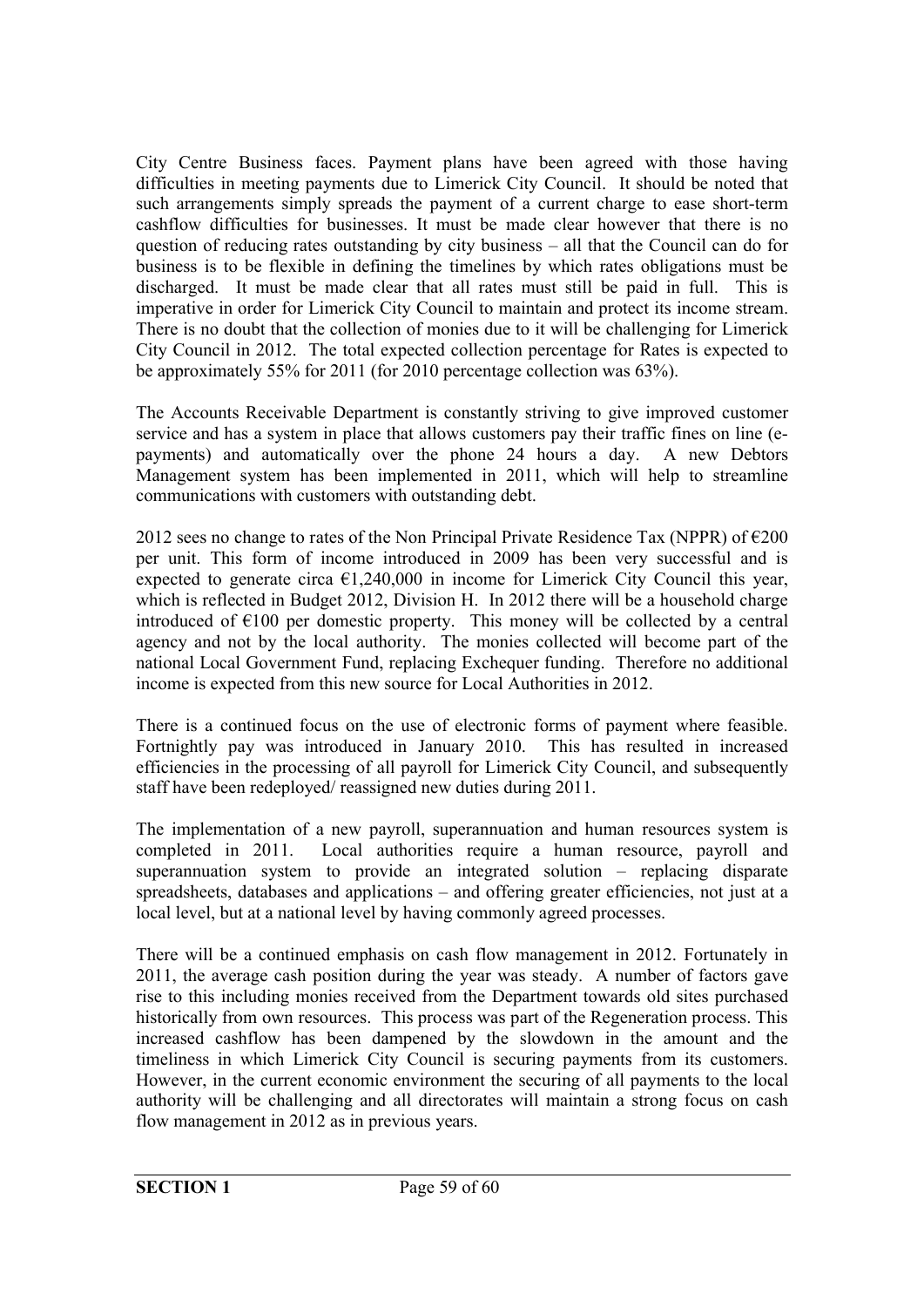City Centre Business faces. Payment plans have been agreed with those having difficulties in meeting payments due to Limerick City Council. It should be noted that such arrangements simply spreads the payment of a current charge to ease short-term cashflow difficulties for businesses. It must be made clear however that there is no question of reducing rates outstanding by city business – all that the Council can do for business is to be flexible in defining the timelines by which rates obligations must be discharged. It must be made clear that all rates must still be paid in full. This is imperative in order for Limerick City Council to maintain and protect its income stream. There is no doubt that the collection of monies due to it will be challenging for Limerick City Council in 2012. The total expected collection percentage for Rates is expected to be approximately 55% for 2011 (for 2010 percentage collection was 63%).

The Accounts Receivable Department is constantly striving to give improved customer service and has a system in place that allows customers pay their traffic fines on line (e-payments) and automatically over the phone 24 hours a day. A new Debtors Management system has been implemented in 2011, which will help to streamline communications with customers with outstanding debt.

2012 sees no change to rates of the Non Principal Private Residence Tax (NPPR) of €200 per unit. This form of income introduced in 2009 has been very successful and is expected to generate circa €1,240,000 in income for Limerick City Council this year, which is reflected in Budget 2012, Division H. In 2012 there will be a household charge introduced of €100 per domestic property. This money will be collected by a central agency and not by the local authority. The monies collected will become part of the national Local Government Fund, replacing Exchequer funding. Therefore no additional income is expected from this new source for Local Authorities in 2012.

There is a continued focus on the use of electronic forms of payment where feasible. Fortnightly pay was introduced in January 2010. This has resulted in increased efficiencies in the processing of all payroll for Limerick City Council, and subsequently staff have been redeployed/ reassigned new duties during 2011.

The implementation of a new payroll, superannuation and human resources system is completed in 2011. Local authorities require a human resource, payroll and superannuation system to provide an integrated solution – replacing disparate spreadsheets, databases and applications – and offering greater efficiencies, not just at a local level, but at a national level by having commonly agreed processes.

There will be a continued emphasis on cash flow management in 2012. Fortunately in 2011, the average cash position during the year was steady. A number of factors gave rise to this including monies received from the Department towards old sites purchased historically from own resources. This process was part of the Regeneration process. This increased cashflow has been dampened by the slowdown in the amount and the timeliness in which Limerick City Council is securing payments from its customers. However, in the current economic environment the securing of all payments to the local authority will be challenging and all directorates will maintain a strong focus on cash flow management in 2012 as in previous years.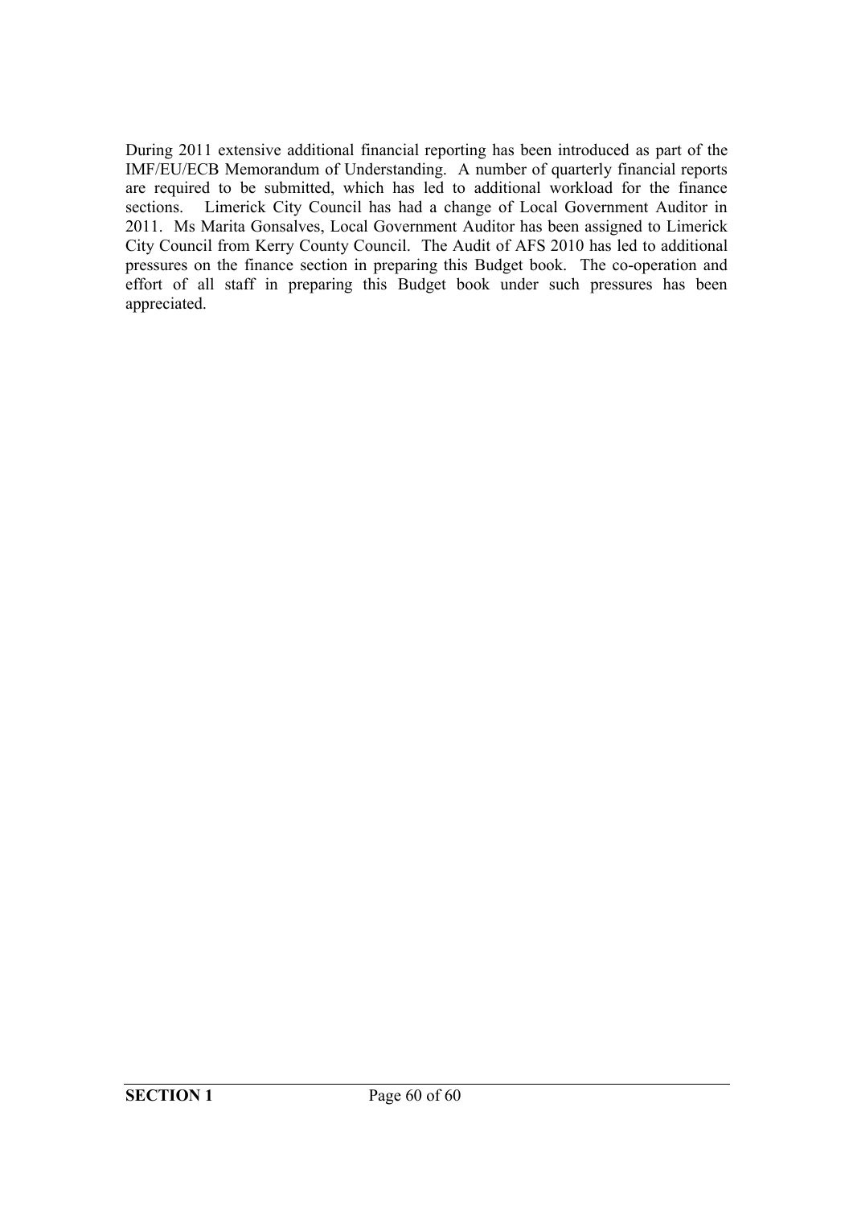During 2011 extensive additional financial reporting has been introduced as part of the IMF/EU/ECB Memorandum of Understanding. A number of quarterly financial reports are required to be submitted, which has led to additional workload for the finance sections. Limerick City Council has had a change of Local Government Auditor in 2011. Ms Marita Gonsalves, Local Government Auditor has been assigned to Limerick City Council from Kerry County Council. The Audit of AFS 2010 has led to additional pressures on the finance section in preparing this Budget book. The co-operation and effort of all staff in preparing this Budget book under such pressures has been appreciated.